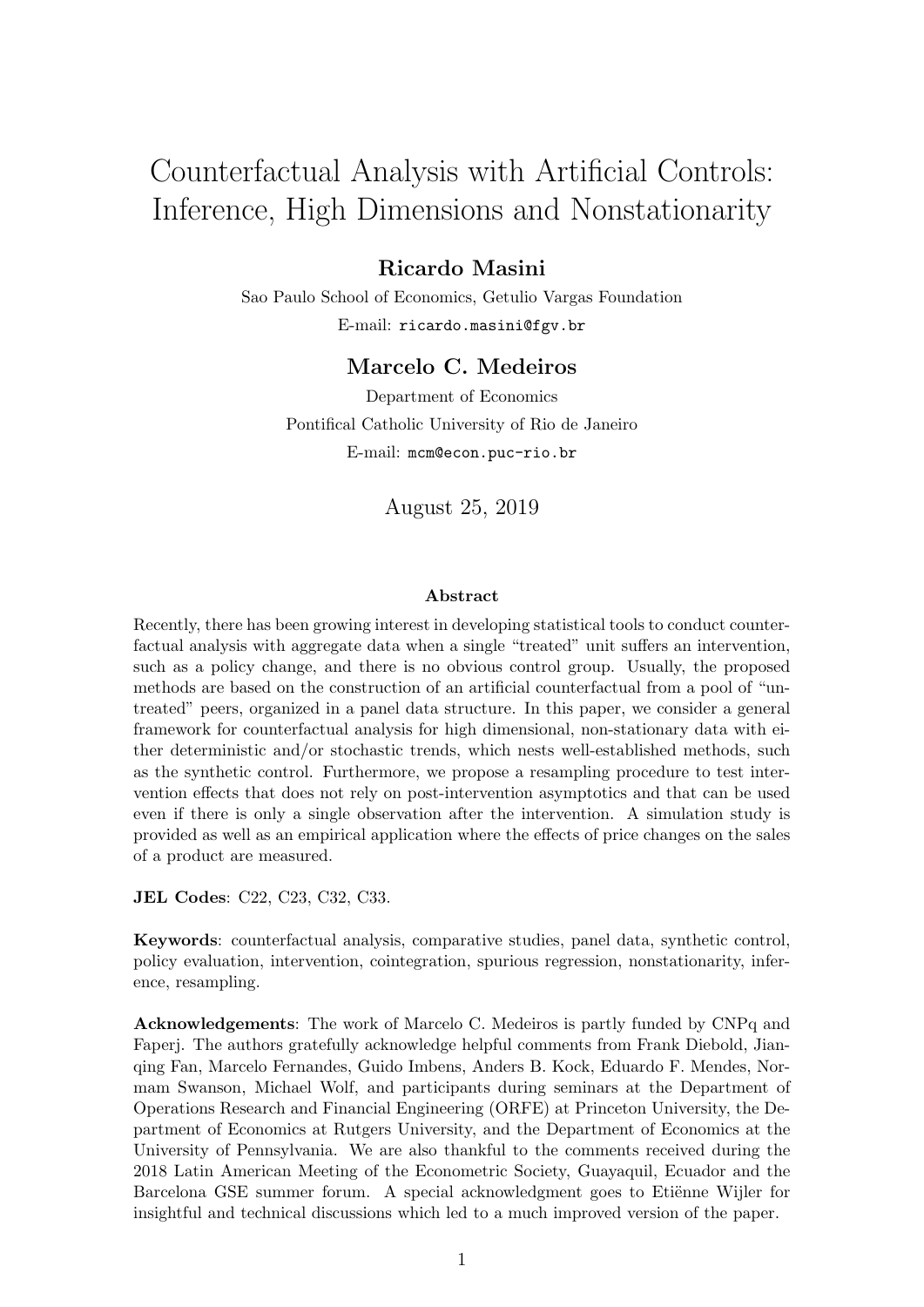# Counterfactual Analysis with Artificial Controls: Inference, High Dimensions and Nonstationarity

**Ricardo Masini**

Sao Paulo School of Economics, Getulio Vargas Foundation

E-mail: `ricardo.masini@fgv.br`

**Marcelo C. Medeiros**

Department of Economics

Pontifical Catholic University of Rio de Janeiro

E-mail: `mcm@econ.puc-rio.br`

August 25, 2019

## Abstract

Recently, there has been growing interest in developing statistical tools to conduct counterfactual analysis with aggregate data when a single "treated" unit suffers an intervention, such as a policy change, and there is no obvious control group. Usually, the proposed methods are based on the construction of an artificial counterfactual from a pool of "untreated" peers, organized in a panel data structure. In this paper, we consider a general framework for counterfactual analysis for high dimensional, non-stationary data with either deterministic and/or stochastic trends, which nests well-established methods, such as the synthetic control. Furthermore, we propose a resampling procedure to test intervention effects that does not rely on post-intervention asymptotics and that can be used even if there is only a single observation after the intervention. A simulation study is provided as well as an empirical application where the effects of price changes on the sales of a product are measured.

**JEL Codes**: C22, C23, C32, C33.

**Keywords**: counterfactual analysis, comparative studies, panel data, synthetic control, policy evaluation, intervention, cointegration, spurious regression, nonstationarity, inference, resampling.

**Acknowledgements**: The work of Marcelo C. Medeiros is partly funded by CNPq and Faperj. The authors gratefully acknowledge helpful comments from Frank Diebold, Jianqing Fan, Marcelo Fernandes, Guido Imbens, Anders B. Kock, Eduardo F. Mendes, Normam Swanson, Michael Wolf, and participants during seminars at the Department of Operations Research and Financial Engineering (ORFE) at Princeton University, the Department of Economics at Rutgers University, and the Department of Economics at the University of Pennsylvania. We are also thankful to the comments received during the 2018 Latin American Meeting of the Econometric Society, Guayaquil, Ecuador and the Barcelona GSE summer forum. A special acknowledgment goes to Etiënne Wijler for insightful and technical discussions which led to a much improved version of the paper.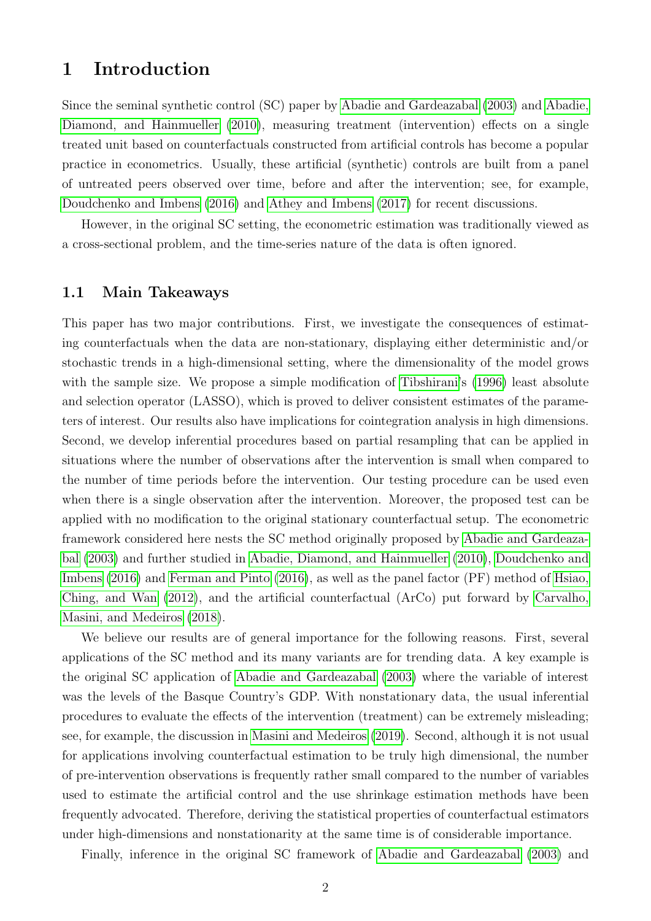# 1 Introduction

Since the seminal synthetic control (SC) paper by Abadie and Gardeazabal (2003) and Abadie, Diamond, and Hainmueller (2010), measuring treatment (intervention) effects on a single treated unit based on counterfactuals constructed from artificial controls has become a popular practice in econometrics. Usually, these artificial (synthetic) controls are built from a panel of untreated peers observed over time, before and after the intervention; see, for example, Doudchenko and Imbens (2016) and Athey and Imbens (2017) for recent discussions.

However, in the original SC setting, the econometric estimation was traditionally viewed as a cross-sectional problem, and the time-series nature of the data is often ignored.

## 1.1 Main Takeaways

This paper has two major contributions. First, we investigate the consequences of estimating counterfactuals when the data are non-stationary, displaying either deterministic and/or stochastic trends in a high-dimensional setting, where the dimensionality of the model grows with the sample size. We propose a simple modification of Tibshirani's (1996) least absolute and selection operator (LASSO), which is proved to deliver consistent estimates of the parameters of interest. Our results also have implications for cointegration analysis in high dimensions. Second, we develop inferential procedures based on partial resampling that can be applied in situations where the number of observations after the intervention is small when compared to the number of time periods before the intervention. Our testing procedure can be used even when there is a single observation after the intervention. Moreover, the proposed test can be applied with no modification to the original stationary counterfactual setup. The econometric framework considered here nests the SC method originally proposed by Abadie and Gardeazabal (2003) and further studied in Abadie, Diamond, and Hainmueller (2010), Doudchenko and Imbens (2016) and Ferman and Pinto (2016), as well as the panel factor (PF) method of Hsiao, Ching, and Wan (2012), and the artificial counterfactual (ArCo) put forward by Carvalho, Masini, and Medeiros (2018).

We believe our results are of general importance for the following reasons. First, several applications of the SC method and its many variants are for trending data. A key example is the original SC application of Abadie and Gardeazabal (2003) where the variable of interest was the levels of the Basque Country's GDP. With nonstationary data, the usual inferential procedures to evaluate the effects of the intervention (treatment) can be extremely misleading; see, for example, the discussion in Masini and Medeiros (2019). Second, although it is not usual for applications involving counterfactual estimation to be truly high dimensional, the number of pre-intervention observations is frequently rather small compared to the number of variables used to estimate the artificial control and the use shrinkage estimation methods have been frequently advocated. Therefore, deriving the statistical properties of counterfactual estimators under high-dimensions and nonstationarity at the same time is of considerable importance.

Finally, inference in the original SC framework of Abadie and Gardeazabal (2003) and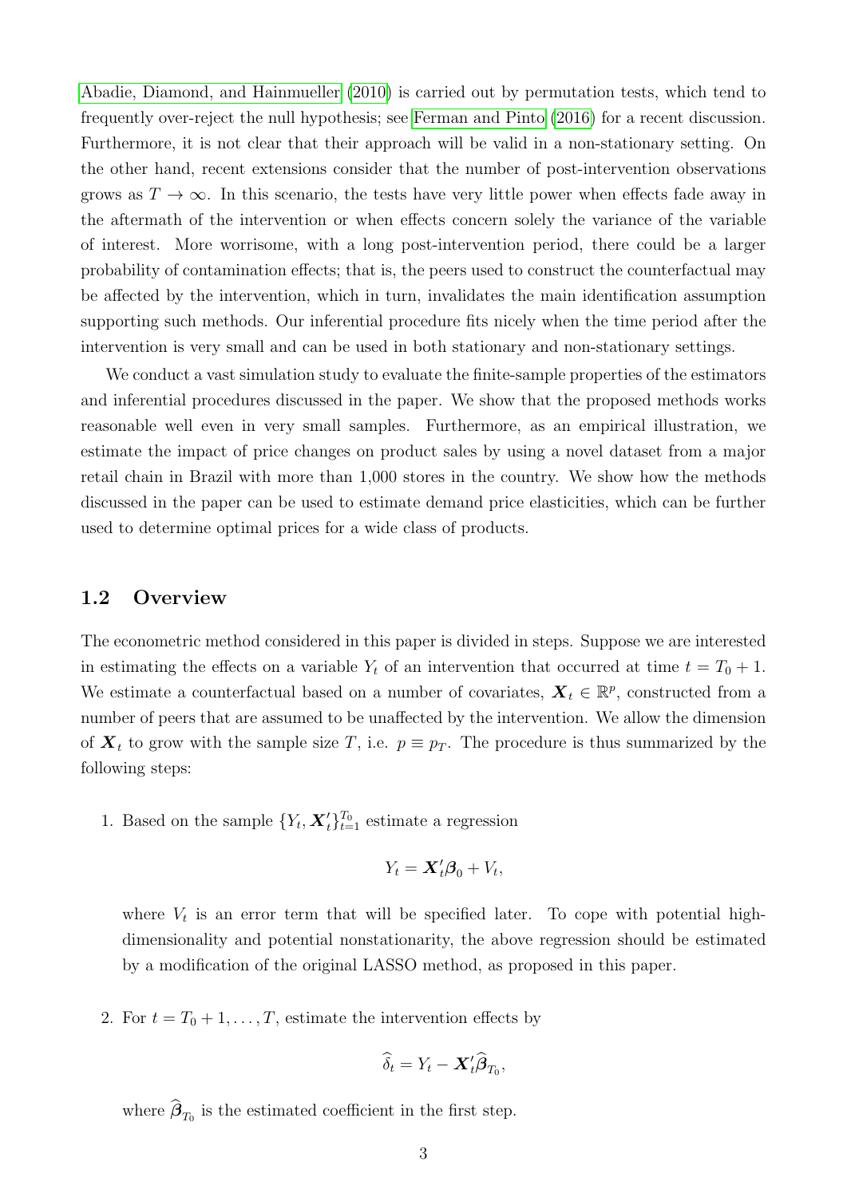Abadie, Diamond, and Hainmueller (2010) is carried out by permutation tests, which tend to frequently over-reject the null hypothesis; see Ferman and Pinto (2016) for a recent discussion. Furthermore, it is not clear that their approach will be valid in a non-stationary setting. On the other hand, recent extensions consider that the number of post-intervention observations grows as $T \to \infty$. In this scenario, the tests have very little power when effects fade away in the aftermath of the intervention or when effects concern solely the variance of the variable of interest. More worrisome, with a long post-intervention period, there could be a larger probability of contamination effects; that is, the peers used to construct the counterfactual may be affected by the intervention, which in turn, invalidates the main identification assumption supporting such methods. Our inferential procedure fits nicely when the time period after the intervention is very small and can be used in both stationary and non-stationary settings.

We conduct a vast simulation study to evaluate the finite-sample properties of the estimators and inferential procedures discussed in the paper. We show that the proposed methods works reasonable well even in very small samples. Furthermore, as an empirical illustration, we estimate the impact of price changes on product sales by using a novel dataset from a major retail chain in Brazil with more than 1,000 stores in the country. We show how the methods discussed in the paper can be used to estimate demand price elasticities, which can be further used to determine optimal prices for a wide class of products.

### 1.2 Overview

The econometric method considered in this paper is divided in steps. Suppose we are interested in estimating the effects on a variable $Y_t$ of an intervention that occurred at time $t = T_0 + 1$. We estimate a counterfactual based on a number of covariates, $\boldsymbol{X}_t \in \mathbb{R}^p$, constructed from a number of peers that are assumed to be unaffected by the intervention. We allow the dimension of $\boldsymbol{X}_t$ to grow with the sample size $T$, i.e. $p \equiv p_T$. The procedure is thus summarized by the following steps:

1. Based on the sample $\{Y_t, \boldsymbol{X}_t'\}_{t=1}^{T_0}$ estimate a regression

   $$Y_t = \boldsymbol{X}_t'\boldsymbol{\beta}_0 + V_t,$$

   where $V_t$ is an error term that will be specified later. To cope with potential high-dimensionality and potential nonstationarity, the above regression should be estimated by a modification of the original LASSO method, as proposed in this paper.

2. For $t = T_0 + 1, \ldots, T$, estimate the intervention effects by

   $$\widehat{\delta}_t = Y_t - \boldsymbol{X}_t'\widehat{\boldsymbol{\beta}}_{T_0},$$

   where $\widehat{\boldsymbol{\beta}}_{T_0}$ is the estimated coefficient in the first step.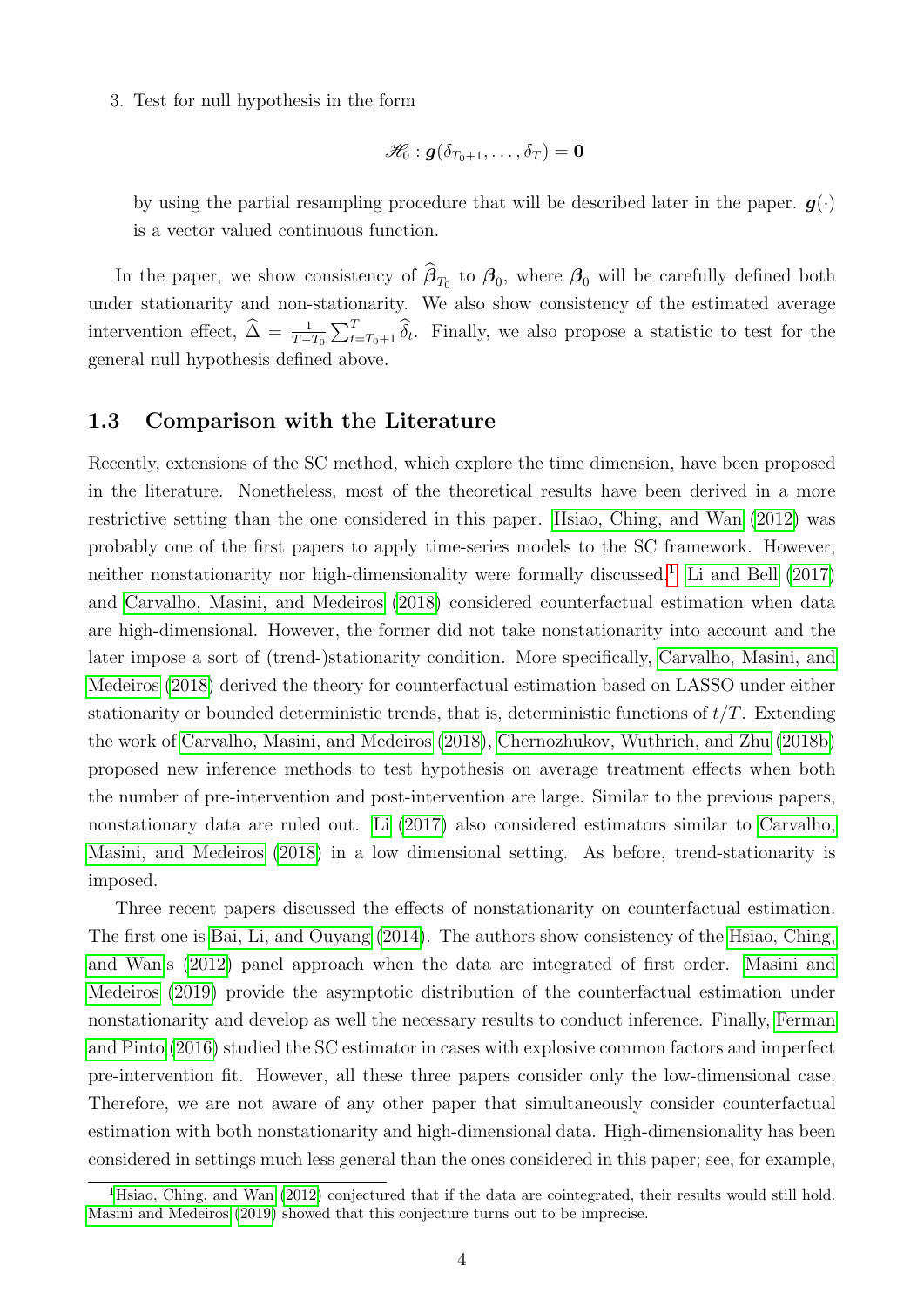3. Test for null hypothesis in the form

$$\mathscr{H}_0 : \boldsymbol{g}(\delta_{T_0+1}, \ldots, \delta_T) = \mathbf{0}$$

by using the partial resampling procedure that will be described later in the paper. $\boldsymbol{g}(\cdot)$ is a vector valued continuous function.

In the paper, we show consistency of $\widehat{\boldsymbol{\beta}}_{T_0}$ to $\boldsymbol{\beta}_0$, where $\boldsymbol{\beta}_0$ will be carefully defined both under stationarity and non-stationarity. We also show consistency of the estimated average intervention effect, $\widehat{\Delta} = \frac{1}{T-T_0}\sum_{t=T_0+1}^{T}\widehat{\delta}_t$. Finally, we also propose a statistic to test for the general null hypothesis defined above.

### 1.3 Comparison with the Literature

Recently, extensions of the SC method, which explore the time dimension, have been proposed in the literature. Nonetheless, most of the theoretical results have been derived in a more restrictive setting than the one considered in this paper. Hsiao, Ching, and Wan (2012) was probably one of the first papers to apply time-series models to the SC framework. However, neither nonstationarity nor high-dimensionality were formally discussed.[1] Li and Bell (2017) and Carvalho, Masini, and Medeiros (2018) considered counterfactual estimation when data are high-dimensional. However, the former did not take nonstationarity into account and the later impose a sort of (trend-)stationarity condition. More specifically, Carvalho, Masini, and Medeiros (2018) derived the theory for counterfactual estimation based on LASSO under either stationarity or bounded deterministic trends, that is, deterministic functions of $t/T$. Extending the work of Carvalho, Masini, and Medeiros (2018), Chernozhukov, Wuthrich, and Zhu (2018b) proposed new inference methods to test hypothesis on average treatment effects when both the number of pre-intervention and post-intervention are large. Similar to the previous papers, nonstationary data are ruled out. Li (2017) also considered estimators similar to Carvalho, Masini, and Medeiros (2018) in a low dimensional setting. As before, trend-stationarity is imposed.

Three recent papers discussed the effects of nonstationarity on counterfactual estimation. The first one is Bai, Li, and Ouyang (2014). The authors show consistency of the Hsiao, Ching, and Wan's (2012) panel approach when the data are integrated of first order. Masini and Medeiros (2019) provide the asymptotic distribution of the counterfactual estimation under nonstationarity and develop as well the necessary results to conduct inference. Finally, Ferman and Pinto (2016) studied the SC estimator in cases with explosive common factors and imperfect pre-intervention fit. However, all these three papers consider only the low-dimensional case. Therefore, we are not aware of any other paper that simultaneously consider counterfactual estimation with both nonstationarity and high-dimensional data. High-dimensionality has been considered in settings much less general than the ones considered in this paper; see, for example,

[1] Hsiao, Ching, and Wan (2012) conjectured that if the data are cointegrated, their results would still hold. Masini and Medeiros (2019) showed that this conjecture turns out to be imprecise.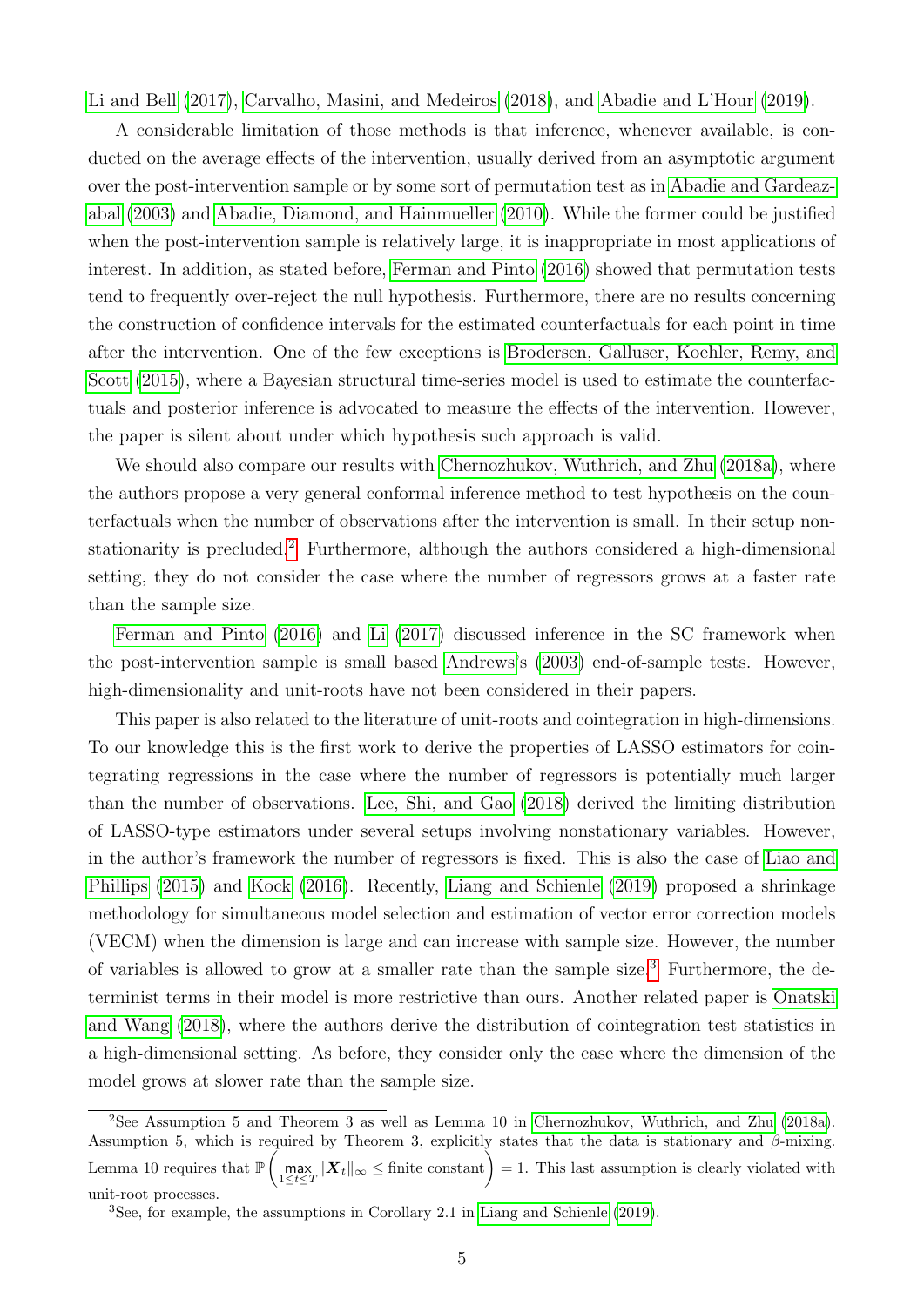Li and Bell (2017), Carvalho, Masini, and Medeiros (2018), and Abadie and L'Hour (2019).

A considerable limitation of those methods is that inference, whenever available, is conducted on the average effects of the intervention, usually derived from an asymptotic argument over the post-intervention sample or by some sort of permutation test as in Abadie and Gardeazabal (2003) and Abadie, Diamond, and Hainmueller (2010). While the former could be justified when the post-intervention sample is relatively large, it is inappropriate in most applications of interest. In addition, as stated before, Ferman and Pinto (2016) showed that permutation tests tend to frequently over-reject the null hypothesis. Furthermore, there are no results concerning the construction of confidence intervals for the estimated counterfactuals for each point in time after the intervention. One of the few exceptions is Brodersen, Galluser, Koehler, Remy, and Scott (2015), where a Bayesian structural time-series model is used to estimate the counterfactuals and posterior inference is advocated to measure the effects of the intervention. However, the paper is silent about under which hypothesis such approach is valid.

We should also compare our results with Chernozhukov, Wuthrich, and Zhu (2018a), where the authors propose a very general conformal inference method to test hypothesis on the counterfactuals when the number of observations after the intervention is small. In their setup nonstationarity is precluded.[2] Furthermore, although the authors considered a high-dimensional setting, they do not consider the case where the number of regressors grows at a faster rate than the sample size.

Ferman and Pinto (2016) and Li (2017) discussed inference in the SC framework when the post-intervention sample is small based Andrews's (2003) end-of-sample tests. However, high-dimensionality and unit-roots have not been considered in their papers.

This paper is also related to the literature of unit-roots and cointegration in high-dimensions. To our knowledge this is the first work to derive the properties of LASSO estimators for cointegrating regressions in the case where the number of regressors is potentially much larger than the number of observations. Lee, Shi, and Gao (2018) derived the limiting distribution of LASSO-type estimators under several setups involving nonstationary variables. However, in the author's framework the number of regressors is fixed. This is also the case of Liao and Phillips (2015) and Kock (2016). Recently, Liang and Schienle (2019) proposed a shrinkage methodology for simultaneous model selection and estimation of vector error correction models (VECM) when the dimension is large and can increase with sample size. However, the number of variables is allowed to grow at a smaller rate than the sample size.[3] Furthermore, the determinist terms in their model is more restrictive than ours. Another related paper is Onatski and Wang (2018), where the authors derive the distribution of cointegration test statistics in a high-dimensional setting. As before, they consider only the case where the dimension of the model grows at slower rate than the sample size.

---

[2] See Assumption 5 and Theorem 3 as well as Lemma 10 in Chernozhukov, Wuthrich, and Zhu (2018a). Assumption 5, which is required by Theorem 3, explicitly states that the data is stationary and $\beta$-mixing. Lemma 10 requires that $\mathbb{P}\left(\max_{1\leq t\leq T}\|\boldsymbol{X}_t\|_\infty \leq \text{finite constant}\right) = 1$. This last assumption is clearly violated with unit-root processes.

[3] See, for example, the assumptions in Corollary 2.1 in Liang and Schienle (2019).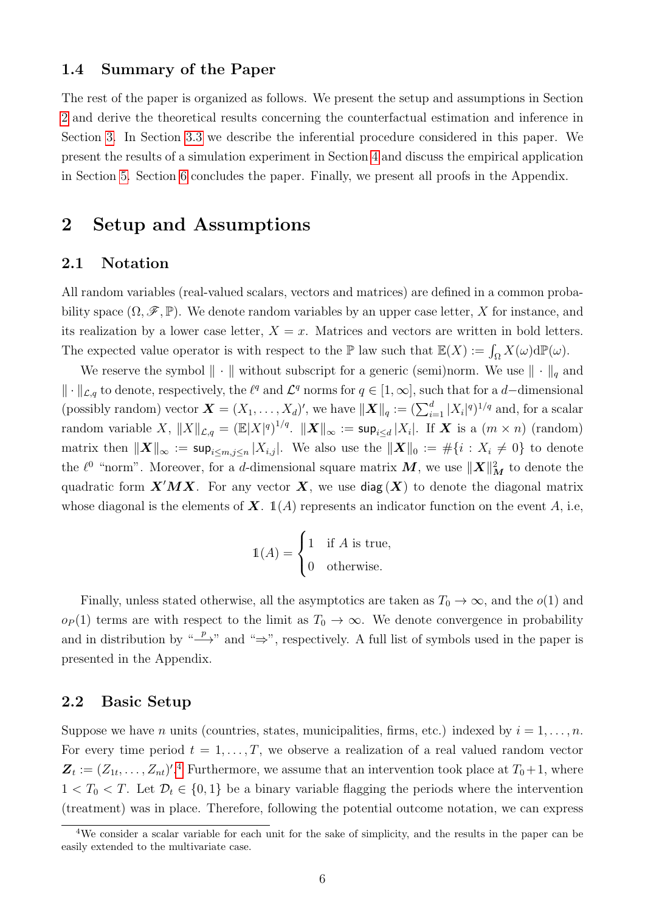### 1.4 Summary of the Paper

The rest of the paper is organized as follows. We present the setup and assumptions in Section 2 and derive the theoretical results concerning the counterfactual estimation and inference in Section 3. In Section 3.3 we describe the inferential procedure considered in this paper. We present the results of a simulation experiment in Section 4 and discuss the empirical application in Section 5. Section 6 concludes the paper. Finally, we present all proofs in the Appendix.

## 2 Setup and Assumptions

### 2.1 Notation

All random variables (real-valued scalars, vectors and matrices) are defined in a common probability space $(\Omega, \mathscr{F}, \mathbb{P})$. We denote random variables by an upper case letter, $X$ for instance, and its realization by a lower case letter, $X = x$. Matrices and vectors are written in bold letters. The expected value operator is with respect to the $\mathbb{P}$ law such that $\mathbb{E}(X) := \int_\Omega X(\omega)\mathrm{d}\mathbb{P}(\omega)$.

We reserve the symbol $\|\cdot\|$ without subscript for a generic (semi)norm. We use $\|\cdot\|_q$ and $\|\cdot\|_{\mathcal{L},q}$ to denote, respectively, the $\ell^q$ and $\mathcal{L}^q$ norms for $q \in [1, \infty]$, such that for a $d-$dimensional (possibly random) vector $\boldsymbol{X} = (X_1, \ldots, X_d)'$, we have $\|\boldsymbol{X}\|_q := (\sum_{i=1}^d |X_i|^q)^{1/q}$ and, for a scalar random variable $X$, $\|X\|_{\mathcal{L},q} = (\mathbb{E}|X|^q)^{1/q}$. $\|\boldsymbol{X}\|_\infty := \mathsf{sup}_{i\leq d}|X_i|$. If $\boldsymbol{X}$ is a $(m \times n)$ (random) matrix then $\|\boldsymbol{X}\|_\infty := \mathsf{sup}_{i\leq m, j\leq n}|X_{i,j}|$. We also use the $\|\boldsymbol{X}\|_0 := \#\{i : X_i \neq 0\}$ to denote the $\ell^0$ "norm". Moreover, for a $d$-dimensional square matrix $\boldsymbol{M}$, we use $\|\boldsymbol{X}\|^2_{\boldsymbol{M}}$ to denote the quadratic form $\boldsymbol{X}'\boldsymbol{M}\boldsymbol{X}$. For any vector $\boldsymbol{X}$, we use $\mathsf{diag}\,(\boldsymbol{X})$ to denote the diagonal matrix whose diagonal is the elements of $\boldsymbol{X}$. $\mathbb{1}(A)$ represents an indicator function on the event $A$, i.e,

$$\mathbb{1}(A) = \begin{cases} 1 & \text{if } A \text{ is true,} \\ 0 & \text{otherwise.} \end{cases}$$

Finally, unless stated otherwise, all the asymptotics are taken as $T_0 \to \infty$, and the $o(1)$ and $o_P(1)$ terms are with respect to the limit as $T_0 \to \infty$. We denote convergence in probability and in distribution by "$\xrightarrow{p}$" and "$\Rightarrow$", respectively. A full list of symbols used in the paper is presented in the Appendix.

### 2.2 Basic Setup

Suppose we have $n$ units (countries, states, municipalities, firms, etc.) indexed by $i = 1, \ldots, n$. For every time period $t = 1, \ldots, T$, we observe a realization of a real valued random vector $\boldsymbol{Z}_t := (Z_{1t}, \ldots, Z_{nt})'$.[4] Furthermore, we assume that an intervention took place at $T_0+1$, where $1 < T_0 < T$. Let $\mathcal{D}_t \in \{0, 1\}$ be a binary variable flagging the periods where the intervention (treatment) was in place. Therefore, following the potential outcome notation, we can express

[4] We consider a scalar variable for each unit for the sake of simplicity, and the results in the paper can be easily extended to the multivariate case.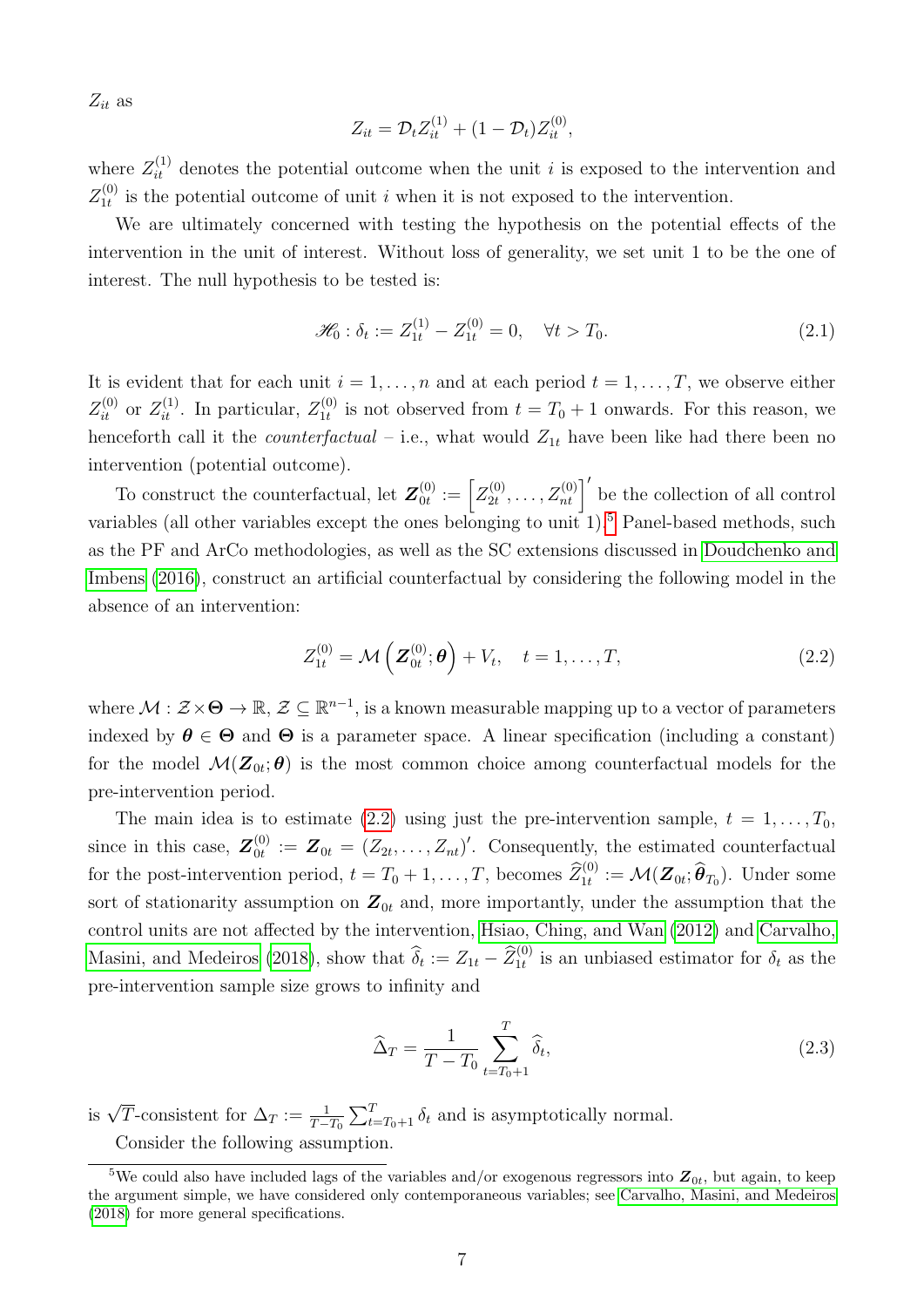$Z_{it}$ as

$$Z_{it} = \mathcal{D}_t Z_{it}^{(1)} + (1 - \mathcal{D}_t) Z_{it}^{(0)},$$

where $Z_{it}^{(1)}$ denotes the potential outcome when the unit $i$ is exposed to the intervention and $Z_{1t}^{(0)}$ is the potential outcome of unit $i$ when it is not exposed to the intervention.

We are ultimately concerned with testing the hypothesis on the potential effects of the intervention in the unit of interest. Without loss of generality, we set unit 1 to be the one of interest. The null hypothesis to be tested is:

$$\mathscr{H}_0 : \delta_t := Z_{1t}^{(1)} - Z_{1t}^{(0)} = 0, \quad \forall t > T_0. \tag{2.1}$$

It is evident that for each unit $i = 1, \ldots, n$ and at each period $t = 1, \ldots, T$, we observe either $Z_{it}^{(0)}$ or $Z_{it}^{(1)}$. In particular, $Z_{1t}^{(0)}$ is not observed from $t = T_0 + 1$ onwards. For this reason, we henceforth call it the *counterfactual* – i.e., what would $Z_{1t}$ have been like had there been no intervention (potential outcome).

To construct the counterfactual, let $\boldsymbol{Z}_{0t}^{(0)} := \left[Z_{2t}^{(0)}, \ldots, Z_{nt}^{(0)}\right]'$ be the collection of all control variables (all other variables except the ones belonging to unit 1).[5] Panel-based methods, such as the PF and ArCo methodologies, as well as the SC extensions discussed in Doudchenko and Imbens (2016), construct an artificial counterfactual by considering the following model in the absence of an intervention:

$$Z_{1t}^{(0)} = \mathcal{M}\left(\boldsymbol{Z}_{0t}^{(0)}; \boldsymbol{\theta}\right) + V_t, \quad t = 1, \ldots, T, \tag{2.2}$$

where $\mathcal{M} : \mathcal{Z} \times \boldsymbol{\Theta} \to \mathbb{R}$, $\mathcal{Z} \subseteq \mathbb{R}^{n-1}$, is a known measurable mapping up to a vector of parameters indexed by $\boldsymbol{\theta} \in \boldsymbol{\Theta}$ and $\boldsymbol{\Theta}$ is a parameter space. A linear specification (including a constant) for the model $\mathcal{M}(\boldsymbol{Z}_{0t}; \boldsymbol{\theta})$ is the most common choice among counterfactual models for the pre-intervention period.

The main idea is to estimate (2.2) using just the pre-intervention sample, $t = 1, \ldots, T_0$, since in this case, $\boldsymbol{Z}_{0t}^{(0)} := \boldsymbol{Z}_{0t} = (Z_{2t}, \ldots, Z_{nt})'$. Consequently, the estimated counterfactual for the post-intervention period, $t = T_0 + 1, \ldots, T$, becomes $\widehat{Z}_{1t}^{(0)} := \mathcal{M}(\boldsymbol{Z}_{0t}; \widehat{\boldsymbol{\theta}}_{T_0})$. Under some sort of stationarity assumption on $\boldsymbol{Z}_{0t}$ and, more importantly, under the assumption that the control units are not affected by the intervention, Hsiao, Ching, and Wan (2012) and Carvalho, Masini, and Medeiros (2018), show that $\widehat{\delta}_t := Z_{1t} - \widehat{Z}_{1t}^{(0)}$ is an unbiased estimator for $\delta_t$ as the pre-intervention sample size grows to infinity and

$$\widehat{\Delta}_T = \frac{1}{T - T_0} \sum_{t=T_0+1}^{T} \widehat{\delta}_t, \tag{2.3}$$

is $\sqrt{T}$-consistent for $\Delta_T := \frac{1}{T-T_0} \sum_{t=T_0+1}^{T} \delta_t$ and is asymptotically normal.

Consider the following assumption.

[5] We could also have included lags of the variables and/or exogenous regressors into $\boldsymbol{Z}_{0t}$, but again, to keep the argument simple, we have considered only contemporaneous variables; see Carvalho, Masini, and Medeiros (2018) for more general specifications.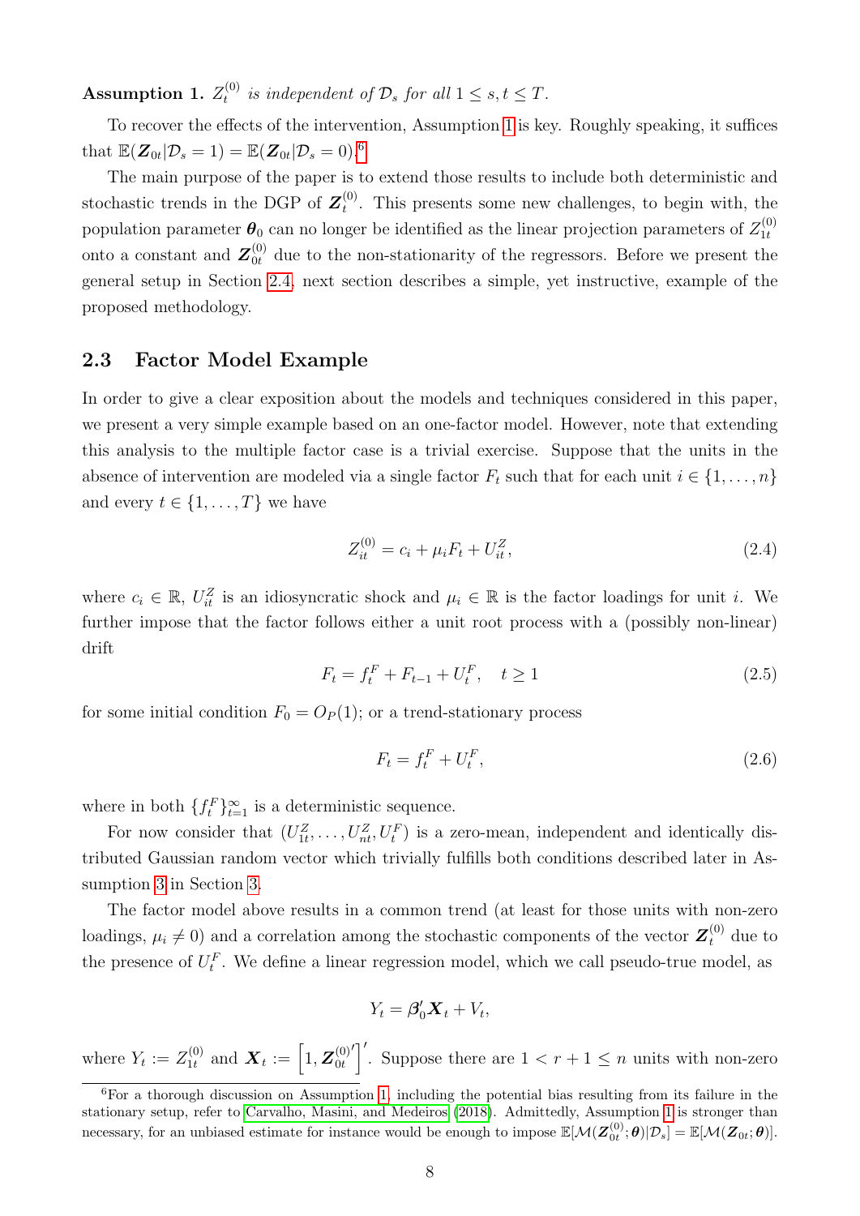**Assumption 1.** *$Z_t^{(0)}$ is independent of $\mathcal{D}_s$ for all $1 \leq s, t \leq T$.*

To recover the effects of the intervention, Assumption 1 is key. Roughly speaking, it suffices that $\mathbb{E}(\boldsymbol{Z}_{0t}|\mathcal{D}_s = 1) = \mathbb{E}(\boldsymbol{Z}_{0t}|\mathcal{D}_s = 0)$.[6]

The main purpose of the paper is to extend those results to include both deterministic and stochastic trends in the DGP of $\boldsymbol{Z}_t^{(0)}$. This presents some new challenges, to begin with, the population parameter $\boldsymbol{\theta}_0$ can no longer be identified as the linear projection parameters of $Z_{1t}^{(0)}$ onto a constant and $\boldsymbol{Z}_{0t}^{(0)}$ due to the non-stationarity of the regressors. Before we present the general setup in Section 2.4, next section describes a simple, yet instructive, example of the proposed methodology.

## 2.3 Factor Model Example

In order to give a clear exposition about the models and techniques considered in this paper, we present a very simple example based on an one-factor model. However, note that extending this analysis to the multiple factor case is a trivial exercise. Suppose that the units in the absence of intervention are modeled via a single factor $F_t$ such that for each unit $i \in \{1, \ldots, n\}$ and every $t \in \{1, \ldots, T\}$ we have

$$Z_{it}^{(0)} = c_i + \mu_i F_t + U_{it}^Z, \tag{2.4}$$

where $c_i \in \mathbb{R}$, $U_{it}^Z$ is an idiosyncratic shock and $\mu_i \in \mathbb{R}$ is the factor loadings for unit $i$. We further impose that the factor follows either a unit root process with a (possibly non-linear) drift

$$F_t = f_t^F + F_{t-1} + U_t^F, \quad t \geq 1 \tag{2.5}$$

for some initial condition $F_0 = O_P(1)$; or a trend-stationary process

$$F_t = f_t^F + U_t^F, \tag{2.6}$$

where in both $\{f_t^F\}_{t=1}^{\infty}$ is a deterministic sequence.

For now consider that $(U_{1t}^Z, \ldots, U_{nt}^Z, U_t^F)$ is a zero-mean, independent and identically distributed Gaussian random vector which trivially fulfills both conditions described later in Assumption 3 in Section 3.

The factor model above results in a common trend (at least for those units with non-zero loadings, $\mu_i \neq 0$) and a correlation among the stochastic components of the vector $\boldsymbol{Z}_t^{(0)}$ due to the presence of $U_t^F$. We define a linear regression model, which we call pseudo-true model, as

$$Y_t = \boldsymbol{\beta}_0' \boldsymbol{X}_t + V_t,$$

where $Y_t := Z_{1t}^{(0)}$ and $\boldsymbol{X}_t := \left[1, \boldsymbol{Z}_{0t}^{(0)\prime}\right]'$. Suppose there are $1 < r + 1 \leq n$ units with non-zero

[6] For a thorough discussion on Assumption 1, including the potential bias resulting from its failure in the stationary setup, refer to Carvalho, Masini, and Medeiros (2018). Admittedly, Assumption 1 is stronger than necessary, for an unbiased estimate for instance would be enough to impose $\mathbb{E}[\mathcal{M}(\boldsymbol{Z}_{0t}^{(0)}; \boldsymbol{\theta})|\mathcal{D}_s] = \mathbb{E}[\mathcal{M}(\boldsymbol{Z}_{0t}; \boldsymbol{\theta})]$.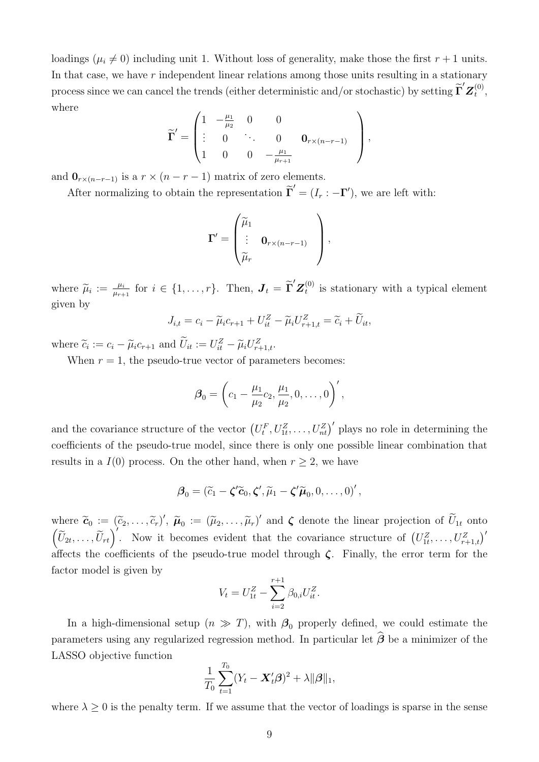loadings ($\mu_i \neq 0$) including unit 1. Without loss of generality, make those the first $r+1$ units. In that case, we have $r$ independent linear relations among those units resulting in a stationary process since we can cancel the trends (either deterministic and/or stochastic) by setting $\widetilde{\boldsymbol{\Gamma}}'\boldsymbol{Z}_t^{(0)}$, where

$$\widetilde{\boldsymbol{\Gamma}}' = \begin{pmatrix} 1 & -\frac{\mu_1}{\mu_2} & 0 & 0 & \\ \vdots & 0 & \ddots & 0 & \mathbf{0}_{r\times(n-r-1)} \\ 1 & 0 & 0 & -\frac{\mu_1}{\mu_{r+1}} & \end{pmatrix},$$

and $\mathbf{0}_{r\times(n-r-1)}$ is a $r \times (n-r-1)$ matrix of zero elements.

After normalizing to obtain the representation $\widetilde{\boldsymbol{\Gamma}}' = (I_r : -\boldsymbol{\Gamma}')$, we are left with:

$$\boldsymbol{\Gamma}' = \begin{pmatrix} \widetilde{\mu}_1 & \\ \vdots & \mathbf{0}_{r\times(n-r-1)} \\ \widetilde{\mu}_r & \end{pmatrix},$$

where $\widetilde{\mu}_i := \frac{\mu_i}{\mu_{r+1}}$ for $i \in \{1,\dots,r\}$. Then, $\boldsymbol{J}_t = \widetilde{\boldsymbol{\Gamma}}'\boldsymbol{Z}_t^{(0)}$ is stationary with a typical element given by

$$J_{i,t} = c_i - \widetilde{\mu}_i c_{r+1} + U_{it}^Z - \widetilde{\mu}_i U_{r+1,t}^Z = \widetilde{c}_i + \widetilde{U}_{it},$$

where $\widetilde{c}_i := c_i - \widetilde{\mu}_i c_{r+1}$ and $\widetilde{U}_{it} := U_{it}^Z - \widetilde{\mu}_i U_{r+1,t}^Z$.

When $r = 1$, the pseudo-true vector of parameters becomes:

$$\boldsymbol{\beta}_0 = \left(c_1 - \frac{\mu_1}{\mu_2}c_2, \frac{\mu_1}{\mu_2}, 0, \dots, 0\right)',$$

and the covariance structure of the vector $\left(U_t^F, U_{1t}^Z, \dots, U_{nt}^Z\right)'$ plays no role in determining the coefficients of the pseudo-true model, since there is only one possible linear combination that results in a $I(0)$ process. On the other hand, when $r \geq 2$, we have

$$\boldsymbol{\beta}_0 = \left(\widetilde{c}_1 - \boldsymbol{\zeta}'\widetilde{\boldsymbol{c}}_0, \boldsymbol{\zeta}', \widetilde{\mu}_1 - \boldsymbol{\zeta}'\widetilde{\boldsymbol{\mu}}_0, 0, \dots, 0\right)',$$

where $\widetilde{\boldsymbol{c}}_0 := (\widetilde{c}_2, \dots, \widetilde{c}_r)'$, $\widetilde{\boldsymbol{\mu}}_0 := (\widetilde{\mu}_2, \dots, \widetilde{\mu}_r)'$ and $\boldsymbol{\zeta}$ denote the linear projection of $\widetilde{U}_{1t}$ onto $\left(\widetilde{U}_{2t}, \dots, \widetilde{U}_{rt}\right)'$. Now it becomes evident that the covariance structure of $\left(U_{1t}^Z, \dots, U_{r+1,t}^Z\right)'$ affects the coefficients of the pseudo-true model through $\boldsymbol{\zeta}$. Finally, the error term for the factor model is given by

$$V_t = U_{1t}^Z - \sum_{i=2}^{r+1} \beta_{0,i} U_{it}^Z.$$

In a high-dimensional setup ($n \gg T$), with $\boldsymbol{\beta}_0$ properly defined, we could estimate the parameters using any regularized regression method. In particular let $\widehat{\boldsymbol{\beta}}$ be a minimizer of the LASSO objective function

$$\frac{1}{T_0}\sum_{t=1}^{T_0}(Y_t - \boldsymbol{X}_t'\boldsymbol{\beta})^2 + \lambda\|\boldsymbol{\beta}\|_1,$$

where $\lambda \geq 0$ is the penalty term. If we assume that the vector of loadings is sparse in the sense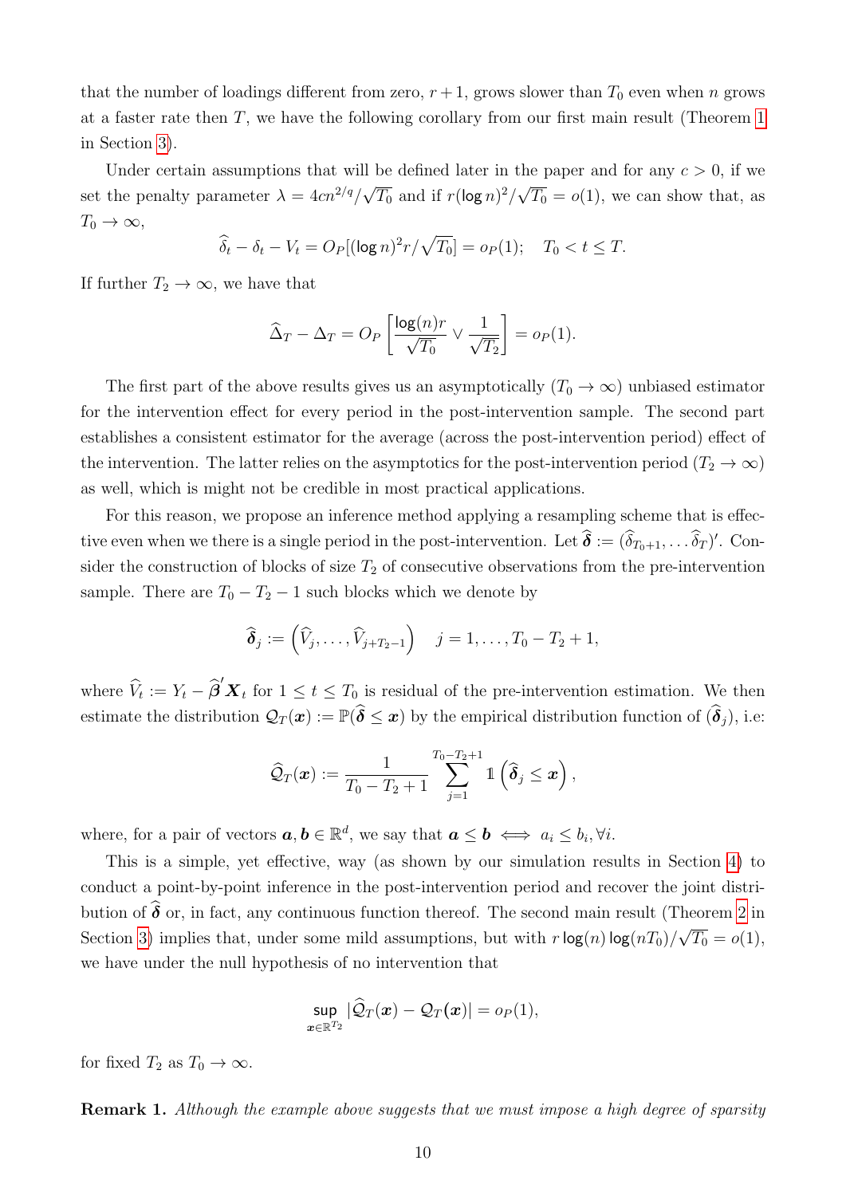that the number of loadings different from zero, $r+1$, grows slower than $T_0$ even when $n$ grows at a faster rate then $T$, we have the following corollary from our first main result (Theorem 1 in Section 3).

Under certain assumptions that will be defined later in the paper and for any $c > 0$, if we set the penalty parameter $\lambda = 4cn^{2/q}/\sqrt{T_0}$ and if $r(\log n)^2/\sqrt{T_0} = o(1)$, we can show that, as $T_0 \to \infty$,

$$\widehat{\delta}_t - \delta_t - V_t = O_P[(\log n)^2 r/\sqrt{T_0}] = o_P(1); \quad T_0 < t \leq T.$$

If further $T_2 \to \infty$, we have that

$$\widehat{\Delta}_T - \Delta_T = O_P\left[\frac{\log(n) r}{\sqrt{T_0}} \vee \frac{1}{\sqrt{T_2}}\right] = o_P(1).$$

The first part of the above results gives us an asymptotically ($T_0 \to \infty$) unbiased estimator for the intervention effect for every period in the post-intervention sample. The second part establishes a consistent estimator for the average (across the post-intervention period) effect of the intervention. The latter relies on the asymptotics for the post-intervention period ($T_2 \to \infty$) as well, which is might not be credible in most practical applications.

For this reason, we propose an inference method applying a resampling scheme that is effective even when we there is a single period in the post-intervention. Let $\widehat{\boldsymbol{\delta}} := (\widehat{\delta}_{T_0+1}, \ldots \widehat{\delta}_T)'$. Consider the construction of blocks of size $T_2$ of consecutive observations from the pre-intervention sample. There are $T_0 - T_2 - 1$ such blocks which we denote by

$$\widehat{\boldsymbol{\delta}}_j := \left(\widehat{V}_j, \ldots, \widehat{V}_{j+T_2-1}\right) \quad j = 1, \ldots, T_0 - T_2 + 1,$$

where $\widehat{V}_t := Y_t - \widehat{\boldsymbol{\beta}}' \boldsymbol{X}_t$ for $1 \leq t \leq T_0$ is residual of the pre-intervention estimation. We then estimate the distribution $\mathcal{Q}_T(\boldsymbol{x}) := \mathbb{P}(\widehat{\boldsymbol{\delta}} \leq \boldsymbol{x})$ by the empirical distribution function of $(\widehat{\boldsymbol{\delta}}_j)$, i.e:

$$\widehat{\mathcal{Q}}_T(\boldsymbol{x}) := \frac{1}{T_0 - T_2 + 1} \sum_{j=1}^{T_0 - T_2 + 1} \mathbb{1}\left(\widehat{\boldsymbol{\delta}}_j \leq \boldsymbol{x}\right),$$

where, for a pair of vectors $\boldsymbol{a}, \boldsymbol{b} \in \mathbb{R}^d$, we say that $\boldsymbol{a} \leq \boldsymbol{b} \iff a_i \leq b_i, \forall i$.

This is a simple, yet effective, way (as shown by our simulation results in Section 4) to conduct a point-by-point inference in the post-intervention period and recover the joint distribution of $\widehat{\boldsymbol{\delta}}$ or, in fact, any continuous function thereof. The second main result (Theorem 2 in Section 3) implies that, under some mild assumptions, but with $r \log(n) \log(nT_0)/\sqrt{T_0} = o(1)$, we have under the null hypothesis of no intervention that

$$\sup_{\boldsymbol{x} \in \mathbb{R}^{T_2}} |\widehat{\mathcal{Q}}_T(\boldsymbol{x}) - \mathcal{Q}_T(\boldsymbol{x})| = o_P(1),$$

for fixed $T_2$ as $T_0 \to \infty$.

**Remark 1.** *Although the example above suggests that we must impose a high degree of sparsity*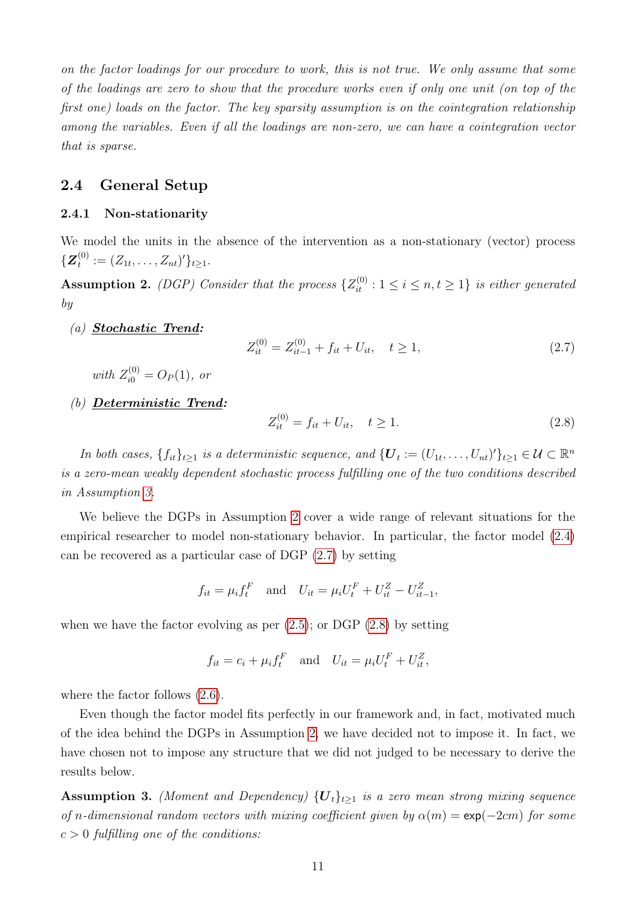*on the factor loadings for our procedure to work, this is not true. We only assume that some of the loadings are zero to show that the procedure works even if only one unit (on top of the first one) loads on the factor. The key sparsity assumption is on the cointegration relationship among the variables. Even if all the loadings are non-zero, we can have a cointegration vector that is sparse.*

## 2.4 General Setup

### 2.4.1 Non-stationarity

We model the units in the absence of the intervention as a non-stationary (vector) process $\{\boldsymbol{Z}_t^{(0)} := (Z_{1t}, \ldots, Z_{nt})'\}_{t\geq 1}$.

**Assumption 2.** *(DGP) Consider that the process $\{Z_{it}^{(0)} : 1 \leq i \leq n, t \geq 1\}$ is either generated by*

*(a)* ***Stochastic Trend:***

$$Z_{it}^{(0)} = Z_{it-1}^{(0)} + f_{it} + U_{it}, \quad t \geq 1, \tag{2.7}$$

*with $Z_{i0}^{(0)} = O_P(1)$, or*

*(b)* ***Deterministic Trend:***

$$Z_{it}^{(0)} = f_{it} + U_{it}, \quad t \geq 1. \tag{2.8}$$

*In both cases, $\{f_{it}\}_{t\geq 1}$ is a deterministic sequence, and $\{\boldsymbol{U}_t := (U_{1t}, \ldots, U_{nt})'\}_{t\geq 1} \in \mathcal{U} \subset \mathbb{R}^n$ is a zero-mean weakly dependent stochastic process fulfilling one of the two conditions described in Assumption 3.*

We believe the DGPs in Assumption 2 cover a wide range of relevant situations for the empirical researcher to model non-stationary behavior. In particular, the factor model (2.4) can be recovered as a particular case of DGP (2.7) by setting

$$f_{it} = \mu_i f_t^F \quad \text{and} \quad U_{it} = \mu_i U_t^F + U_{it}^Z - U_{it-1}^Z,$$

when we have the factor evolving as per (2.5); or DGP (2.8) by setting

$$f_{it} = c_i + \mu_i f_t^F \quad \text{and} \quad U_{it} = \mu_i U_t^F + U_{it}^Z,$$

where the factor follows (2.6).

Even though the factor model fits perfectly in our framework and, in fact, motivated much of the idea behind the DGPs in Assumption 2, we have decided not to impose it. In fact, we have chosen not to impose any structure that we did not judged to be necessary to derive the results below.

**Assumption 3.** *(Moment and Dependency) $\{\boldsymbol{U}_t\}_{t\geq 1}$ is a zero mean strong mixing sequence of $n$-dimensional random vectors with mixing coefficient given by $\alpha(m) = \exp(-2cm)$ for some $c > 0$ fulfilling one of the conditions:*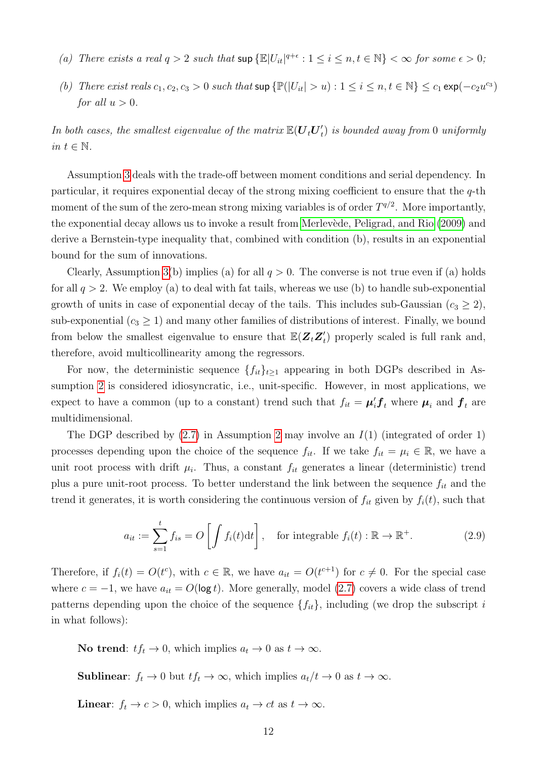*(a) There exists a real $q > 2$ such that $\sup\{\mathbb{E}|U_{it}|^{q+\epsilon} : 1 \leq i \leq n, t \in \mathbb{N}\} < \infty$ for some $\epsilon > 0$;*

*(b) There exist reals $c_1, c_2, c_3 > 0$ such that $\sup\{\mathbb{P}(|U_{it}| > u) : 1 \leq i \leq n, t \in \mathbb{N}\} \leq c_1 \exp(-c_2 u^{c_3})$ for all $u > 0$.*

*In both cases, the smallest eigenvalue of the matrix $\mathbb{E}(\boldsymbol{U}_t \boldsymbol{U}_t')$ is bounded away from 0 uniformly in $t \in \mathbb{N}$.*

Assumption 3 deals with the trade-off between moment conditions and serial dependency. In particular, it requires exponential decay of the strong mixing coefficient to ensure that the $q$-th moment of the sum of the zero-mean strong mixing variables is of order $T^{q/2}$. More importantly, the exponential decay allows us to invoke a result from Merlevède, Peligrad, and Rio (2009) and derive a Bernstein-type inequality that, combined with condition (b), results in an exponential bound for the sum of innovations.

Clearly, Assumption 3(b) implies (a) for all $q > 0$. The converse is not true even if (a) holds for all $q > 2$. We employ (a) to deal with fat tails, whereas we use (b) to handle sub-exponential growth of units in case of exponential decay of the tails. This includes sub-Gaussian ($c_3 \geq 2$), sub-exponential ($c_3 \geq 1$) and many other families of distributions of interest. Finally, we bound from below the smallest eigenvalue to ensure that $\mathbb{E}(\boldsymbol{Z}_t \boldsymbol{Z}_t')$ properly scaled is full rank and, therefore, avoid multicollinearity among the regressors.

For now, the deterministic sequence $\{f_{it}\}_{t \geq 1}$ appearing in both DGPs described in Assumption 2 is considered idiosyncratic, i.e., unit-specific. However, in most applications, we expect to have a common (up to a constant) trend such that $f_{it} = \boldsymbol{\mu}_i' \boldsymbol{f}_t$ where $\boldsymbol{\mu}_i$ and $\boldsymbol{f}_t$ are multidimensional.

The DGP described by (2.7) in Assumption 2 may involve an $I(1)$ (integrated of order 1) processes depending upon the choice of the sequence $f_{it}$. If we take $f_{it} = \mu_i \in \mathbb{R}$, we have a unit root process with drift $\mu_i$. Thus, a constant $f_{it}$ generates a linear (deterministic) trend plus a pure unit-root process. To better understand the link between the sequence $f_{it}$ and the trend it generates, it is worth considering the continuous version of $f_{it}$ given by $f_i(t)$, such that

$$a_{it} := \sum_{s=1}^{t} f_{is} = O\left[\int f_i(t)\mathrm{d}t\right], \quad \text{for integrable } f_i(t) : \mathbb{R} \to \mathbb{R}^+. \tag{2.9}$$

Therefore, if $f_i(t) = O(t^c)$, with $c \in \mathbb{R}$, we have $a_{it} = O(t^{c+1})$ for $c \neq 0$. For the special case where $c = -1$, we have $a_{it} = O(\log t)$. More generally, model (2.7) covers a wide class of trend patterns depending upon the choice of the sequence $\{f_{it}\}$, including (we drop the subscript $i$ in what follows):

**No trend**: $tf_t \to 0$, which implies $a_t \to 0$ as $t \to \infty$.

**Sublinear**: $f_t \to 0$ but $tf_t \to \infty$, which implies $a_t/t \to 0$ as $t \to \infty$.

**Linear**: $f_t \to c > 0$, which implies $a_t \to ct$ as $t \to \infty$.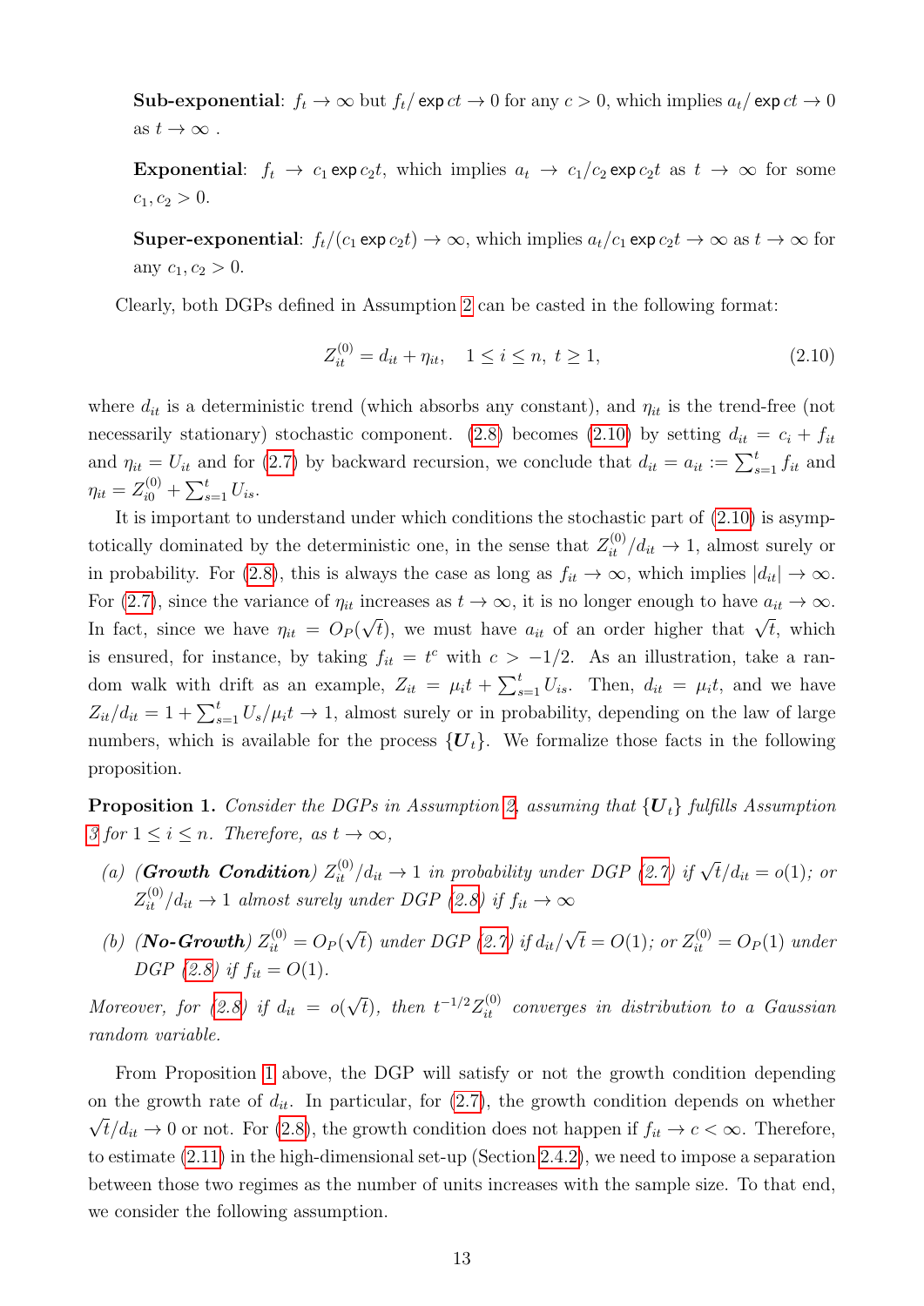**Sub-exponential**: $f_t \to \infty$ but $f_t/\exp ct \to 0$ for any $c > 0$, which implies $a_t/\exp ct \to 0$ as $t \to \infty$ .

**Exponential**: $f_t \to c_1 \exp c_2 t$, which implies $a_t \to c_1/c_2 \exp c_2 t$ as $t \to \infty$ for some $c_1, c_2 > 0$.

**Super-exponential**: $f_t/(c_1 \exp c_2 t) \to \infty$, which implies $a_t/c_1 \exp c_2 t \to \infty$ as $t \to \infty$ for any $c_1, c_2 > 0$.

Clearly, both DGPs defined in Assumption 2 can be casted in the following format:

$$Z_{it}^{(0)} = d_{it} + \eta_{it}, \quad 1 \leq i \leq n, \; t \geq 1, \tag{2.10}$$

where $d_{it}$ is a deterministic trend (which absorbs any constant), and $\eta_{it}$ is the trend-free (not necessarily stationary) stochastic component. (2.8) becomes (2.10) by setting $d_{it} = c_i + f_{it}$ and $\eta_{it} = U_{it}$ and for (2.7) by backward recursion, we conclude that $d_{it} = a_{it} := \sum_{s=1}^{t} f_{it}$ and $\eta_{it} = Z_{i0}^{(0)} + \sum_{s=1}^{t} U_{is}$.

It is important to understand under which conditions the stochastic part of (2.10) is asymptotically dominated by the deterministic one, in the sense that $Z_{it}^{(0)}/d_{it} \to 1$, almost surely or in probability. For (2.8), this is always the case as long as $f_{it} \to \infty$, which implies $|d_{it}| \to \infty$. For (2.7), since the variance of $\eta_{it}$ increases as $t \to \infty$, it is no longer enough to have $a_{it} \to \infty$. In fact, since we have $\eta_{it} = O_P(\sqrt{t})$, we must have $a_{it}$ of an order higher that $\sqrt{t}$, which is ensured, for instance, by taking $f_{it} = t^c$ with $c > -1/2$. As an illustration, take a random walk with drift as an example, $Z_{it} = \mu_i t + \sum_{s=1}^{t} U_{is}$. Then, $d_{it} = \mu_i t$, and we have $Z_{it}/d_{it} = 1 + \sum_{s=1}^{t} U_s/\mu_i t \to 1$, almost surely or in probability, depending on the law of large numbers, which is available for the process $\{\boldsymbol{U}_t\}$. We formalize those facts in the following proposition.

**Proposition 1.** *Consider the DGPs in Assumption 2, assuming that $\{\boldsymbol{U}_t\}$ fulfills Assumption 3 for $1 \leq i \leq n$. Therefore, as $t \to \infty$,*

*(a) (**Growth Condition**) $Z_{it}^{(0)}/d_{it} \to 1$ in probability under DGP (2.7) if $\sqrt{t}/d_{it} = o(1)$; or $Z_{it}^{(0)}/d_{it} \to 1$ almost surely under DGP (2.8) if $f_{it} \to \infty$*

*(b) (**No-Growth**) $Z_{it}^{(0)} = O_P(\sqrt{t})$ under DGP (2.7) if $d_{it}/\sqrt{t} = O(1)$; or $Z_{it}^{(0)} = O_P(1)$ under DGP (2.8) if $f_{it} = O(1)$.*

*Moreover, for (2.8) if $d_{it} = o(\sqrt{t})$, then $t^{-1/2} Z_{it}^{(0)}$ converges in distribution to a Gaussian random variable.*

From Proposition 1 above, the DGP will satisfy or not the growth condition depending on the growth rate of $d_{it}$. In particular, for (2.7), the growth condition depends on whether $\sqrt{t}/d_{it} \to 0$ or not. For (2.8), the growth condition does not happen if $f_{it} \to c < \infty$. Therefore, to estimate (2.11) in the high-dimensional set-up (Section 2.4.2), we need to impose a separation between those two regimes as the number of units increases with the sample size. To that end, we consider the following assumption.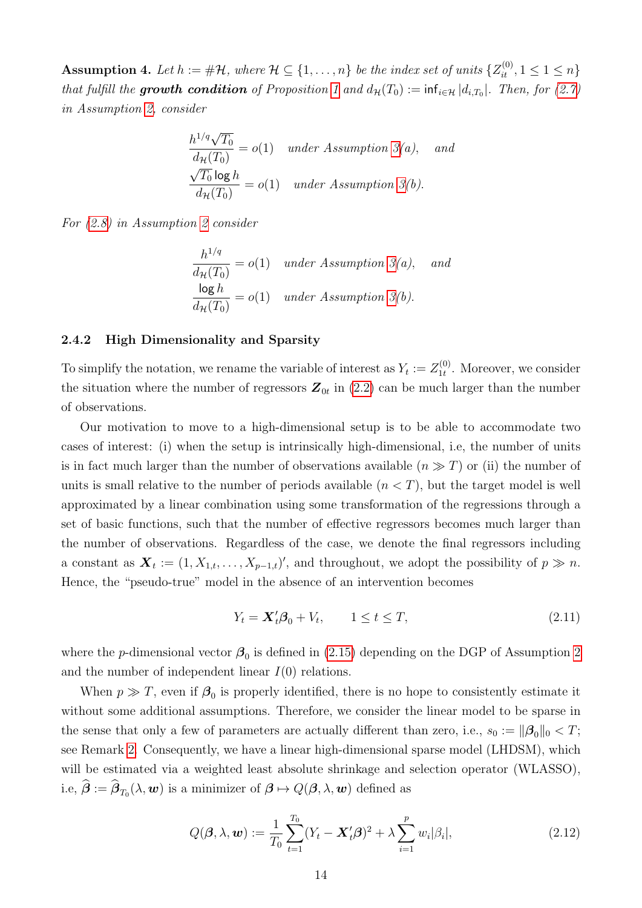**Assumption 4.** *Let $h := \#\mathcal{H}$, where $\mathcal{H} \subseteq \{1, \ldots, n\}$ be the index set of units $\{Z_{it}^{(0)}, 1 \leq 1 \leq n\}$ that fulfill the **growth condition** of Proposition 1 and $d_{\mathcal{H}}(T_0) := \inf_{i \in \mathcal{H}} |d_{i,T_0}|$. Then, for (2.7) in Assumption 2, consider*

$$\frac{h^{1/q}\sqrt{T_0}}{d_{\mathcal{H}}(T_0)} = o(1) \quad \textit{under Assumption 3(a)}, \quad \textit{and}$$
$$\frac{\sqrt{T_0}\log h}{d_{\mathcal{H}}(T_0)} = o(1) \quad \textit{under Assumption 3(b)}.$$

*For (2.8) in Assumption 2 consider*

$$\frac{h^{1/q}}{d_{\mathcal{H}}(T_0)} = o(1) \quad \textit{under Assumption 3(a)}, \quad \textit{and}$$
$$\frac{\log h}{d_{\mathcal{H}}(T_0)} = o(1) \quad \textit{under Assumption 3(b)}.$$

### 2.4.2 High Dimensionality and Sparsity

To simplify the notation, we rename the variable of interest as $Y_t := Z_{1t}^{(0)}$. Moreover, we consider the situation where the number of regressors $\boldsymbol{Z}_{0t}$ in (2.2) can be much larger than the number of observations.

Our motivation to move to a high-dimensional setup is to be able to accommodate two cases of interest: (i) when the setup is intrinsically high-dimensional, i.e, the number of units is in fact much larger than the number of observations available ($n \gg T$) or (ii) the number of units is small relative to the number of periods available ($n < T$), but the target model is well approximated by a linear combination using some transformation of the regressions through a set of basic functions, such that the number of effective regressors becomes much larger than the number of observations. Regardless of the case, we denote the final regressors including a constant as $\boldsymbol{X}_t := (1, X_{1,t}, \ldots, X_{p-1,t})'$, and throughout, we adopt the possibility of $p \gg n$. Hence, the "pseudo-true" model in the absence of an intervention becomes

$$Y_t = \boldsymbol{X}_t'\boldsymbol{\beta}_0 + V_t, \qquad 1 \leq t \leq T, \tag{2.11}$$

where the $p$-dimensional vector $\boldsymbol{\beta}_0$ is defined in (2.15) depending on the DGP of Assumption 2 and the number of independent linear $I(0)$ relations.

When $p \gg T$, even if $\boldsymbol{\beta}_0$ is properly identified, there is no hope to consistently estimate it without some additional assumptions. Therefore, we consider the linear model to be sparse in the sense that only a few of parameters are actually different than zero, i.e., $s_0 := \|\boldsymbol{\beta}_0\|_0 < T$; see Remark 2. Consequently, we have a linear high-dimensional sparse model (LHDSM), which will be estimated via a weighted least absolute shrinkage and selection operator (WLASSO), i.e, $\widehat{\boldsymbol{\beta}} := \widehat{\boldsymbol{\beta}}_{T_0}(\lambda, \boldsymbol{w})$ is a minimizer of $\boldsymbol{\beta} \mapsto Q(\boldsymbol{\beta}, \lambda, \boldsymbol{w})$ defined as

$$Q(\boldsymbol{\beta}, \lambda, \boldsymbol{w}) := \frac{1}{T_0}\sum_{t=1}^{T_0}(Y_t - \boldsymbol{X}_t'\boldsymbol{\beta})^2 + \lambda\sum_{i=1}^{p} w_i|\beta_i|, \tag{2.12}$$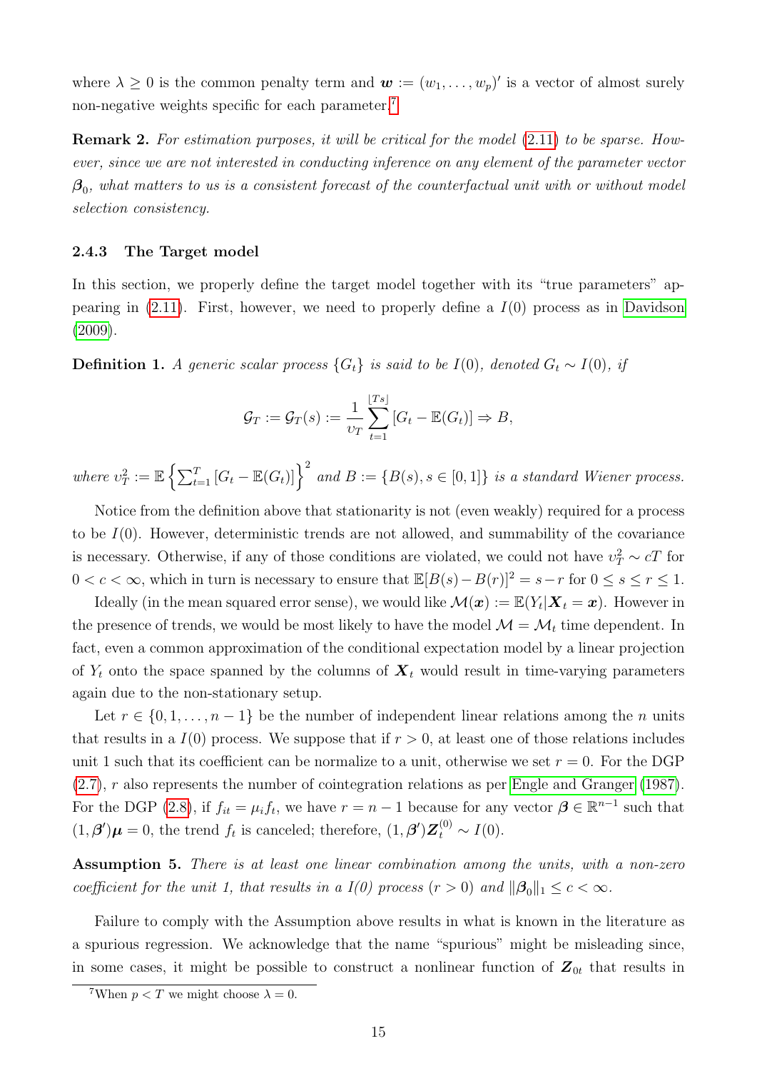where $\lambda \geq 0$ is the common penalty term and $\boldsymbol{w} := (w_1, \ldots, w_p)'$ is a vector of almost surely non-negative weights specific for each parameter.[7]

**Remark 2.** *For estimation purposes, it will be critical for the model (2.11) to be sparse. However, since we are not interested in conducting inference on any element of the parameter vector $\boldsymbol{\beta}_0$, what matters to us is a consistent forecast of the counterfactual unit with or without model selection consistency.*

### 2.4.3 The Target model

In this section, we properly define the target model together with its "true parameters" appearing in (2.11). First, however, we need to properly define a $I(0)$ process as in Davidson (2009).

**Definition 1.** *A generic scalar process $\{G_t\}$ is said to be $I(0)$, denoted $G_t \sim I(0)$, if*

$$\mathcal{G}_T := \mathcal{G}_T(s) := \frac{1}{\upsilon_T} \sum_{t=1}^{\lfloor Ts \rfloor} [G_t - \mathbb{E}(G_t)] \Rightarrow B,$$

*where $\upsilon_T^2 := \mathbb{E}\left\{\sum_{t=1}^{T}[G_t - \mathbb{E}(G_t)]\right\}^2$ and $B := \{B(s), s \in [0,1]\}$ is a standard Wiener process.*

Notice from the definition above that stationarity is not (even weakly) required for a process to be $I(0)$. However, deterministic trends are not allowed, and summability of the covariance is necessary. Otherwise, if any of those conditions are violated, we could not have $\upsilon_T^2 \sim cT$ for $0 < c < \infty$, which in turn is necessary to ensure that $\mathbb{E}[B(s) - B(r)]^2 = s - r$ for $0 \leq s \leq r \leq 1$.

Ideally (in the mean squared error sense), we would like $\mathcal{M}(\boldsymbol{x}) := \mathbb{E}(Y_t | \boldsymbol{X}_t = \boldsymbol{x})$. However in the presence of trends, we would be most likely to have the model $\mathcal{M} = \mathcal{M}_t$ time dependent. In fact, even a common approximation of the conditional expectation model by a linear projection of $Y_t$ onto the space spanned by the columns of $\boldsymbol{X}_t$ would result in time-varying parameters again due to the non-stationary setup.

Let $r \in \{0, 1, \ldots, n-1\}$ be the number of independent linear relations among the $n$ units that results in a $I(0)$ process. We suppose that if $r > 0$, at least one of those relations includes unit 1 such that its coefficient can be normalize to a unit, otherwise we set $r = 0$. For the DGP (2.7), $r$ also represents the number of cointegration relations as per Engle and Granger (1987). For the DGP (2.8), if $f_{it} = \mu_i f_t$, we have $r = n-1$ because for any vector $\boldsymbol{\beta} \in \mathbb{R}^{n-1}$ such that $(1, \boldsymbol{\beta}')\boldsymbol{\mu} = 0$, the trend $f_t$ is canceled; therefore, $(1, \boldsymbol{\beta}')\boldsymbol{Z}_t^{(0)} \sim I(0)$.

**Assumption 5.** *There is at least one linear combination among the units, with a non-zero coefficient for the unit 1, that results in a I(0) process ($r > 0$) and $\|\boldsymbol{\beta}_0\|_1 \leq c < \infty$.*

Failure to comply with the Assumption above results in what is known in the literature as a spurious regression. We acknowledge that the name "spurious" might be misleading since, in some cases, it might be possible to construct a nonlinear function of $\boldsymbol{Z}_{0t}$ that results in

[7] When $p < T$ we might choose $\lambda = 0$.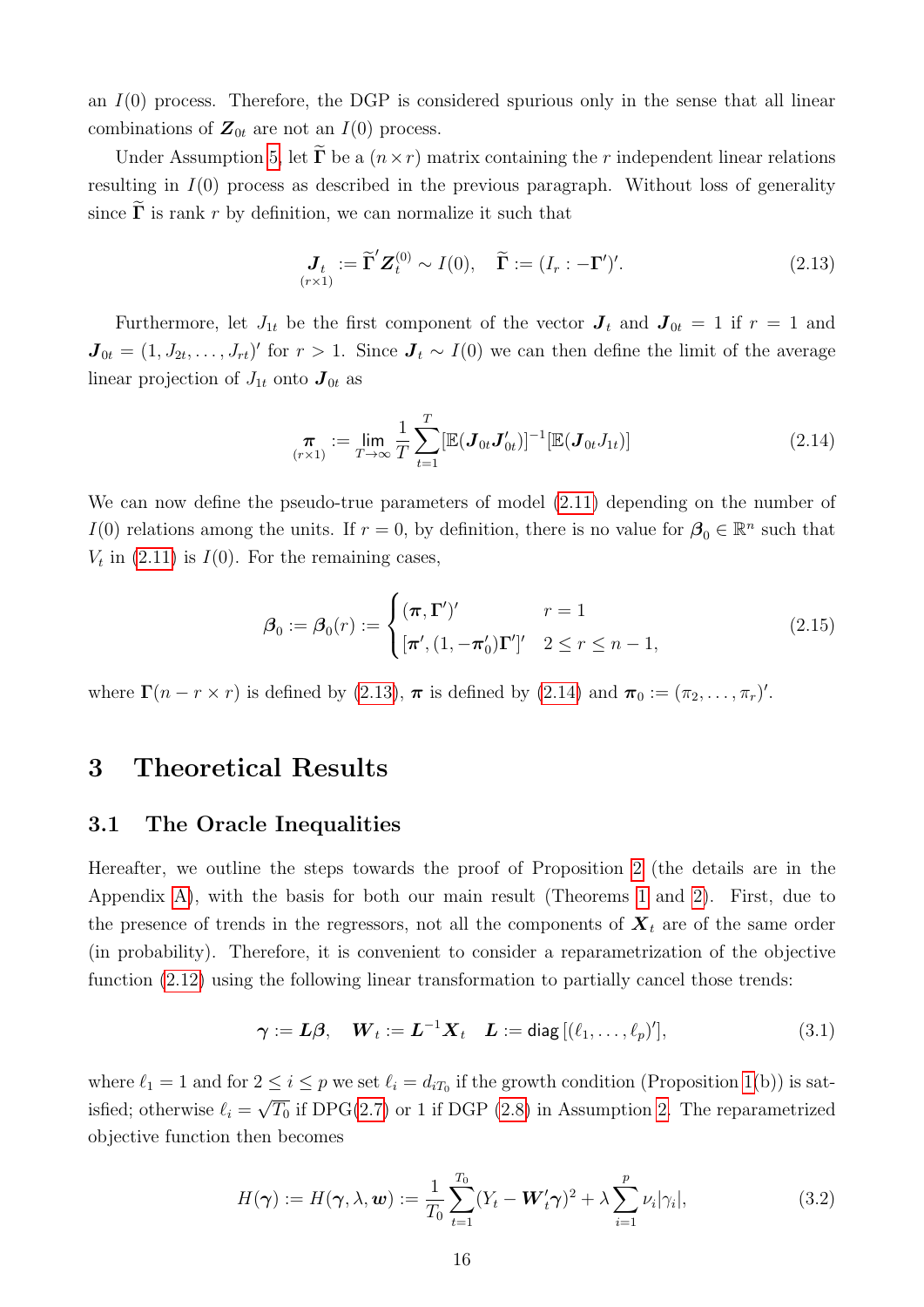an $I(0)$ process. Therefore, the DGP is considered spurious only in the sense that all linear combinations of $\boldsymbol{Z}_{0t}$ are not an $I(0)$ process.

Under Assumption 5, let $\widetilde{\boldsymbol{\Gamma}}$ be a $(n \times r)$ matrix containing the $r$ independent linear relations resulting in $I(0)$ process as described in the previous paragraph. Without loss of generality since $\widetilde{\boldsymbol{\Gamma}}$ is rank $r$ by definition, we can normalize it such that

$$\underset{(r\times 1)}{\boldsymbol{J}_t} := \widetilde{\boldsymbol{\Gamma}}' \boldsymbol{Z}_t^{(0)} \sim I(0), \quad \widetilde{\boldsymbol{\Gamma}} := (I_r : -\boldsymbol{\Gamma}')'. \tag{2.13}$$

Furthermore, let $J_{1t}$ be the first component of the vector $\boldsymbol{J}_t$ and $\boldsymbol{J}_{0t} = 1$ if $r = 1$ and $\boldsymbol{J}_{0t} = (1, J_{2t}, \dots, J_{rt})'$ for $r > 1$. Since $\boldsymbol{J}_t \sim I(0)$ we can then define the limit of the average linear projection of $J_{1t}$ onto $\boldsymbol{J}_{0t}$ as

$$\underset{(r\times 1)}{\boldsymbol{\pi}} := \lim_{T\to\infty} \frac{1}{T} \sum_{t=1}^{T} [\mathbb{E}(\boldsymbol{J}_{0t}\boldsymbol{J}_{0t}')]^{-1}[\mathbb{E}(\boldsymbol{J}_{0t}J_{1t})] \tag{2.14}$$

We can now define the pseudo-true parameters of model (2.11) depending on the number of $I(0)$ relations among the units. If $r = 0$, by definition, there is no value for $\boldsymbol{\beta}_0 \in \mathbb{R}^n$ such that $V_t$ in (2.11) is $I(0)$. For the remaining cases,

$$\boldsymbol{\beta}_0 := \boldsymbol{\beta}_0(r) := \begin{cases} (\boldsymbol{\pi}, \boldsymbol{\Gamma}')' & r = 1 \\ [\boldsymbol{\pi}', (1, -\boldsymbol{\pi}_0')\boldsymbol{\Gamma}']' & 2 \le r \le n-1, \end{cases} \tag{2.15}$$

where $\boldsymbol{\Gamma}(n - r \times r)$ is defined by (2.13), $\boldsymbol{\pi}$ is defined by (2.14) and $\boldsymbol{\pi}_0 := (\pi_2, \dots, \pi_r)'$.

# 3 Theoretical Results

## 3.1 The Oracle Inequalities

Hereafter, we outline the steps towards the proof of Proposition 2 (the details are in the Appendix A), with the basis for both our main result (Theorems 1 and 2). First, due to the presence of trends in the regressors, not all the components of $\boldsymbol{X}_t$ are of the same order (in probability). Therefore, it is convenient to consider a reparametrization of the objective function (2.12) using the following linear transformation to partially cancel those trends:

$$\boldsymbol{\gamma} := \boldsymbol{L}\boldsymbol{\beta}, \quad \boldsymbol{W}_t := \boldsymbol{L}^{-1}\boldsymbol{X}_t \quad \boldsymbol{L} := \mathsf{diag}\,[(\ell_1, \dots, \ell_p)'], \tag{3.1}$$

where $\ell_1 = 1$ and for $2 \le i \le p$ we set $\ell_i = d_{iT_0}$ if the growth condition (Proposition 1(b)) is satisfied; otherwise $\ell_i = \sqrt{T_0}$ if DPG(2.7) or 1 if DGP (2.8) in Assumption 2. The reparametrized objective function then becomes

$$H(\boldsymbol{\gamma}) := H(\boldsymbol{\gamma}, \lambda, \boldsymbol{w}) := \frac{1}{T_0} \sum_{t=1}^{T_0} (Y_t - \boldsymbol{W}_t'\boldsymbol{\gamma})^2 + \lambda \sum_{i=1}^{p} \nu_i |\gamma_i|, \tag{3.2}$$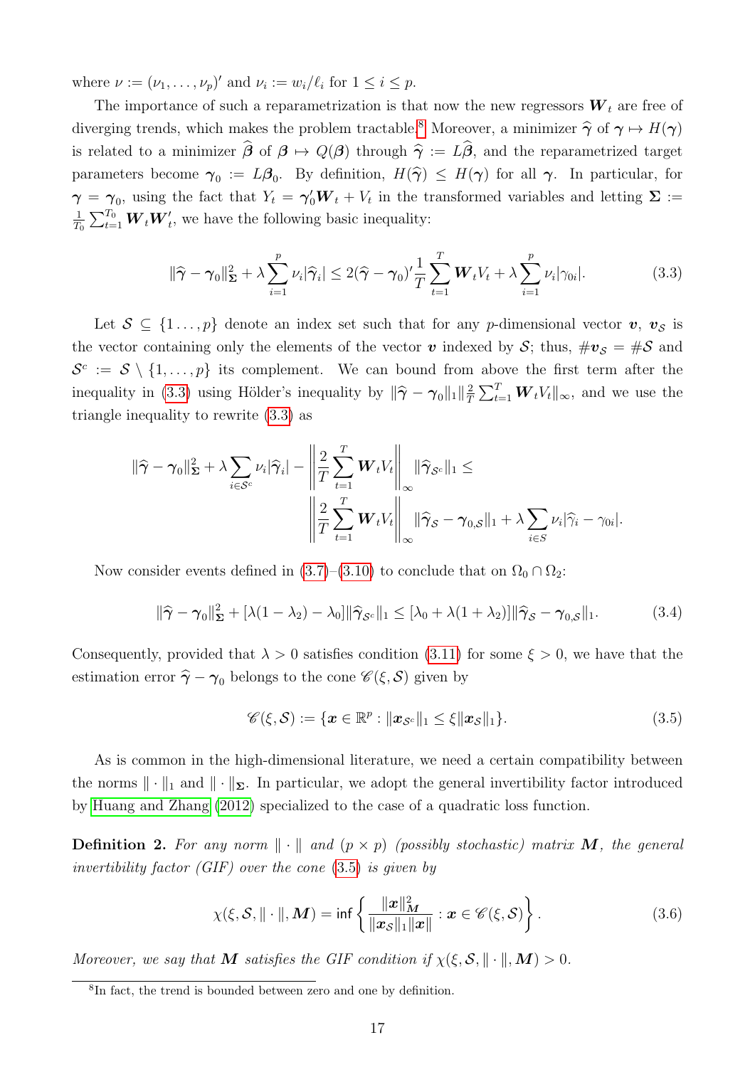where $\nu := (\nu_1, \dots, \nu_p)'$ and $\nu_i := w_i/\ell_i$ for $1 \leq i \leq p$.

The importance of such a reparametrization is that now the new regressors $\boldsymbol{W}_t$ are free of diverging trends, which makes the problem tractable.[8] Moreover, a minimizer $\widehat{\boldsymbol{\gamma}}$ of $\boldsymbol{\gamma} \mapsto H(\boldsymbol{\gamma})$ is related to a minimizer $\widehat{\boldsymbol{\beta}}$ of $\boldsymbol{\beta} \mapsto Q(\boldsymbol{\beta})$ through $\widehat{\boldsymbol{\gamma}} := L\widehat{\boldsymbol{\beta}}$, and the reparametrized target parameters become $\boldsymbol{\gamma}_0 := L\boldsymbol{\beta}_0$. By definition, $H(\widehat{\boldsymbol{\gamma}}) \leq H(\boldsymbol{\gamma})$ for all $\boldsymbol{\gamma}$. In particular, for $\boldsymbol{\gamma} = \boldsymbol{\gamma}_0$, using the fact that $Y_t = \boldsymbol{\gamma}_0' \boldsymbol{W}_t + V_t$ in the transformed variables and letting $\boldsymbol{\Sigma} := \frac{1}{T_0}\sum_{t=1}^{T_0} \boldsymbol{W}_t \boldsymbol{W}_t'$, we have the following basic inequality:

$$\|\widehat{\boldsymbol{\gamma}} - \boldsymbol{\gamma}_0\|_{\boldsymbol{\Sigma}}^2 + \lambda \sum_{i=1}^{p} \nu_i |\widehat{\gamma}_i| \leq 2(\widehat{\boldsymbol{\gamma}} - \boldsymbol{\gamma}_0)' \frac{1}{T} \sum_{t=1}^{T} \boldsymbol{W}_t V_t + \lambda \sum_{i=1}^{p} \nu_i |\gamma_{0i}|. \tag{3.3}$$

Let $\mathcal{S} \subseteq \{1 \dots, p\}$ denote an index set such that for any $p$-dimensional vector $\boldsymbol{v}$, $\boldsymbol{v}_{\mathcal{S}}$ is the vector containing only the elements of the vector $\boldsymbol{v}$ indexed by $\mathcal{S}$; thus, $\#\boldsymbol{v}_{\mathcal{S}} = \#\mathcal{S}$ and $\mathcal{S}^c := \mathcal{S} \setminus \{1, \dots, p\}$ its complement. We can bound from above the first term after the inequality in (3.3) using Hölder's inequality by $\|\widehat{\boldsymbol{\gamma}} - \boldsymbol{\gamma}_0\|_1 \|\frac{2}{T}\sum_{t=1}^{T} \boldsymbol{W}_t V_t\|_\infty$, and we use the triangle inequality to rewrite (3.3) as

$$\|\widehat{\boldsymbol{\gamma}} - \boldsymbol{\gamma}_0\|_{\boldsymbol{\Sigma}}^2 + \lambda \sum_{i \in \mathcal{S}^c} \nu_i |\widehat{\gamma}_i| - \left\| \frac{2}{T} \sum_{t=1}^{T} \boldsymbol{W}_t V_t \right\|_\infty \|\widehat{\boldsymbol{\gamma}}_{\mathcal{S}^c}\|_1 \leq \left\| \frac{2}{T} \sum_{t=1}^{T} \boldsymbol{W}_t V_t \right\|_\infty \|\widehat{\boldsymbol{\gamma}}_{\mathcal{S}} - \boldsymbol{\gamma}_{0,\mathcal{S}}\|_1 + \lambda \sum_{i \in S} \nu_i |\widehat{\gamma}_i - \gamma_{0i}|.$$

Now consider events defined in (3.7)–(3.10) to conclude that on $\Omega_0 \cap \Omega_2$:

$$\|\widehat{\boldsymbol{\gamma}} - \boldsymbol{\gamma}_0\|_{\boldsymbol{\Sigma}}^2 + [\lambda(1 - \lambda_2) - \lambda_0] \|\widehat{\boldsymbol{\gamma}}_{\mathcal{S}^c}\|_1 \leq [\lambda_0 + \lambda(1 + \lambda_2)] \|\widehat{\boldsymbol{\gamma}}_{\mathcal{S}} - \boldsymbol{\gamma}_{0,\mathcal{S}}\|_1. \tag{3.4}$$

Consequently, provided that $\lambda > 0$ satisfies condition (3.11) for some $\xi > 0$, we have that the estimation error $\widehat{\boldsymbol{\gamma}} - \boldsymbol{\gamma}_0$ belongs to the cone $\mathscr{C}(\xi, \mathcal{S})$ given by

$$\mathscr{C}(\xi, \mathcal{S}) := \{\boldsymbol{x} \in \mathbb{R}^p : \|\boldsymbol{x}_{\mathcal{S}^c}\|_1 \leq \xi \|\boldsymbol{x}_{\mathcal{S}}\|_1\}. \tag{3.5}$$

As is common in the high-dimensional literature, we need a certain compatibility between the norms $\|\cdot\|_1$ and $\|\cdot\|_{\boldsymbol{\Sigma}}$. In particular, we adopt the general invertibility factor introduced by Huang and Zhang (2012) specialized to the case of a quadratic loss function.

**Definition 2.** *For any norm $\|\cdot\|$ and $(p \times p)$ (possibly stochastic) matrix $\boldsymbol{M}$, the general invertibility factor (GIF) over the cone (3.5) is given by*

$$\chi(\xi, \mathcal{S}, \|\cdot\|, \boldsymbol{M}) = \inf \left\{ \frac{\|\boldsymbol{x}\|_{\boldsymbol{M}}^2}{\|\boldsymbol{x}_{\mathcal{S}}\|_1 \|\boldsymbol{x}\|} : \boldsymbol{x} \in \mathscr{C}(\xi, \mathcal{S}) \right\}. \tag{3.6}$$

*Moreover, we say that $\boldsymbol{M}$ satisfies the GIF condition if $\chi(\xi, \mathcal{S}, \|\cdot\|, \boldsymbol{M}) > 0$.*

[8] In fact, the trend is bounded between zero and one by definition.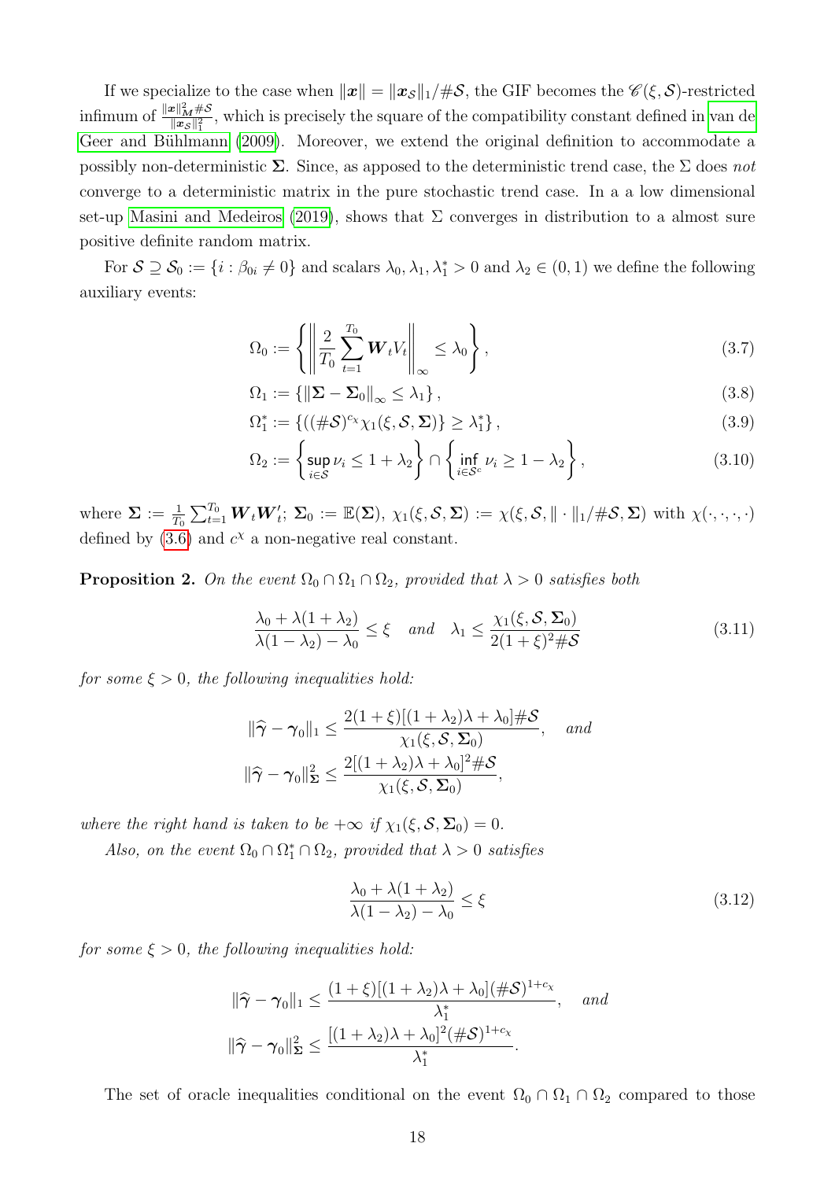If we specialize to the case when $\|\boldsymbol{x}\| = \|\boldsymbol{x}_{\mathcal{S}}\|_1/\#\mathcal{S}$, the GIF becomes the $\mathscr{C}(\xi,\mathcal{S})$-restricted infimum of $\frac{\|\boldsymbol{x}\|_{\boldsymbol{M}}^2\#\mathcal{S}}{\|\boldsymbol{x}_{\mathcal{S}}\|_1^2}$, which is precisely the square of the compatibility constant defined in van de Geer and Bühlmann (2009). Moreover, we extend the original definition to accommodate a possibly non-deterministic $\boldsymbol{\Sigma}$. Since, as apposed to the deterministic trend case, the $\Sigma$ does *not* converge to a deterministic matrix in the pure stochastic trend case. In a a low dimensional set-up Masini and Medeiros (2019), shows that $\Sigma$ converges in distribution to a almost sure positive definite random matrix.

For $\mathcal{S} \supseteq \mathcal{S}_0 := \{i : \beta_{0i} \neq 0\}$ and scalars $\lambda_0, \lambda_1, \lambda_1^* > 0$ and $\lambda_2 \in (0,1)$ we define the following auxiliary events:

$$\Omega_0 := \left\{ \left\| \frac{2}{T_0} \sum_{t=1}^{T_0} \boldsymbol{W}_t V_t \right\|_\infty \leq \lambda_0 \right\}, \tag{3.7}$$

$$\Omega_1 := \left\{ \|\boldsymbol{\Sigma} - \boldsymbol{\Sigma}_0\|_\infty \leq \lambda_1 \right\}, \tag{3.8}$$

$$\Omega_1^* := \left\{ ((\#\mathcal{S})^{c_\chi} \chi_1(\xi, \mathcal{S}, \boldsymbol{\Sigma})\} \geq \lambda_1^* \right\}, \tag{3.9}$$

$$\Omega_2 := \left\{ \sup_{i \in \mathcal{S}} \nu_i \leq 1 + \lambda_2 \right\} \cap \left\{ \inf_{i \in \mathcal{S}^c} \nu_i \geq 1 - \lambda_2 \right\}, \tag{3.10}$$

where $\boldsymbol{\Sigma} := \frac{1}{T_0}\sum_{t=1}^{T_0} \boldsymbol{W}_t \boldsymbol{W}_t'$; $\boldsymbol{\Sigma}_0 := \mathbb{E}(\boldsymbol{\Sigma})$, $\chi_1(\xi, \mathcal{S}, \boldsymbol{\Sigma}) := \chi(\xi, \mathcal{S}, \|\cdot\|_1/\#\mathcal{S}, \boldsymbol{\Sigma})$ with $\chi(\cdot,\cdot,\cdot,\cdot)$ defined by (3.6) and $c^\chi$ a non-negative real constant.

**Proposition 2.** *On the event $\Omega_0 \cap \Omega_1 \cap \Omega_2$, provided that $\lambda > 0$ satisfies both*

$$\frac{\lambda_0 + \lambda(1+\lambda_2)}{\lambda(1-\lambda_2) - \lambda_0} \leq \xi \quad \textit{and} \quad \lambda_1 \leq \frac{\chi_1(\xi, \mathcal{S}, \boldsymbol{\Sigma}_0)}{2(1+\xi)^2 \#\mathcal{S}} \tag{3.11}$$

*for some $\xi > 0$, the following inequalities hold:*

$$\|\widehat{\boldsymbol{\gamma}} - \boldsymbol{\gamma}_0\|_1 \leq \frac{2(1+\xi)[(1+\lambda_2)\lambda + \lambda_0]\#\mathcal{S}}{\chi_1(\xi, \mathcal{S}, \boldsymbol{\Sigma}_0)}, \quad \textit{and}$$

$$\|\widehat{\boldsymbol{\gamma}} - \boldsymbol{\gamma}_0\|_{\boldsymbol{\Sigma}}^2 \leq \frac{2[(1+\lambda_2)\lambda + \lambda_0]^2 \#\mathcal{S}}{\chi_1(\xi, \mathcal{S}, \boldsymbol{\Sigma}_0)},$$

*where the right hand is taken to be $+\infty$ if $\chi_1(\xi, \mathcal{S}, \boldsymbol{\Sigma}_0) = 0$.*

*Also, on the event $\Omega_0 \cap \Omega_1^* \cap \Omega_2$, provided that $\lambda > 0$ satisfies*

$$\frac{\lambda_0 + \lambda(1+\lambda_2)}{\lambda(1-\lambda_2) - \lambda_0} \leq \xi \tag{3.12}$$

*for some $\xi > 0$, the following inequalities hold:*

$$\|\widehat{\boldsymbol{\gamma}} - \boldsymbol{\gamma}_0\|_1 \leq \frac{(1+\xi)[(1+\lambda_2)\lambda + \lambda_0](\#\mathcal{S})^{1+c_\chi}}{\lambda_1^*}, \quad \textit{and}$$

$$\|\widehat{\boldsymbol{\gamma}} - \boldsymbol{\gamma}_0\|_{\boldsymbol{\Sigma}}^2 \leq \frac{[(1+\lambda_2)\lambda + \lambda_0]^2 (\#\mathcal{S})^{1+c_\chi}}{\lambda_1^*}.$$

The set of oracle inequalities conditional on the event $\Omega_0 \cap \Omega_1 \cap \Omega_2$ compared to those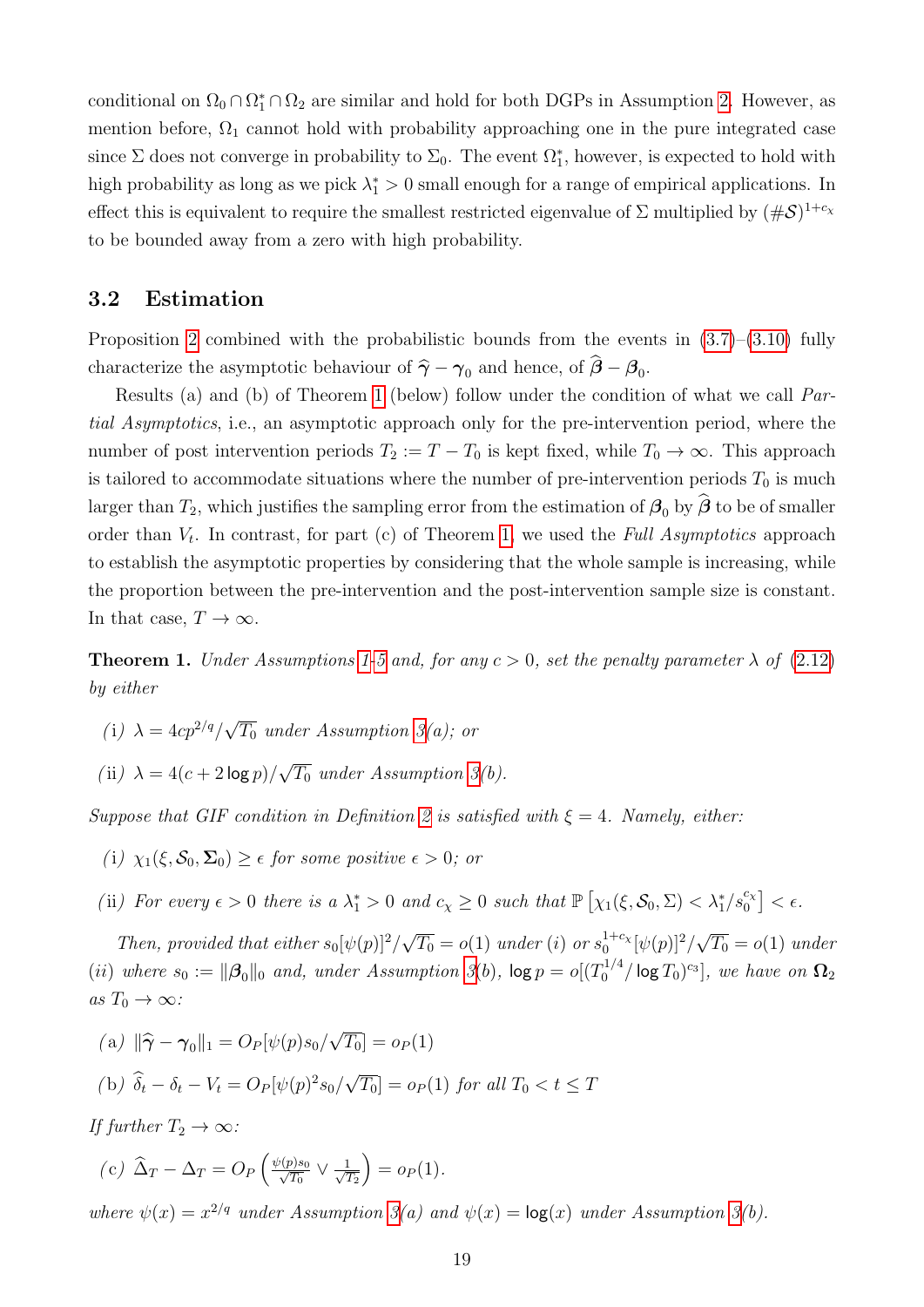conditional on $\Omega_0 \cap \Omega_1^* \cap \Omega_2$ are similar and hold for both DGPs in Assumption 2. However, as mention before, $\Omega_1$ cannot hold with probability approaching one in the pure integrated case since $\Sigma$ does not converge in probability to $\Sigma_0$. The event $\Omega_1^*$, however, is expected to hold with high probability as long as we pick $\lambda_1^* > 0$ small enough for a range of empirical applications. In effect this is equivalent to require the smallest restricted eigenvalue of $\Sigma$ multiplied by $(\#\mathcal{S})^{1+c_\chi}$ to be bounded away from a zero with high probability.

### 3.2 Estimation

Proposition 2 combined with the probabilistic bounds from the events in (3.7)–(3.10) fully characterize the asymptotic behaviour of $\widehat{\boldsymbol{\gamma}} - \boldsymbol{\gamma}_0$ and hence, of $\widehat{\boldsymbol{\beta}} - \boldsymbol{\beta}_0$.

Results (a) and (b) of Theorem 1 (below) follow under the condition of what we call *Partial Asymptotics*, i.e., an asymptotic approach only for the pre-intervention period, where the number of post intervention periods $T_2 := T - T_0$ is kept fixed, while $T_0 \to \infty$. This approach is tailored to accommodate situations where the number of pre-intervention periods $T_0$ is much larger than $T_2$, which justifies the sampling error from the estimation of $\boldsymbol{\beta}_0$ by $\widehat{\boldsymbol{\beta}}$ to be of smaller order than $V_t$. In contrast, for part (c) of Theorem 1, we used the *Full Asymptotics* approach to establish the asymptotic properties by considering that the whole sample is increasing, while the proportion between the pre-intervention and the post-intervention sample size is constant. In that case, $T \to \infty$.

**Theorem 1.** *Under Assumptions 1-5 and, for any $c > 0$, set the penalty parameter $\lambda$ of (2.12) by either*

(i) *$\lambda = 4cp^{2/q}/\sqrt{T_0}$ under Assumption 3(a); or*

(ii) *$\lambda = 4(c + 2\log p)/\sqrt{T_0}$ under Assumption 3(b).*

*Suppose that GIF condition in Definition 2 is satisfied with $\xi = 4$. Namely, either:*

(i) *$\chi_1(\xi, \mathcal{S}_0, \boldsymbol{\Sigma}_0) \geq \epsilon$ for some positive $\epsilon > 0$; or*

(ii) *For every $\epsilon > 0$ there is a $\lambda_1^* > 0$ and $c_\chi \geq 0$ such that $\mathbb{P}\left[\chi_1(\xi, \mathcal{S}_0, \Sigma) < \lambda_1^*/s_0^{c_\chi}\right] < \epsilon$.*

*Then, provided that either $s_0[\psi(p)]^2/\sqrt{T_0} = o(1)$ under (i) or $s_0^{1+c_\chi}[\psi(p)]^2/\sqrt{T_0} = o(1)$ under (ii) where $s_0 := \|\boldsymbol{\beta}_0\|_0$ and, under Assumption 3(b), $\log p = o[(T_0^{1/4}/\log T_0)^{c_3}]$, we have on $\boldsymbol{\Omega}_2$ as $T_0 \to \infty$:*

(a) $\|\widehat{\boldsymbol{\gamma}} - \boldsymbol{\gamma}_0\|_1 = O_P[\psi(p)s_0/\sqrt{T_0}] = o_P(1)$

(b) $\widehat{\delta}_t - \delta_t - V_t = O_P[\psi(p)^2 s_0/\sqrt{T_0}] = o_P(1)$ *for all $T_0 < t \leq T$*

*If further $T_2 \to \infty$:*

(c) $\widehat{\Delta}_T - \Delta_T = O_P\left(\frac{\psi(p)s_0}{\sqrt{T_0}} \vee \frac{1}{\sqrt{T_2}}\right) = o_P(1)$.

*where $\psi(x) = x^{2/q}$ under Assumption 3(a) and $\psi(x) = \log(x)$ under Assumption 3(b).*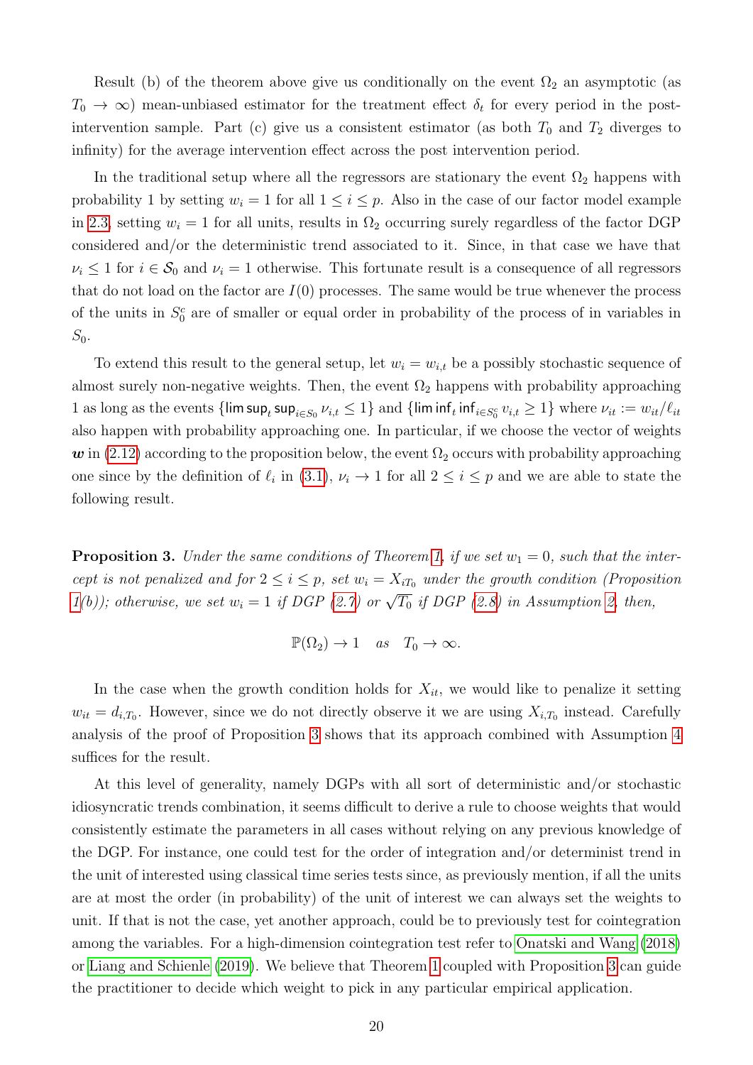Result (b) of the theorem above give us conditionally on the event $\Omega_2$ an asymptotic (as $T_0 \to \infty$) mean-unbiased estimator for the treatment effect $\delta_t$ for every period in the post-intervention sample. Part (c) give us a consistent estimator (as both $T_0$ and $T_2$ diverges to infinity) for the average intervention effect across the post intervention period.

In the traditional setup where all the regressors are stationary the event $\Omega_2$ happens with probability 1 by setting $w_i = 1$ for all $1 \leq i \leq p$. Also in the case of our factor model example in 2.3, setting $w_i = 1$ for all units, results in $\Omega_2$ occurring surely regardless of the factor DGP considered and/or the deterministic trend associated to it. Since, in that case we have that $\nu_i \leq 1$ for $i \in \mathcal{S}_0$ and $\nu_i = 1$ otherwise. This fortunate result is a consequence of all regressors that do not load on the factor are $I(0)$ processes. The same would be true whenever the process of the units in $S_0^c$ are of smaller or equal order in probability of the process of in variables in $S_0$.

To extend this result to the general setup, let $w_i = w_{i,t}$ be a possibly stochastic sequence of almost surely non-negative weights. Then, the event $\Omega_2$ happens with probability approaching 1 as long as the events $\{\limsup_t \sup_{i \in S_0} \nu_{i,t} \leq 1\}$ and $\{\liminf_t \inf_{i \in S_0^c} v_{i,t} \geq 1\}$ where $\nu_{it} := w_{it}/\ell_{it}$ also happen with probability approaching one. In particular, if we choose the vector of weights $\boldsymbol{w}$ in (2.12) according to the proposition below, the event $\Omega_2$ occurs with probability approaching one since by the definition of $\ell_i$ in (3.1), $\nu_i \to 1$ for all $2 \leq i \leq p$ and we are able to state the following result.

**Proposition 3.** *Under the same conditions of Theorem 1, if we set $w_1 = 0$, such that the intercept is not penalized and for $2 \leq i \leq p$, set $w_i = X_{iT_0}$ under the growth condition (Proposition 1(b)); otherwise, we set $w_i = 1$ if DGP (2.7) or $\sqrt{T_0}$ if DGP (2.8) in Assumption 2, then,*

$$\mathbb{P}(\Omega_2) \to 1 \quad as \quad T_0 \to \infty.$$

In the case when the growth condition holds for $X_{it}$, we would like to penalize it setting $w_{it} = d_{i,T_0}$. However, since we do not directly observe it we are using $X_{i,T_0}$ instead. Carefully analysis of the proof of Proposition 3 shows that its approach combined with Assumption 4 suffices for the result.

At this level of generality, namely DGPs with all sort of deterministic and/or stochastic idiosyncratic trends combination, it seems difficult to derive a rule to choose weights that would consistently estimate the parameters in all cases without relying on any previous knowledge of the DGP. For instance, one could test for the order of integration and/or determinist trend in the unit of interested using classical time series tests since, as previously mention, if all the units are at most the order (in probability) of the unit of interest we can always set the weights to unit. If that is not the case, yet another approach, could be to previously test for cointegration among the variables. For a high-dimension cointegration test refer to Onatski and Wang (2018) or Liang and Schienle (2019). We believe that Theorem 1 coupled with Proposition 3 can guide the practitioner to decide which weight to pick in any particular empirical application.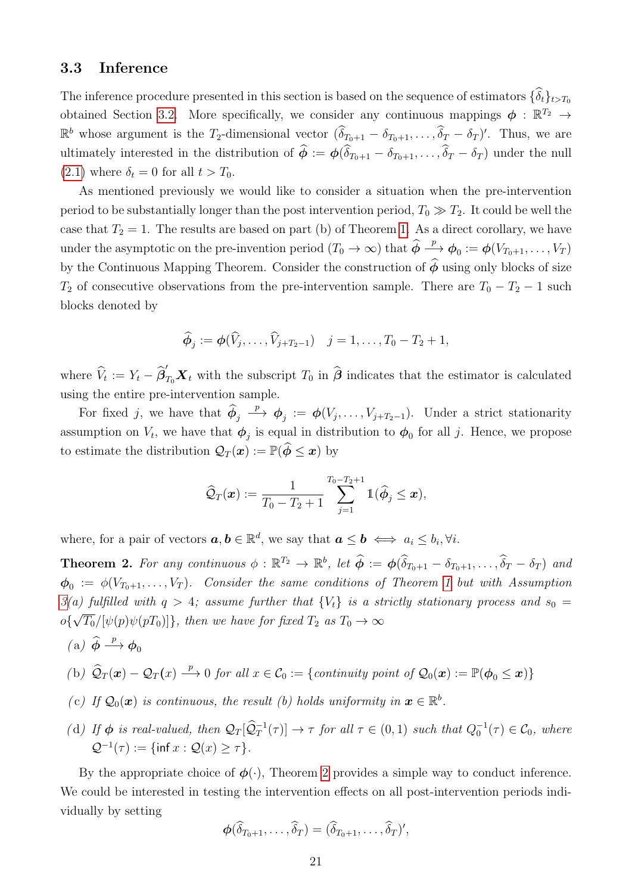### 3.3 Inference

The inference procedure presented in this section is based on the sequence of estimators $\{\widehat{\delta}_t\}_{t>T_0}$ obtained Section 3.2. More specifically, we consider any continuous mappings $\boldsymbol{\phi} : \mathbb{R}^{T_2} \to \mathbb{R}^b$ whose argument is the $T_2$-dimensional vector $(\widehat{\delta}_{T_0+1} - \delta_{T_0+1}, \ldots, \widehat{\delta}_T - \delta_T)'$. Thus, we are ultimately interested in the distribution of $\widehat{\boldsymbol{\phi}} := \boldsymbol{\phi}(\widehat{\delta}_{T_0+1} - \delta_{T_0+1}, \ldots, \widehat{\delta}_T - \delta_T)$ under the null (2.1) where $\delta_t = 0$ for all $t > T_0$.

As mentioned previously we would like to consider a situation when the pre-intervention period to be substantially longer than the post intervention period, $T_0 \gg T_2$. It could be well the case that $T_2 = 1$. The results are based on part (b) of Theorem 1. As a direct corollary, we have under the asymptotic on the pre-invention period ($T_0 \to \infty$) that $\widehat{\boldsymbol{\phi}} \xrightarrow{p} \boldsymbol{\phi}_0 := \boldsymbol{\phi}(V_{T_0+1}, \ldots, V_T)$ by the Continuous Mapping Theorem. Consider the construction of $\widehat{\boldsymbol{\phi}}$ using only blocks of size $T_2$ of consecutive observations from the pre-intervention sample. There are $T_0 - T_2 - 1$ such blocks denoted by

$$\widehat{\boldsymbol{\phi}}_j := \boldsymbol{\phi}(\widehat{V}_j, \ldots, \widehat{V}_{j+T_2-1}) \quad j = 1, \ldots, T_0 - T_2 + 1,$$

where $\widehat{V}_t := Y_t - \widehat{\boldsymbol{\beta}}_{T_0}' \boldsymbol{X}_t$ with the subscript $T_0$ in $\widehat{\boldsymbol{\beta}}$ indicates that the estimator is calculated using the entire pre-intervention sample.

For fixed $j$, we have that $\widehat{\boldsymbol{\phi}}_j \xrightarrow{p} \boldsymbol{\phi}_j := \boldsymbol{\phi}(V_j, \ldots, V_{j+T_2-1})$. Under a strict stationarity assumption on $V_t$, we have that $\boldsymbol{\phi}_j$ is equal in distribution to $\boldsymbol{\phi}_0$ for all $j$. Hence, we propose to estimate the distribution $\mathcal{Q}_T(\boldsymbol{x}) := \mathbb{P}(\widehat{\boldsymbol{\phi}} \leq \boldsymbol{x})$ by

$$\widehat{\mathcal{Q}}_T(\boldsymbol{x}) := \frac{1}{T_0 - T_2 + 1} \sum_{j=1}^{T_0-T_2+1} \mathbb{1}(\widehat{\boldsymbol{\phi}}_j \leq \boldsymbol{x}),$$

where, for a pair of vectors $\boldsymbol{a}, \boldsymbol{b} \in \mathbb{R}^d$, we say that $\boldsymbol{a} \leq \boldsymbol{b} \iff a_i \leq b_i, \forall i$.

**Theorem 2.** *For any continuous $\phi : \mathbb{R}^{T_2} \to \mathbb{R}^b$, let $\widehat{\boldsymbol{\phi}} := \boldsymbol{\phi}(\widehat{\delta}_{T_0+1} - \delta_{T_0+1}, \ldots, \widehat{\delta}_T - \delta_T)$ and $\boldsymbol{\phi}_0 := \phi(V_{T_0+1}, \ldots, V_T)$. Consider the same conditions of Theorem 1 but with Assumption 3(a) fulfilled with $q > 4$; assume further that $\{V_t\}$ is a strictly stationary process and $s_0 = o\{\sqrt{T_0}/[\psi(p)\psi(pT_0)]\}$, then we have for fixed $T_2$ as $T_0 \to \infty$*

(a) $\widehat{\boldsymbol{\phi}} \xrightarrow{p} \boldsymbol{\phi}_0$

(b) $\widehat{\mathcal{Q}}_T(\boldsymbol{x}) - \mathcal{Q}_T(x) \xrightarrow{p} 0$ *for all $x \in \mathcal{C}_0 := \{$continuity point of $\mathcal{Q}_0(\boldsymbol{x}) := \mathbb{P}(\boldsymbol{\phi}_0 \leq \boldsymbol{x})\}$*

(c) *If $\mathcal{Q}_0(\boldsymbol{x})$ is continuous, the result (b) holds uniformity in $\boldsymbol{x} \in \mathbb{R}^b$.*

(d) *If $\boldsymbol{\phi}$ is real-valued, then $\mathcal{Q}_T[\widehat{\mathcal{Q}}_T^{-1}(\tau)] \to \tau$ for all $\tau \in (0,1)$ such that $Q_0^{-1}(\tau) \in \mathcal{C}_0$, where $\mathcal{Q}^{-1}(\tau) := \{\inf x : \mathcal{Q}(x) \geq \tau\}$.*

By the appropriate choice of $\boldsymbol{\phi}(\cdot)$, Theorem 2 provides a simple way to conduct inference. We could be interested in testing the intervention effects on all post-intervention periods individually by setting

$$\boldsymbol{\phi}(\widehat{\delta}_{T_0+1}, \ldots, \widehat{\delta}_T) = (\widehat{\delta}_{T_0+1}, \ldots, \widehat{\delta}_T)',$$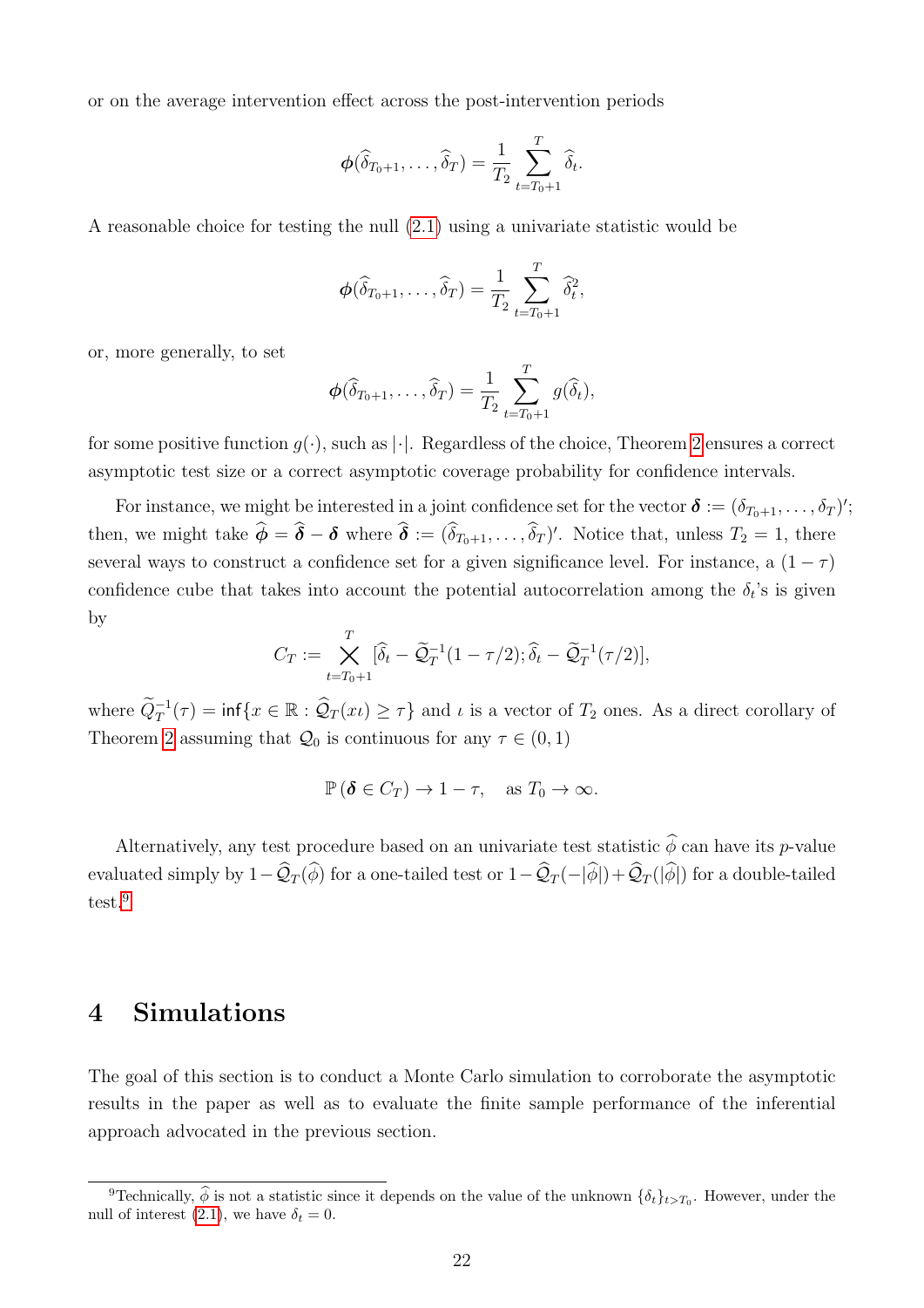or on the average intervention effect across the post-intervention periods

$$\boldsymbol{\phi}(\widehat{\delta}_{T_0+1}, \ldots, \widehat{\delta}_T) = \frac{1}{T_2} \sum_{t=T_0+1}^{T} \widehat{\delta}_t.$$

A reasonable choice for testing the null (2.1) using a univariate statistic would be

$$\boldsymbol{\phi}(\widehat{\delta}_{T_0+1}, \ldots, \widehat{\delta}_T) = \frac{1}{T_2} \sum_{t=T_0+1}^{T} \widehat{\delta}_t^2,$$

or, more generally, to set

$$\boldsymbol{\phi}(\widehat{\delta}_{T_0+1}, \ldots, \widehat{\delta}_T) = \frac{1}{T_2} \sum_{t=T_0+1}^{T} g(\widehat{\delta}_t),$$

for some positive function $g(\cdot)$, such as $|\cdot|$. Regardless of the choice, Theorem 2 ensures a correct asymptotic test size or a correct asymptotic coverage probability for confidence intervals.

For instance, we might be interested in a joint confidence set for the vector $\boldsymbol{\delta} := (\delta_{T_0+1}, \ldots, \delta_T)'$; then, we might take $\widehat{\boldsymbol{\phi}} = \widehat{\boldsymbol{\delta}} - \boldsymbol{\delta}$ where $\widehat{\boldsymbol{\delta}} := (\widehat{\delta}_{T_0+1}, \ldots, \widehat{\delta}_T)'$. Notice that, unless $T_2 = 1$, there several ways to construct a confidence set for a given significance level. For instance, a $(1-\tau)$ confidence cube that takes into account the potential autocorrelation among the $\delta_t$'s is given by

$$C_T := \bigtimes_{t=T_0+1}^{T} [\widehat{\delta}_t - \widetilde{\mathcal{Q}}_T^{-1}(1-\tau/2); \widehat{\delta}_t - \widetilde{\mathcal{Q}}_T^{-1}(\tau/2)],$$

where $\widetilde{Q}_T^{-1}(\tau) = \inf\{x \in \mathbb{R} : \widehat{\mathcal{Q}}_T(x\iota) \geq \tau\}$ and $\iota$ is a vector of $T_2$ ones. As a direct corollary of Theorem 2 assuming that $\mathcal{Q}_0$ is continuous for any $\tau \in (0,1)$

$$\mathbb{P}(\boldsymbol{\delta} \in C_T) \to 1 - \tau, \quad \text{as } T_0 \to \infty.$$

Alternatively, any test procedure based on an univariate test statistic $\widehat{\phi}$ can have its $p$-value evaluated simply by $1 - \widehat{\mathcal{Q}}_T(\widehat{\phi})$ for a one-tailed test or $1 - \widehat{\mathcal{Q}}_T(-|\widehat{\phi}|) + \widehat{\mathcal{Q}}_T(|\widehat{\phi}|)$ for a double-tailed test.[9]

# 4 Simulations

The goal of this section is to conduct a Monte Carlo simulation to corroborate the asymptotic results in the paper as well as to evaluate the finite sample performance of the inferential approach advocated in the previous section.

[9]Technically, $\widehat{\phi}$ is not a statistic since it depends on the value of the unknown $\{\delta_t\}_{t>T_0}$. However, under the null of interest (2.1), we have $\delta_t = 0$.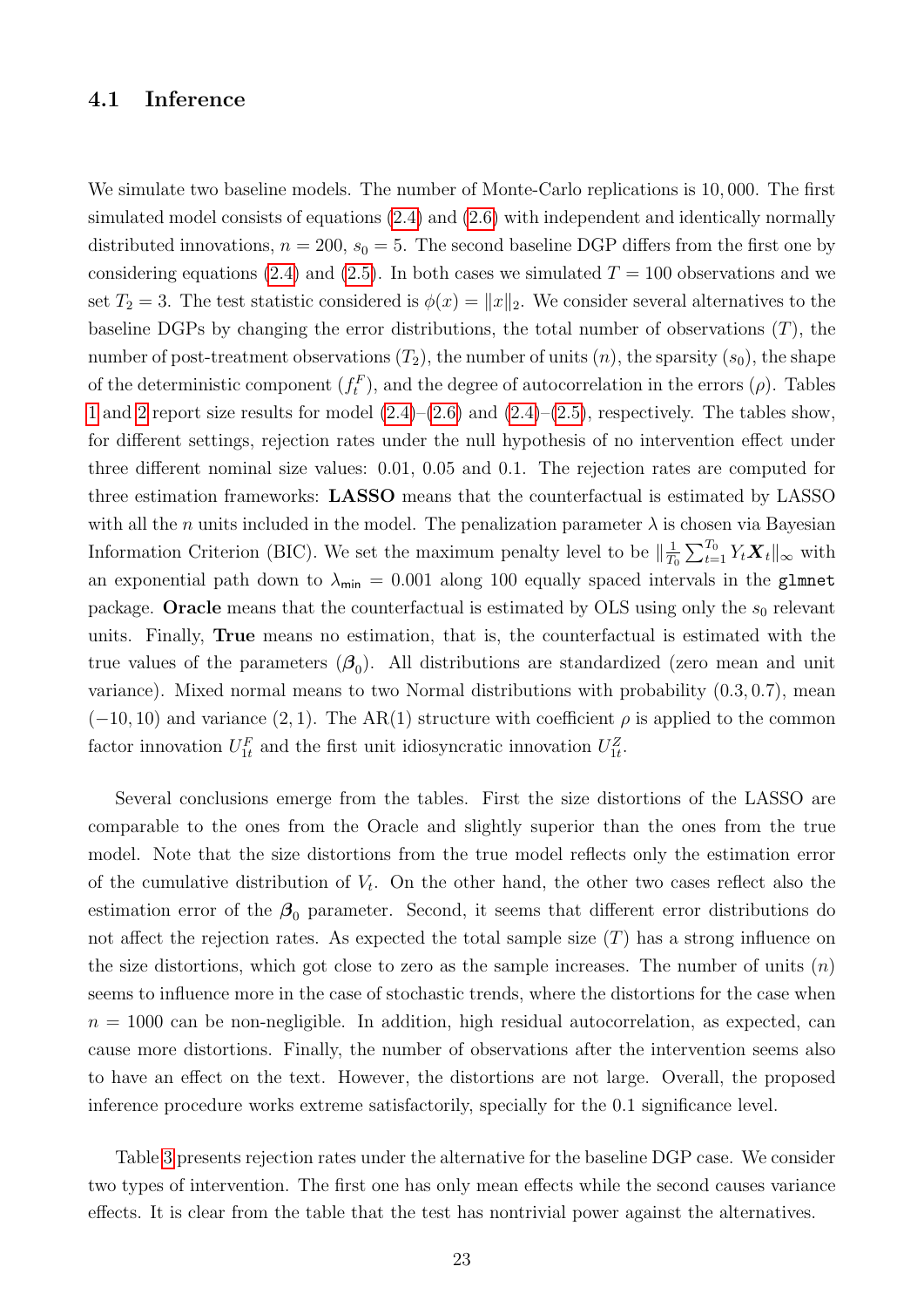### 4.1 Inference

We simulate two baseline models. The number of Monte-Carlo replications is 10,000. The first simulated model consists of equations (2.4) and (2.6) with independent and identically normally distributed innovations, $n = 200$, $s_0 = 5$. The second baseline DGP differs from the first one by considering equations (2.4) and (2.5). In both cases we simulated $T = 100$ observations and we set $T_2 = 3$. The test statistic considered is $\phi(x) = \|x\|_2$. We consider several alternatives to the baseline DGPs by changing the error distributions, the total number of observations ($T$), the number of post-treatment observations ($T_2$), the number of units ($n$), the sparsity ($s_0$), the shape of the deterministic component ($f_t^F$), and the degree of autocorrelation in the errors ($\rho$). Tables 1 and 2 report size results for model (2.4)–(2.6) and (2.4)–(2.5), respectively. The tables show, for different settings, rejection rates under the null hypothesis of no intervention effect under three different nominal size values: 0.01, 0.05 and 0.1. The rejection rates are computed for three estimation frameworks: **LASSO** means that the counterfactual is estimated by LASSO with all the $n$ units included in the model. The penalization parameter $\lambda$ is chosen via Bayesian Information Criterion (BIC). We set the maximum penalty level to be $\|\frac{1}{T_0}\sum_{t=1}^{T_0} Y_t \boldsymbol{X}_t\|_\infty$ with an exponential path down to $\lambda_{\mathsf{min}} = 0.001$ along 100 equally spaced intervals in the `glmnet` package. **Oracle** means that the counterfactual is estimated by OLS using only the $s_0$ relevant units. Finally, **True** means no estimation, that is, the counterfactual is estimated with the true values of the parameters ($\boldsymbol{\beta}_0$). All distributions are standardized (zero mean and unit variance). Mixed normal means to two Normal distributions with probability $(0.3, 0.7)$, mean $(-10, 10)$ and variance $(2, 1)$. The AR(1) structure with coefficient $\rho$ is applied to the common factor innovation $U_{1t}^F$ and the first unit idiosyncratic innovation $U_{1t}^Z$.

Several conclusions emerge from the tables. First the size distortions of the LASSO are comparable to the ones from the Oracle and slightly superior than the ones from the true model. Note that the size distortions from the true model reflects only the estimation error of the cumulative distribution of $V_t$. On the other hand, the other two cases reflect also the estimation error of the $\boldsymbol{\beta}_0$ parameter. Second, it seems that different error distributions do not affect the rejection rates. As expected the total sample size ($T$) has a strong influence on the size distortions, which got close to zero as the sample increases. The number of units ($n$) seems to influence more in the case of stochastic trends, where the distortions for the case when $n = 1000$ can be non-negligible. In addition, high residual autocorrelation, as expected, can cause more distortions. Finally, the number of observations after the intervention seems also to have an effect on the text. However, the distortions are not large. Overall, the proposed inference procedure works extreme satisfactorily, specially for the 0.1 significance level.

Table 3 presents rejection rates under the alternative for the baseline DGP case. We consider two types of intervention. The first one has only mean effects while the second causes variance effects. It is clear from the table that the test has nontrivial power against the alternatives.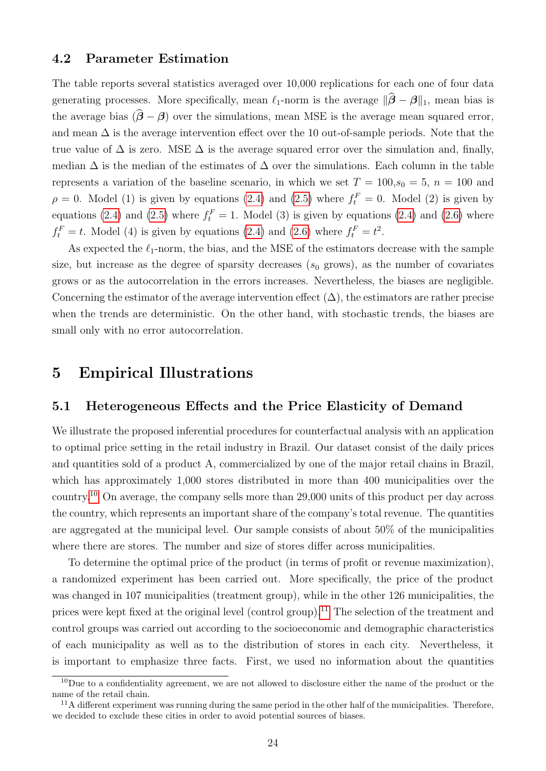### 4.2 Parameter Estimation

The table reports several statistics averaged over 10,000 replications for each one of four data generating processes. More specifically, mean $\ell_1$-norm is the average $\|\widehat{\boldsymbol{\beta}} - \boldsymbol{\beta}\|_1$, mean bias is the average bias $(\widehat{\boldsymbol{\beta}} - \boldsymbol{\beta})$ over the simulations, mean MSE is the average mean squared error, and mean $\Delta$ is the average intervention effect over the 10 out-of-sample periods. Note that the true value of $\Delta$ is zero. MSE $\Delta$ is the average squared error over the simulation and, finally, median $\Delta$ is the median of the estimates of $\Delta$ over the simulations. Each column in the table represents a variation of the baseline scenario, in which we set $T = 100$,$s_0 = 5$, $n = 100$ and $\rho = 0$. Model (1) is given by equations (2.4) and (2.5) where $f_t^F = 0$. Model (2) is given by equations (2.4) and (2.5) where $f_t^F = 1$. Model (3) is given by equations (2.4) and (2.6) where $f_t^F = t$. Model (4) is given by equations (2.4) and (2.6) where $f_t^F = t^2$.

As expected the $\ell_1$-norm, the bias, and the MSE of the estimators decrease with the sample size, but increase as the degree of sparsity decreases ($s_0$ grows), as the number of covariates grows or as the autocorrelation in the errors increases. Nevertheless, the biases are negligible. Concerning the estimator of the average intervention effect ($\Delta$), the estimators are rather precise when the trends are deterministic. On the other hand, with stochastic trends, the biases are small only with no error autocorrelation.

# 5 Empirical Illustrations

## 5.1 Heterogeneous Effects and the Price Elasticity of Demand

We illustrate the proposed inferential procedures for counterfactual analysis with an application to optimal price setting in the retail industry in Brazil. Our dataset consist of the daily prices and quantities sold of a product A, commercialized by one of the major retail chains in Brazil, which has approximately 1,000 stores distributed in more than 400 municipalities over the country.[10] On average, the company sells more than 29,000 units of this product per day across the country, which represents an important share of the company's total revenue. The quantities are aggregated at the municipal level. Our sample consists of about 50% of the municipalities where there are stores. The number and size of stores differ across municipalities.

To determine the optimal price of the product (in terms of profit or revenue maximization), a randomized experiment has been carried out. More specifically, the price of the product was changed in 107 municipalities (treatment group), while in the other 126 municipalities, the prices were kept fixed at the original level (control group).[11] The selection of the treatment and control groups was carried out according to the socioeconomic and demographic characteristics of each municipality as well as to the distribution of stores in each city. Nevertheless, it is important to emphasize three facts. First, we used no information about the quantities

[10] Due to a confidentiality agreement, we are not allowed to disclosure either the name of the product or the name of the retail chain.

[11] A different experiment was running during the same period in the other half of the municipalities. Therefore, we decided to exclude these cities in order to avoid potential sources of biases.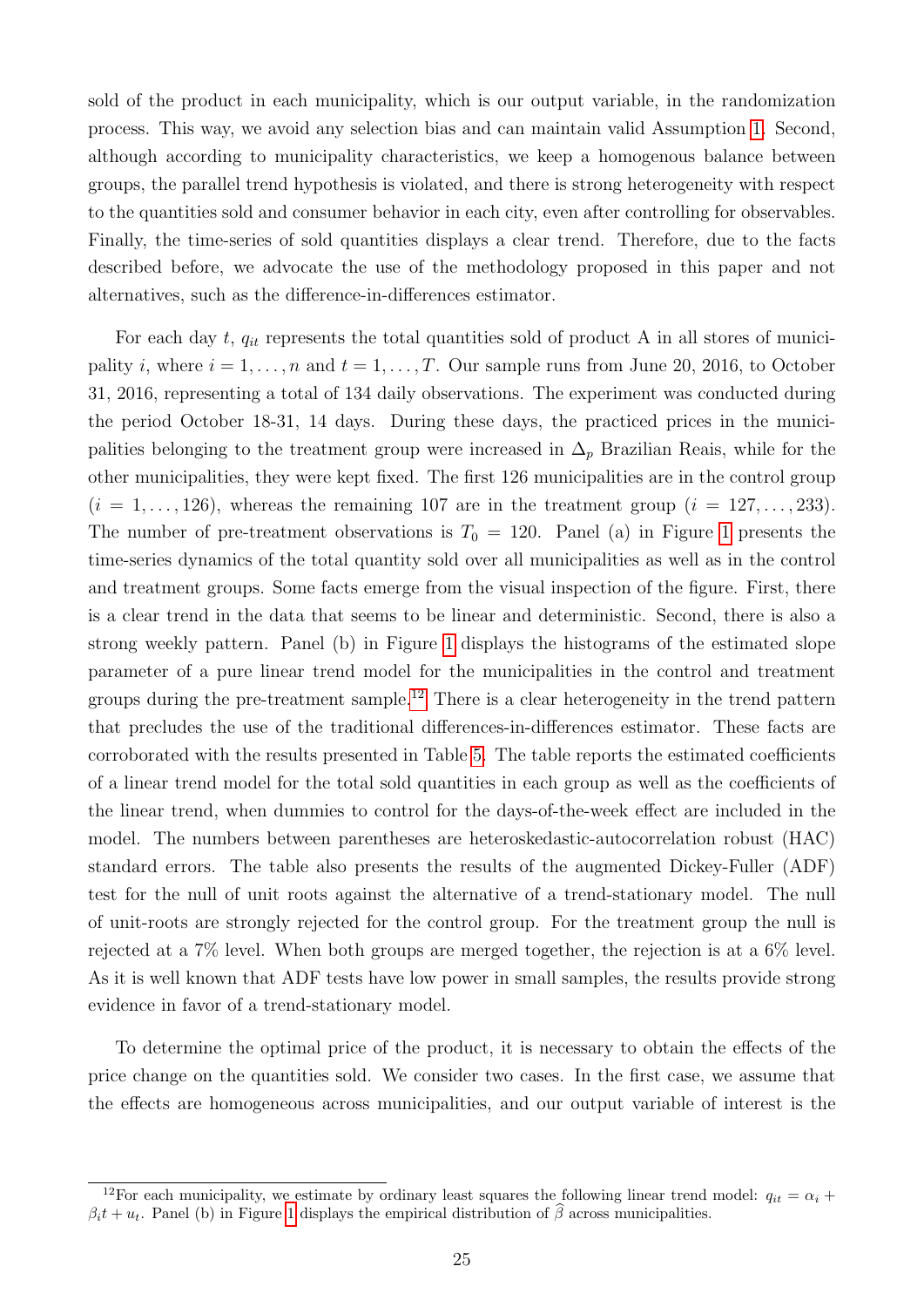sold of the product in each municipality, which is our output variable, in the randomization process. This way, we avoid any selection bias and can maintain valid Assumption 1. Second, although according to municipality characteristics, we keep a homogenous balance between groups, the parallel trend hypothesis is violated, and there is strong heterogeneity with respect to the quantities sold and consumer behavior in each city, even after controlling for observables. Finally, the time-series of sold quantities displays a clear trend. Therefore, due to the facts described before, we advocate the use of the methodology proposed in this paper and not alternatives, such as the difference-in-differences estimator.

For each day $t$, $q_{it}$ represents the total quantities sold of product A in all stores of municipality $i$, where $i = 1, \ldots, n$ and $t = 1, \ldots, T$. Our sample runs from June 20, 2016, to October 31, 2016, representing a total of 134 daily observations. The experiment was conducted during the period October 18-31, 14 days. During these days, the practiced prices in the municipalities belonging to the treatment group were increased in $\Delta_p$ Brazilian Reais, while for the other municipalities, they were kept fixed. The first 126 municipalities are in the control group ($i = 1, \ldots, 126$), whereas the remaining 107 are in the treatment group ($i = 127, \ldots, 233$). The number of pre-treatment observations is $T_0 = 120$. Panel (a) in Figure 1 presents the time-series dynamics of the total quantity sold over all municipalities as well as in the control and treatment groups. Some facts emerge from the visual inspection of the figure. First, there is a clear trend in the data that seems to be linear and deterministic. Second, there is also a strong weekly pattern. Panel (b) in Figure 1 displays the histograms of the estimated slope parameter of a pure linear trend model for the municipalities in the control and treatment groups during the pre-treatment sample.[12] There is a clear heterogeneity in the trend pattern that precludes the use of the traditional differences-in-differences estimator. These facts are corroborated with the results presented in Table 5. The table reports the estimated coefficients of a linear trend model for the total sold quantities in each group as well as the coefficients of the linear trend, when dummies to control for the days-of-the-week effect are included in the model. The numbers between parentheses are heteroskedastic-autocorrelation robust (HAC) standard errors. The table also presents the results of the augmented Dickey-Fuller (ADF) test for the null of unit roots against the alternative of a trend-stationary model. The null of unit-roots are strongly rejected for the control group. For the treatment group the null is rejected at a 7% level. When both groups are merged together, the rejection is at a 6% level. As it is well known that ADF tests have low power in small samples, the results provide strong evidence in favor of a trend-stationary model.

To determine the optimal price of the product, it is necessary to obtain the effects of the price change on the quantities sold. We consider two cases. In the first case, we assume that the effects are homogeneous across municipalities, and our output variable of interest is the

[12] For each municipality, we estimate by ordinary least squares the following linear trend model: $q_{it} = \alpha_i + \beta_i t + u_t$. Panel (b) in Figure 1 displays the empirical distribution of $\widehat{\beta}$ across municipalities.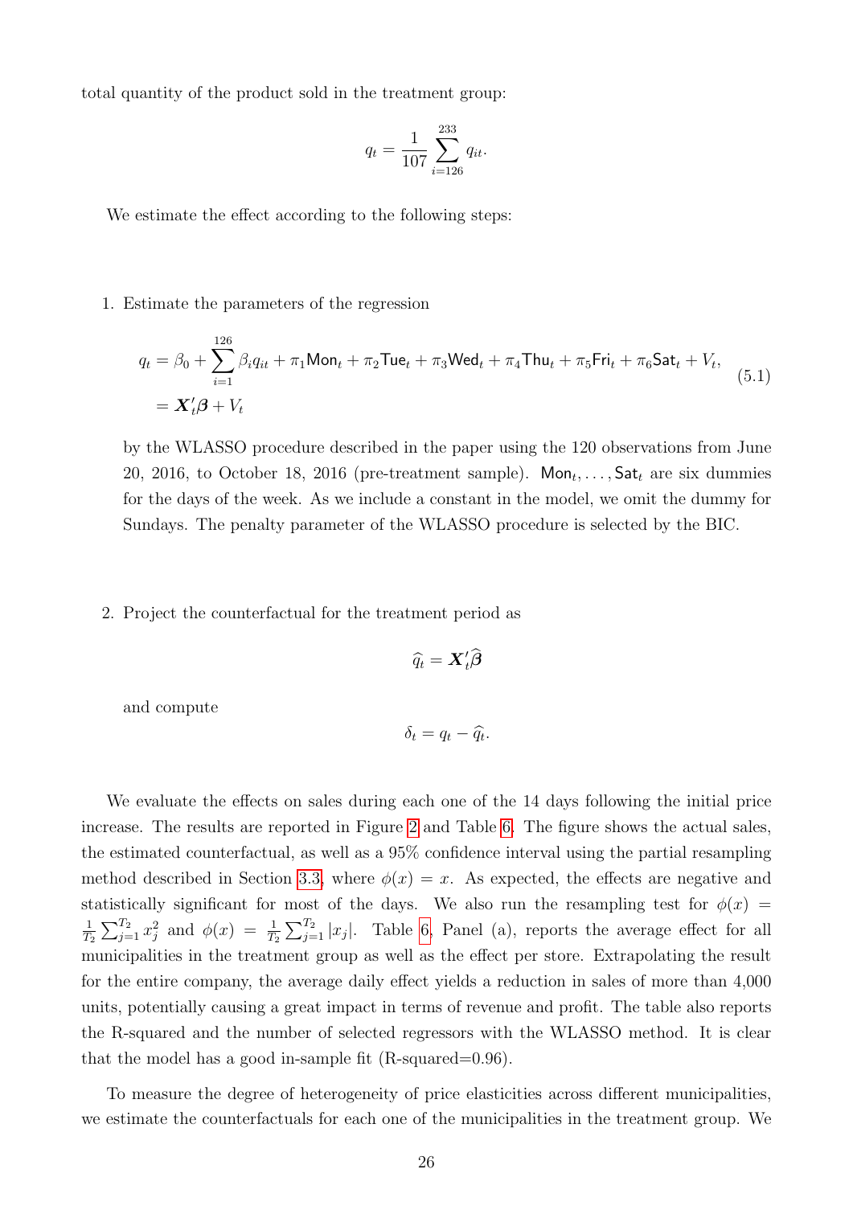total quantity of the product sold in the treatment group:

$$q_t = \frac{1}{107} \sum_{i=126}^{233} q_{it}.$$

We estimate the effect according to the following steps:

1. Estimate the parameters of the regression

$$\begin{aligned} q_t &= \beta_0 + \sum_{i=1}^{126} \beta_i q_{it} + \pi_1 \mathsf{Mon}_t + \pi_2 \mathsf{Tue}_t + \pi_3 \mathsf{Wed}_t + \pi_4 \mathsf{Thu}_t + \pi_5 \mathsf{Fri}_t + \pi_6 \mathsf{Sat}_t + V_t, \\ &= \boldsymbol{X}_t' \boldsymbol{\beta} + V_t \end{aligned} \tag{5.1}$$

   by the WLASSO procedure described in the paper using the 120 observations from June 20, 2016, to October 18, 2016 (pre-treatment sample). $\mathsf{Mon}_t, \ldots, \mathsf{Sat}_t$ are six dummies for the days of the week. As we include a constant in the model, we omit the dummy for Sundays. The penalty parameter of the WLASSO procedure is selected by the BIC.

2. Project the counterfactual for the treatment period as

$$\widehat{q}_t = \boldsymbol{X}_t' \widehat{\boldsymbol{\beta}}$$

   and compute

$$\delta_t = q_t - \widehat{q}_t.$$

We evaluate the effects on sales during each one of the 14 days following the initial price increase. The results are reported in Figure 2 and Table 6. The figure shows the actual sales, the estimated counterfactual, as well as a 95% confidence interval using the partial resampling method described in Section 3.3, where $\phi(x) = x$. As expected, the effects are negative and statistically significant for most of the days. We also run the resampling test for $\phi(x) = \frac{1}{T_2} \sum_{j=1}^{T_2} x_j^2$ and $\phi(x) = \frac{1}{T_2} \sum_{j=1}^{T_2} |x_j|$. Table 6, Panel (a), reports the average effect for all municipalities in the treatment group as well as the effect per store. Extrapolating the result for the entire company, the average daily effect yields a reduction in sales of more than 4,000 units, potentially causing a great impact in terms of revenue and profit. The table also reports the R-squared and the number of selected regressors with the WLASSO method. It is clear that the model has a good in-sample fit (R-squared=0.96).

To measure the degree of heterogeneity of price elasticities across different municipalities, we estimate the counterfactuals for each one of the municipalities in the treatment group. We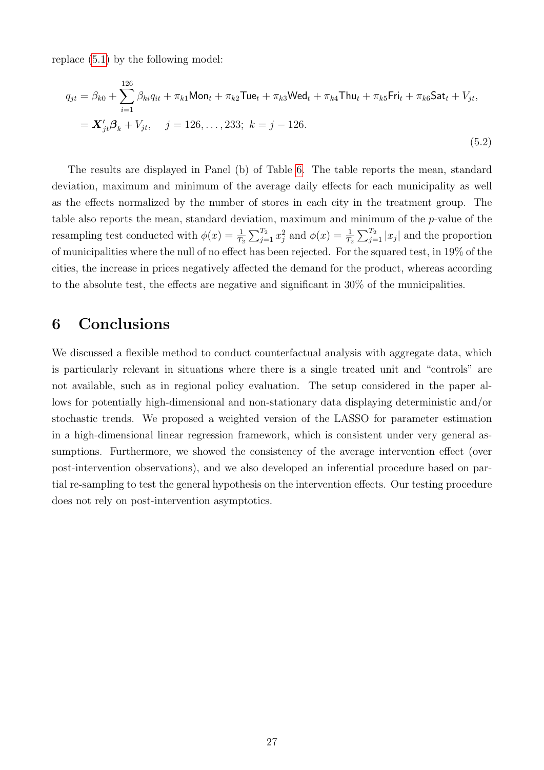replace (5.1) by the following model:

$$
\begin{aligned}
q_{jt} &= \beta_{k0} + \sum_{i=1}^{126} \beta_{ki} q_{it} + \pi_{k1}\mathsf{Mon}_t + \pi_{k2}\mathsf{Tue}_t + \pi_{k3}\mathsf{Wed}_t + \pi_{k4}\mathsf{Thu}_t + \pi_{k5}\mathsf{Fri}_t + \pi_{k6}\mathsf{Sat}_t + V_{jt}, \\
&= \boldsymbol{X}_{jt}'\boldsymbol{\beta}_k + V_{jt}, \quad j = 126, \ldots, 233;\ k = j - 126.
\end{aligned}
\tag{5.2}
$$

The results are displayed in Panel (b) of Table 6. The table reports the mean, standard deviation, maximum and minimum of the average daily effects for each municipality as well as the effects normalized by the number of stores in each city in the treatment group. The table also reports the mean, standard deviation, maximum and minimum of the $p$-value of the resampling test conducted with $\phi(x) = \frac{1}{T_2}\sum_{j=1}^{T_2} x_j^2$ and $\phi(x) = \frac{1}{T_2}\sum_{j=1}^{T_2} |x_j|$ and the proportion of municipalities where the null of no effect has been rejected. For the squared test, in 19% of the cities, the increase in prices negatively affected the demand for the product, whereas according to the absolute test, the effects are negative and significant in 30% of the municipalities.

# 6 Conclusions

We discussed a flexible method to conduct counterfactual analysis with aggregate data, which is particularly relevant in situations where there is a single treated unit and "controls" are not available, such as in regional policy evaluation. The setup considered in the paper allows for potentially high-dimensional and non-stationary data displaying deterministic and/or stochastic trends. We proposed a weighted version of the LASSO for parameter estimation in a high-dimensional linear regression framework, which is consistent under very general assumptions. Furthermore, we showed the consistency of the average intervention effect (over post-intervention observations), and we also developed an inferential procedure based on partial re-sampling to test the general hypothesis on the intervention effects. Our testing procedure does not rely on post-intervention asymptotics.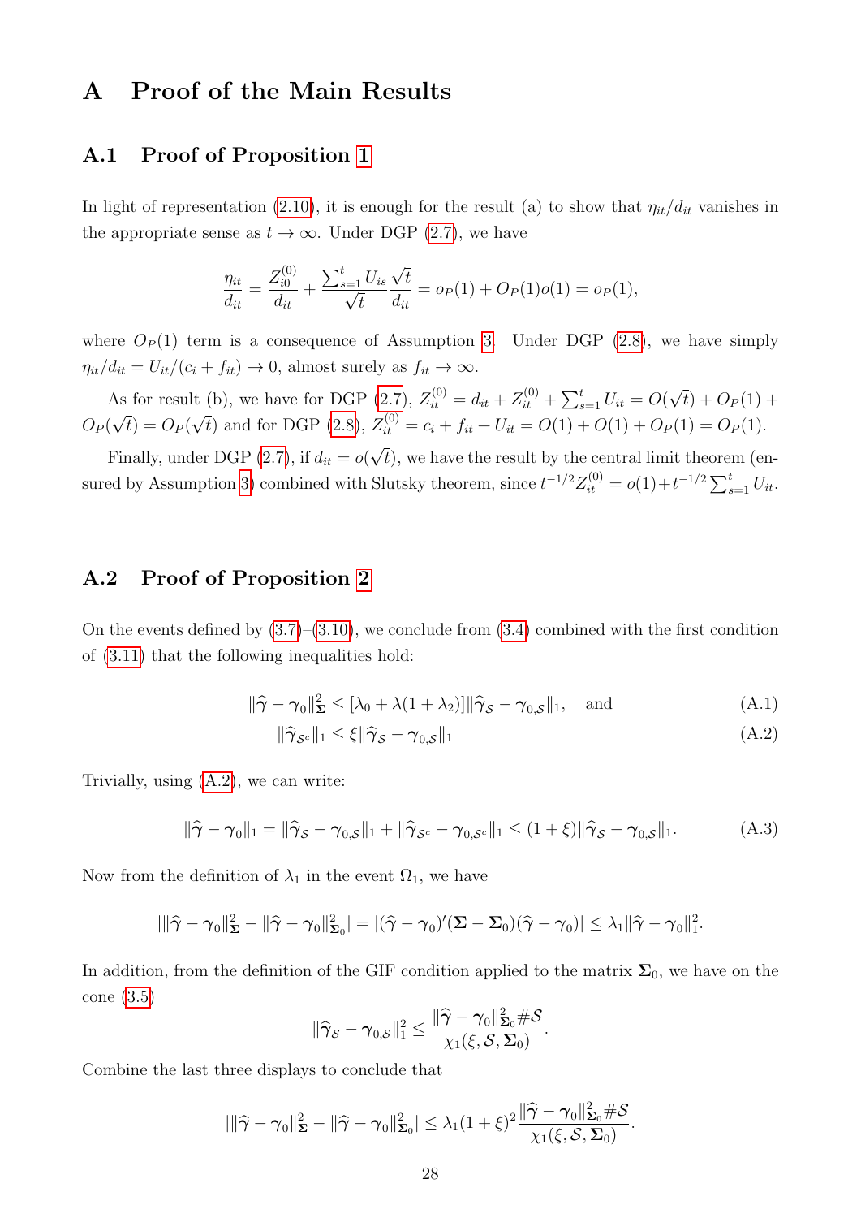# A Proof of the Main Results

## A.1 Proof of Proposition 1

In light of representation (2.10), it is enough for the result (a) to show that $\eta_{it}/d_{it}$ vanishes in the appropriate sense as $t \to \infty$. Under DGP (2.7), we have

$$\frac{\eta_{it}}{d_{it}} = \frac{Z_{i0}^{(0)}}{d_{it}} + \frac{\sum_{s=1}^{t} U_{is}}{\sqrt{t}} \frac{\sqrt{t}}{d_{it}} = o_P(1) + O_P(1)o(1) = o_P(1),$$

where $O_P(1)$ term is a consequence of Assumption 3. Under DGP (2.8), we have simply $\eta_{it}/d_{it} = U_{it}/(c_i + f_{it}) \to 0$, almost surely as $f_{it} \to \infty$.

As for result (b), we have for DGP (2.7), $Z_{it}^{(0)} = d_{it} + Z_{it}^{(0)} + \sum_{s=1}^{t} U_{it} = O(\sqrt{t}) + O_P(1) + O_P(\sqrt{t}) = O_P(\sqrt{t})$ and for DGP (2.8), $Z_{it}^{(0)} = c_i + f_{it} + U_{it} = O(1) + O(1) + O_P(1) = O_P(1)$.

Finally, under DGP (2.7), if $d_{it} = o(\sqrt{t})$, we have the result by the central limit theorem (ensured by Assumption 3) combined with Slutsky theorem, since $t^{-1/2} Z_{it}^{(0)} = o(1) + t^{-1/2} \sum_{s=1}^{t} U_{it}$.

## A.2 Proof of Proposition 2

On the events defined by (3.7)–(3.10), we conclude from (3.4) combined with the first condition of (3.11) that the following inequalities hold:

$$\|\widehat{\boldsymbol{\gamma}} - \boldsymbol{\gamma}_0\|_{\boldsymbol{\Sigma}}^2 \leq [\lambda_0 + \lambda(1 + \lambda_2)] \|\widehat{\boldsymbol{\gamma}}_{\mathcal{S}} - \boldsymbol{\gamma}_{0,\mathcal{S}}\|_1, \quad \text{and} \tag{A.1}$$

$$\|\widehat{\boldsymbol{\gamma}}_{\mathcal{S}^c}\|_1 \leq \xi \|\widehat{\boldsymbol{\gamma}}_{\mathcal{S}} - \boldsymbol{\gamma}_{0,\mathcal{S}}\|_1 \tag{A.2}$$

Trivially, using (A.2), we can write:

$$\|\widehat{\boldsymbol{\gamma}} - \boldsymbol{\gamma}_0\|_1 = \|\widehat{\boldsymbol{\gamma}}_{\mathcal{S}} - \boldsymbol{\gamma}_{0,\mathcal{S}}\|_1 + \|\widehat{\boldsymbol{\gamma}}_{\mathcal{S}^c} - \boldsymbol{\gamma}_{0,\mathcal{S}^c}\|_1 \leq (1 + \xi) \|\widehat{\boldsymbol{\gamma}}_{\mathcal{S}} - \boldsymbol{\gamma}_{0,\mathcal{S}}\|_1. \tag{A.3}$$

Now from the definition of $\lambda_1$ in the event $\Omega_1$, we have

$$\left| \|\widehat{\boldsymbol{\gamma}} - \boldsymbol{\gamma}_0\|_{\boldsymbol{\Sigma}}^2 - \|\widehat{\boldsymbol{\gamma}} - \boldsymbol{\gamma}_0\|_{\boldsymbol{\Sigma}_0}^2 \right| = |(\widehat{\boldsymbol{\gamma}} - \boldsymbol{\gamma}_0)'(\boldsymbol{\Sigma} - \boldsymbol{\Sigma}_0)(\widehat{\boldsymbol{\gamma}} - \boldsymbol{\gamma}_0)| \leq \lambda_1 \|\widehat{\boldsymbol{\gamma}} - \boldsymbol{\gamma}_0\|_1^2.$$

In addition, from the definition of the GIF condition applied to the matrix $\boldsymbol{\Sigma}_0$, we have on the cone (3.5)

$$\|\widehat{\boldsymbol{\gamma}}_{\mathcal{S}} - \boldsymbol{\gamma}_{0,\mathcal{S}}\|_1^2 \leq \frac{\|\widehat{\boldsymbol{\gamma}} - \boldsymbol{\gamma}_0\|_{\boldsymbol{\Sigma}_0}^2 \# \mathcal{S}}{\chi_1(\xi, \mathcal{S}, \boldsymbol{\Sigma}_0)}.$$

Combine the last three displays to conclude that

$$\left| \|\widehat{\boldsymbol{\gamma}} - \boldsymbol{\gamma}_0\|_{\boldsymbol{\Sigma}}^2 - \|\widehat{\boldsymbol{\gamma}} - \boldsymbol{\gamma}_0\|_{\boldsymbol{\Sigma}_0}^2 \right| \leq \lambda_1 (1 + \xi)^2 \frac{\|\widehat{\boldsymbol{\gamma}} - \boldsymbol{\gamma}_0\|_{\boldsymbol{\Sigma}_0}^2 \# \mathcal{S}}{\chi_1(\xi, \mathcal{S}, \boldsymbol{\Sigma}_0)}.$$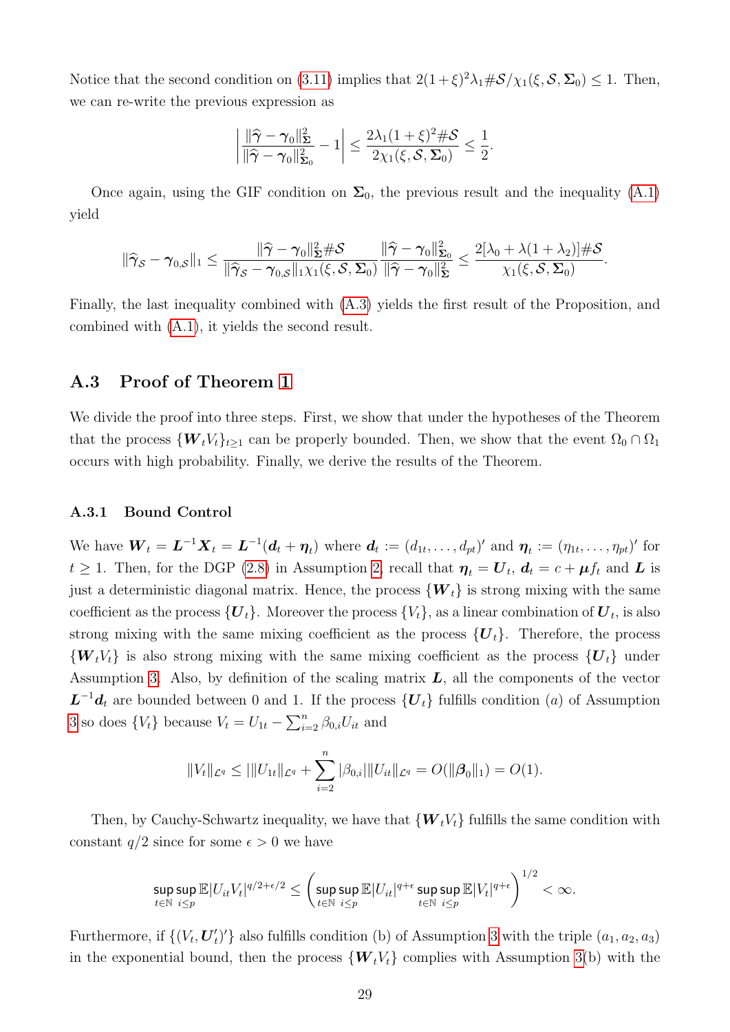Notice that the second condition on (3.11) implies that $2(1+\xi)^2\lambda_1\#\mathcal{S}/\chi_1(\xi,\mathcal{S},\boldsymbol{\Sigma}_0) \leq 1$. Then, we can re-write the previous expression as

$$\left|\frac{\|\widehat{\boldsymbol{\gamma}}-\boldsymbol{\gamma}_0\|_{\boldsymbol{\Sigma}}^2}{\|\widehat{\boldsymbol{\gamma}}-\boldsymbol{\gamma}_0\|_{\boldsymbol{\Sigma}_0}^2}-1\right| \leq \frac{2\lambda_1(1+\xi)^2\#\mathcal{S}}{2\chi_1(\xi,\mathcal{S},\boldsymbol{\Sigma}_0)} \leq \frac{1}{2}.$$

Once again, using the GIF condition on $\boldsymbol{\Sigma}_0$, the previous result and the inequality (A.1) yield

$$\|\widehat{\boldsymbol{\gamma}}_{\mathcal{S}}-\boldsymbol{\gamma}_{0,\mathcal{S}}\|_1 \leq \frac{\|\widehat{\boldsymbol{\gamma}}-\boldsymbol{\gamma}_0\|_{\boldsymbol{\Sigma}}^2\#\mathcal{S}}{\|\widehat{\boldsymbol{\gamma}}_{\mathcal{S}}-\boldsymbol{\gamma}_{0,\mathcal{S}}\|_1\chi_1(\xi,\mathcal{S},\boldsymbol{\Sigma}_0)}\frac{\|\widehat{\boldsymbol{\gamma}}-\boldsymbol{\gamma}_0\|_{\boldsymbol{\Sigma}_0}^2}{\|\widehat{\boldsymbol{\gamma}}-\boldsymbol{\gamma}_0\|_{\boldsymbol{\Sigma}}^2} \leq \frac{2[\lambda_0+\lambda(1+\lambda_2)]\#\mathcal{S}}{\chi_1(\xi,\mathcal{S},\boldsymbol{\Sigma}_0)}.$$

Finally, the last inequality combined with (A.3) yields the first result of the Proposition, and combined with (A.1), it yields the second result.

## A.3 Proof of Theorem 1

We divide the proof into three steps. First, we show that under the hypotheses of the Theorem that the process $\{\boldsymbol{W}_tV_t\}_{t\geq 1}$ can be properly bounded. Then, we show that the event $\Omega_0\cap\Omega_1$ occurs with high probability. Finally, we derive the results of the Theorem.

### A.3.1 Bound Control

We have $\boldsymbol{W}_t = \boldsymbol{L}^{-1}\boldsymbol{X}_t = \boldsymbol{L}^{-1}(\boldsymbol{d}_t+\boldsymbol{\eta}_t)$ where $\boldsymbol{d}_t := (d_{1t},\ldots,d_{pt})'$ and $\boldsymbol{\eta}_t := (\eta_{1t},\ldots,\eta_{pt})'$ for $t\geq 1$. Then, for the DGP (2.8) in Assumption 2, recall that $\boldsymbol{\eta}_t = \boldsymbol{U}_t$, $\boldsymbol{d}_t = c+\boldsymbol{\mu}f_t$ and $\boldsymbol{L}$ is just a deterministic diagonal matrix. Hence, the process $\{\boldsymbol{W}_t\}$ is strong mixing with the same coefficient as the process $\{\boldsymbol{U}_t\}$. Moreover the process $\{V_t\}$, as a linear combination of $\boldsymbol{U}_t$, is also strong mixing with the same mixing coefficient as the process $\{\boldsymbol{U}_t\}$. Therefore, the process $\{\boldsymbol{W}_tV_t\}$ is also strong mixing with the same mixing coefficient as the process $\{\boldsymbol{U}_t\}$ under Assumption 3. Also, by definition of the scaling matrix $\boldsymbol{L}$, all the components of the vector $\boldsymbol{L}^{-1}\boldsymbol{d}_t$ are bounded between 0 and 1. If the process $\{\boldsymbol{U}_t\}$ fulfills condition $(a)$ of Assumption 3 so does $\{V_t\}$ because $V_t = U_{1t}-\sum_{i=2}^n\beta_{0,i}U_{it}$ and

$$\|V_t\|_{\mathcal{L}^q} \leq |\|U_{1t}\|_{\mathcal{L}^q} + \sum_{i=2}^n|\beta_{0,i}|\|U_{it}\|_{\mathcal{L}^q} = O(\|\boldsymbol{\beta}_0\|_1) = O(1).$$

Then, by Cauchy-Schwartz inequality, we have that $\{\boldsymbol{W}_tV_t\}$ fulfills the same condition with constant $q/2$ since for some $\epsilon>0$ we have

$$\sup_{t\in\mathbb{N}}\sup_{i\leq p}\mathbb{E}|U_{it}V_t|^{q/2+\epsilon/2} \leq \left(\sup_{t\in\mathbb{N}}\sup_{i\leq p}\mathbb{E}|U_{it}|^{q+\epsilon}\sup_{t\in\mathbb{N}}\sup_{i\leq p}\mathbb{E}|V_t|^{q+\epsilon}\right)^{1/2} < \infty.$$

Furthermore, if $\{(V_t,\boldsymbol{U}_t')'\}$ also fulfills condition (b) of Assumption 3 with the triple $(a_1,a_2,a_3)$ in the exponential bound, then the process $\{\boldsymbol{W}_tV_t\}$ complies with Assumption 3(b) with the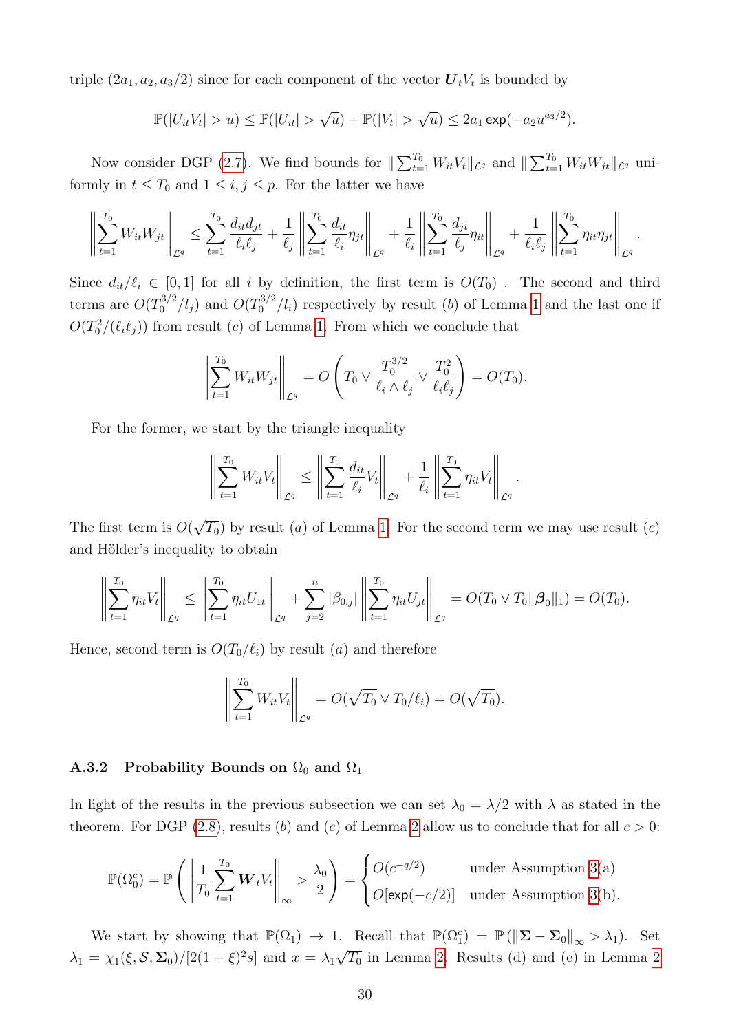triple $(2a_1, a_2, a_3/2)$ since for each component of the vector $\boldsymbol{U}_t V_t$ is bounded by

$$\mathbb{P}(|U_{it}V_t| > u) \leq \mathbb{P}(|U_{it}| > \sqrt{u}) + \mathbb{P}(|V_t| > \sqrt{u}) \leq 2a_1 \exp(-a_2 u^{a_3/2}).$$

Now consider DGP (2.7). We find bounds for $\| \sum_{t=1}^{T_0} W_{it}V_t\|_{\mathcal{L}^q}$ and $\| \sum_{t=1}^{T_0} W_{it}W_{jt}\|_{\mathcal{L}^q}$ uniformly in $t \leq T_0$ and $1 \leq i, j \leq p$. For the latter we have

$$\left\| \sum_{t=1}^{T_0} W_{it}W_{jt} \right\|_{\mathcal{L}^q} \leq \sum_{t=1}^{T_0} \frac{d_{it}d_{jt}}{\ell_i \ell_j} + \frac{1}{\ell_j} \left\| \sum_{t=1}^{T_0} \frac{d_{it}}{\ell_i} \eta_{jt} \right\|_{\mathcal{L}^q} + \frac{1}{\ell_i} \left\| \sum_{t=1}^{T_0} \frac{d_{jt}}{\ell_j} \eta_{it} \right\|_{\mathcal{L}^q} + \frac{1}{\ell_i \ell_j} \left\| \sum_{t=1}^{T_0} \eta_{it}\eta_{jt} \right\|_{\mathcal{L}^q}.$$

Since $d_{it}/\ell_i \in [0, 1]$ for all $i$ by definition, the first term is $O(T_0)$ . The second and third terms are $O(T_0^{3/2}/l_j)$ and $O(T_0^{3/2}/l_i)$ respectively by result $(b)$ of Lemma 1 and the last one if $O(T_0^2/(\ell_i \ell_j))$ from result $(c)$ of Lemma 1. From which we conclude that

$$\left\| \sum_{t=1}^{T_0} W_{it}W_{jt} \right\|_{\mathcal{L}^q} = O\left( T_0 \vee \frac{T_0^{3/2}}{\ell_i \wedge \ell_j} \vee \frac{T_0^2}{\ell_i \ell_j} \right) = O(T_0).$$

For the former, we start by the triangle inequality

$$\left\| \sum_{t=1}^{T_0} W_{it}V_t \right\|_{\mathcal{L}^q} \leq \left\| \sum_{t=1}^{T_0} \frac{d_{it}}{\ell_i} V_t \right\|_{\mathcal{L}^q} + \frac{1}{\ell_i} \left\| \sum_{t=1}^{T_0} \eta_{it}V_t \right\|_{\mathcal{L}^q}.$$

The first term is $O(\sqrt{T_0})$ by result $(a)$ of Lemma 1. For the second term we may use result $(c)$ and Hölder's inequality to obtain

$$\left\| \sum_{t=1}^{T_0} \eta_{it}V_t \right\|_{\mathcal{L}^q} \leq \left\| \sum_{t=1}^{T_0} \eta_{it}U_{1t} \right\|_{\mathcal{L}^q} + \sum_{j=2}^{n} |\beta_{0,j}| \left\| \sum_{t=1}^{T_0} \eta_{it}U_{jt} \right\|_{\mathcal{L}^q} = O(T_0 \vee T_0 \|\boldsymbol{\beta}_0\|_1) = O(T_0).$$

Hence, second term is $O(T_0/\ell_i)$ by result $(a)$ and therefore

$$\left\| \sum_{t=1}^{T_0} W_{it}V_t \right\|_{\mathcal{L}^q} = O(\sqrt{T_0} \vee T_0/\ell_i) = O(\sqrt{T_0}).$$

### A.3.2 Probability Bounds on $\Omega_0$ and $\Omega_1$

In light of the results in the previous subsection we can set $\lambda_0 = \lambda/2$ with $\lambda$ as stated in the theorem. For DGP (2.8), results $(b)$ and $(c)$ of Lemma 2 allow us to conclude that for all $c > 0$:

$$\mathbb{P}(\Omega_0^c) = \mathbb{P}\left( \left\| \frac{1}{T_0} \sum_{t=1}^{T_0} \boldsymbol{W}_t V_t \right\|_\infty > \frac{\lambda_0}{2} \right) = \begin{cases} O(c^{-q/2}) & \text{under Assumption 3(a)} \\ O[\exp(-c/2)] & \text{under Assumption 3(b)}. \end{cases}$$

We start by showing that $\mathbb{P}(\Omega_1) \to 1$. Recall that $\mathbb{P}(\Omega_1^c) = \mathbb{P}\left(\|\boldsymbol{\Sigma} - \boldsymbol{\Sigma}_0\|_\infty > \lambda_1\right)$. Set $\lambda_1 = \chi_1(\xi, \mathcal{S}, \boldsymbol{\Sigma}_0)/[2(1+\xi)^2 s]$ and $x = \lambda_1\sqrt{T_0}$ in Lemma 2. Results (d) and (e) in Lemma 2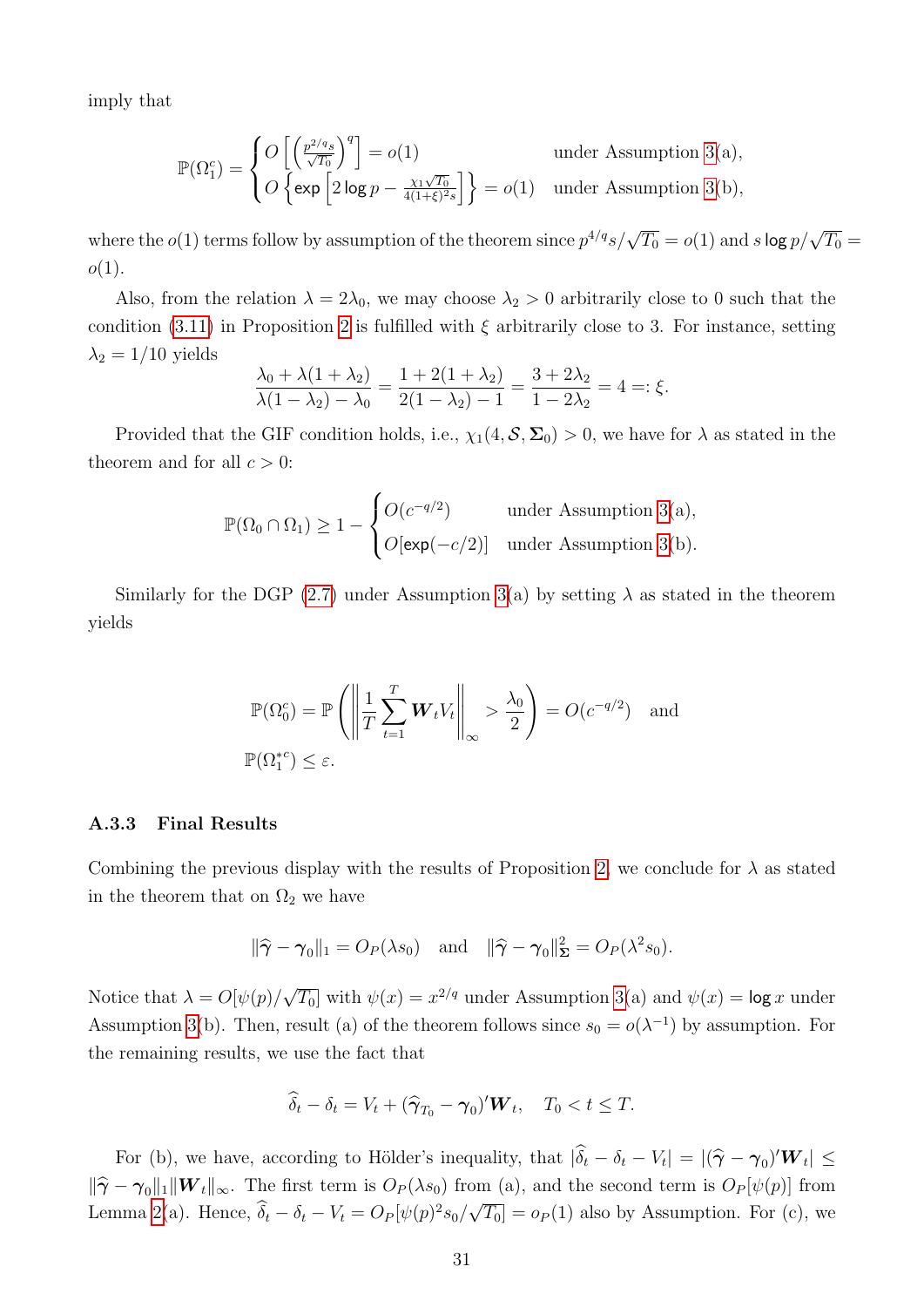imply that

$$\mathbb{P}(\Omega_1^c) = \begin{cases} O\left[\left(\frac{p^{2/q}s}{\sqrt{T_0}}\right)^q\right] = o(1) & \text{under Assumption 3(a)}, \\ O\left\{\exp\left[2\log p - \frac{\chi_1\sqrt{T_0}}{4(1+\xi)^2 s}\right]\right\} = o(1) & \text{under Assumption 3(b)}, \end{cases}$$

where the $o(1)$ terms follow by assumption of the theorem since $p^{4/q}s/\sqrt{T_0} = o(1)$ and $s\log p/\sqrt{T_0} = o(1)$.

Also, from the relation $\lambda = 2\lambda_0$, we may choose $\lambda_2 > 0$ arbitrarily close to 0 such that the condition (3.11) in Proposition 2 is fulfilled with $\xi$ arbitrarily close to 3. For instance, setting $\lambda_2 = 1/10$ yields

$$\frac{\lambda_0 + \lambda(1+\lambda_2)}{\lambda(1-\lambda_2) - \lambda_0} = \frac{1 + 2(1+\lambda_2)}{2(1-\lambda_2) - 1} = \frac{3 + 2\lambda_2}{1 - 2\lambda_2} = 4 =: \xi.$$

Provided that the GIF condition holds, i.e., $\chi_1(4, \mathcal{S}, \boldsymbol{\Sigma}_0) > 0$, we have for $\lambda$ as stated in the theorem and for all $c > 0$:

$$\mathbb{P}(\Omega_0 \cap \Omega_1) \geq 1 - \begin{cases} O(c^{-q/2}) & \text{under Assumption 3(a)}, \\ O[\exp(-c/2)] & \text{under Assumption 3(b)}. \end{cases}$$

Similarly for the DGP (2.7) under Assumption 3(a) by setting $\lambda$ as stated in the theorem yields

$$\mathbb{P}(\Omega_0^c) = \mathbb{P}\left(\left\|\frac{1}{T}\sum_{t=1}^{T} \boldsymbol{W}_t V_t\right\|_\infty > \frac{\lambda_0}{2}\right) = O(c^{-q/2}) \quad \text{and}$$
$$\mathbb{P}(\Omega_1^{*c}) \leq \varepsilon.$$

### A.3.3 Final Results

Combining the previous display with the results of Proposition 2, we conclude for $\lambda$ as stated in the theorem that on $\Omega_2$ we have

$$\|\widehat{\boldsymbol{\gamma}} - \boldsymbol{\gamma}_0\|_1 = O_P(\lambda s_0) \quad \text{and} \quad \|\widehat{\boldsymbol{\gamma}} - \boldsymbol{\gamma}_0\|_{\boldsymbol{\Sigma}}^2 = O_P(\lambda^2 s_0).$$

Notice that $\lambda = O[\psi(p)/\sqrt{T_0}]$ with $\psi(x) = x^{2/q}$ under Assumption 3(a) and $\psi(x) = \log x$ under Assumption 3(b). Then, result (a) of the theorem follows since $s_0 = o(\lambda^{-1})$ by assumption. For the remaining results, we use the fact that

$$\widehat{\delta}_t - \delta_t = V_t + (\widehat{\boldsymbol{\gamma}}_{T_0} - \boldsymbol{\gamma}_0)'\boldsymbol{W}_t, \quad T_0 < t \leq T.$$

For (b), we have, according to Hölder's inequality, that $|\widehat{\delta}_t - \delta_t - V_t| = |(\widehat{\boldsymbol{\gamma}} - \boldsymbol{\gamma}_0)'\boldsymbol{W}_t| \leq \|\widehat{\boldsymbol{\gamma}} - \boldsymbol{\gamma}_0\|_1 \|\boldsymbol{W}_t\|_\infty$. The first term is $O_P(\lambda s_0)$ from (a), and the second term is $O_P[\psi(p)]$ from Lemma 2(a). Hence, $\widehat{\delta}_t - \delta_t - V_t = O_P[\psi(p)^2 s_0/\sqrt{T_0}] = o_P(1)$ also by Assumption. For (c), we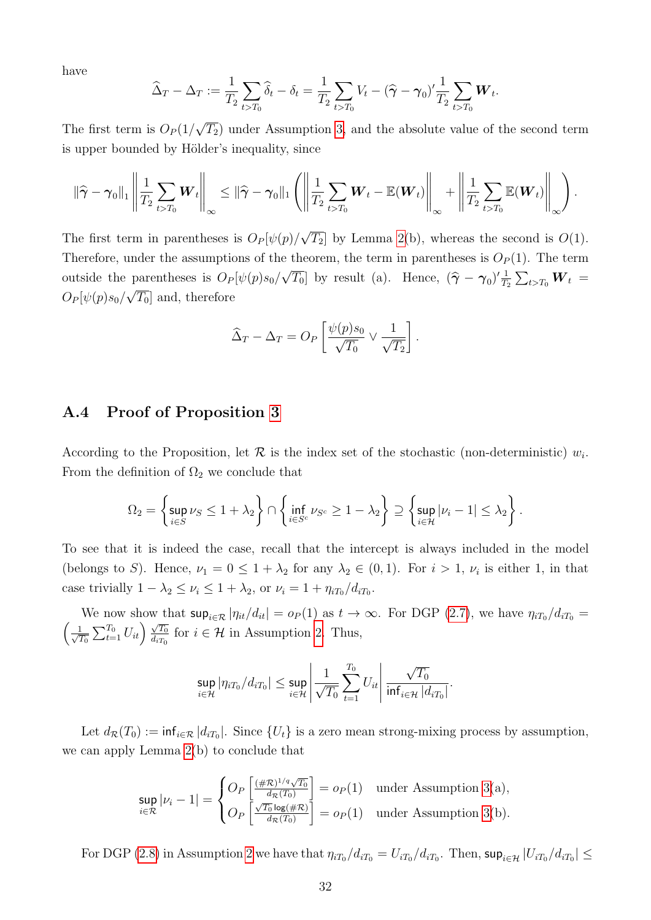have

$$\widehat{\Delta}_T - \Delta_T := \frac{1}{T_2}\sum_{t>T_0} \widehat{\delta}_t - \delta_t = \frac{1}{T_2}\sum_{t>T_0} V_t - (\widehat{\boldsymbol{\gamma}} - \boldsymbol{\gamma}_0)' \frac{1}{T_2}\sum_{t>T_0} \boldsymbol{W}_t.$$

The first term is $O_P(1/\sqrt{T_2})$ under Assumption 3, and the absolute value of the second term is upper bounded by Hölder's inequality, since

$$\|\widehat{\boldsymbol{\gamma}} - \boldsymbol{\gamma}_0\|_1 \left\| \frac{1}{T_2}\sum_{t>T_0} \boldsymbol{W}_t \right\|_\infty \leq \|\widehat{\boldsymbol{\gamma}} - \boldsymbol{\gamma}_0\|_1 \left( \left\| \frac{1}{T_2}\sum_{t>T_0} \boldsymbol{W}_t - \mathbb{E}(\boldsymbol{W}_t) \right\|_\infty + \left\| \frac{1}{T_2}\sum_{t>T_0} \mathbb{E}(\boldsymbol{W}_t) \right\|_\infty \right).$$

The first term in parentheses is $O_P[\psi(p)/\sqrt{T_2}]$ by Lemma 2(b), whereas the second is $O(1)$. Therefore, under the assumptions of the theorem, the term in parentheses is $O_P(1)$. The term outside the parentheses is $O_P[\psi(p)s_0/\sqrt{T_0}]$ by result (a). Hence, $(\widehat{\boldsymbol{\gamma}} - \boldsymbol{\gamma}_0)' \frac{1}{T_2}\sum_{t>T_0} \boldsymbol{W}_t = O_P[\psi(p)s_0/\sqrt{T_0}]$ and, therefore

$$\widehat{\Delta}_T - \Delta_T = O_P\left[\frac{\psi(p)s_0}{\sqrt{T_0}} \vee \frac{1}{\sqrt{T_2}}\right].$$

## A.4 Proof of Proposition 3

According to the Proposition, let $\mathcal{R}$ is the index set of the stochastic (non-deterministic) $w_i$. From the definition of $\Omega_2$ we conclude that

$$\Omega_2 = \left\{ \sup_{i\in S} \nu_S \leq 1 + \lambda_2 \right\} \cap \left\{ \inf_{i\in S^c} \nu_{S^c} \geq 1 - \lambda_2 \right\} \supseteq \left\{ \sup_{i\in\mathcal{H}} |\nu_i - 1| \leq \lambda_2 \right\}.$$

To see that it is indeed the case, recall that the intercept is always included in the model (belongs to $S$). Hence, $\nu_1 = 0 \leq 1 + \lambda_2$ for any $\lambda_2 \in (0,1)$. For $i > 1$, $\nu_i$ is either 1, in that case trivially $1 - \lambda_2 \leq \nu_i \leq 1 + \lambda_2$, or $\nu_i = 1 + \eta_{iT_0}/d_{iT_0}$.

We now show that $\sup_{i\in\mathcal{R}} |\eta_{it}/d_{it}| = o_P(1)$ as $t \to \infty$. For DGP (2.7), we have $\eta_{iT_0}/d_{iT_0} = \left(\frac{1}{\sqrt{T_0}}\sum_{t=1}^{T_0} U_{it}\right)\frac{\sqrt{T_0}}{d_{iT_0}}$ for $i \in \mathcal{H}$ in Assumption 2. Thus,

$$\sup_{i\in\mathcal{H}} |\eta_{iT_0}/d_{iT_0}| \leq \sup_{i\in\mathcal{H}} \left| \frac{1}{\sqrt{T_0}}\sum_{t=1}^{T_0} U_{it} \right| \frac{\sqrt{T_0}}{\inf_{i\in\mathcal{H}} |d_{iT_0}|}.$$

Let $d_{\mathcal{R}}(T_0) := \inf_{i\in\mathcal{R}} |d_{iT_0}|$. Since $\{U_t\}$ is a zero mean strong-mixing process by assumption, we can apply Lemma 2(b) to conclude that

$$\sup_{i\in\mathcal{R}} |\nu_i - 1| = \begin{cases} O_P\left[\frac{(\#\mathcal{R})^{1/q}\sqrt{T_0}}{d_{\mathcal{R}}(T_0)}\right] = o_P(1) & \text{under Assumption 3(a),} \\ O_P\left[\frac{\sqrt{T_0}\log(\#\mathcal{R})}{d_{\mathcal{R}}(T_0)}\right] = o_P(1) & \text{under Assumption 3(b).} \end{cases}$$

For DGP (2.8) in Assumption 2 we have that $\eta_{iT_0}/d_{iT_0} = U_{iT_0}/d_{iT_0}$. Then, $\sup_{i\in\mathcal{H}} |U_{iT_0}/d_{iT_0}| \leq$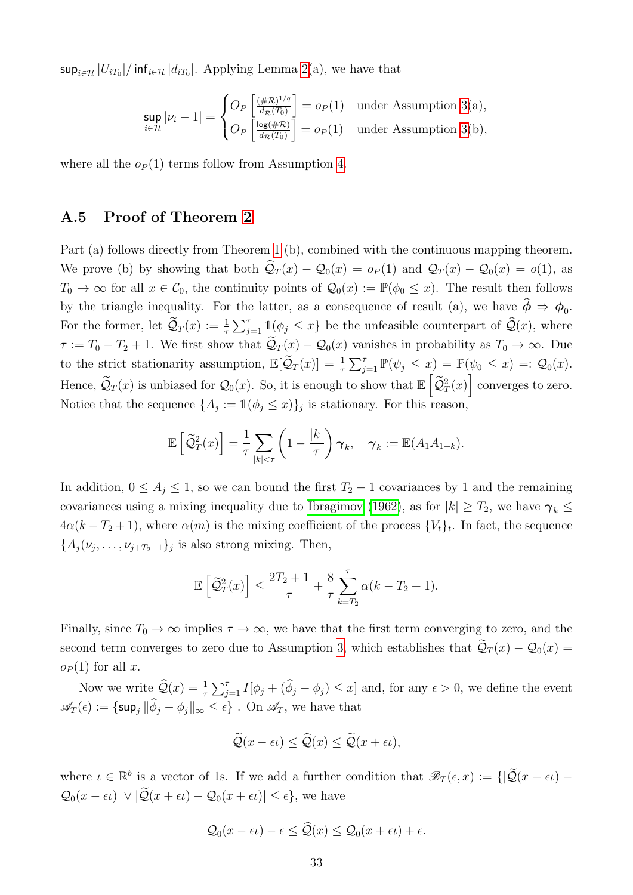$\mathsf{sup}_{i\in\mathcal{H}} |U_{iT_0}|/\inf_{i\in\mathcal{H}} |d_{iT_0}|$. Applying Lemma 2(a), we have that

$$\sup_{i\in\mathcal{H}} |\nu_i - 1| = \begin{cases} O_P\left[\frac{(\#\mathcal{R})^{1/q}}{d_\mathcal{R}(T_0)}\right] = o_P(1) & \text{under Assumption 3(a),} \\ O_P\left[\frac{\log(\#\mathcal{R})}{d_\mathcal{R}(T_0)}\right] = o_P(1) & \text{under Assumption 3(b),} \end{cases}$$

where all the $o_P(1)$ terms follow from Assumption 4.

### A.5 Proof of Theorem 2

Part (a) follows directly from Theorem 1(b), combined with the continuous mapping theorem. We prove (b) by showing that both $\widehat{\mathcal{Q}}_T(x) - \mathcal{Q}_0(x) = o_P(1)$ and $\mathcal{Q}_T(x) - \mathcal{Q}_0(x) = o(1)$, as $T_0 \to \infty$ for all $x \in \mathcal{C}_0$, the continuity points of $\mathcal{Q}_0(x) := \mathbb{P}(\phi_0 \leq x)$. The result then follows by the triangle inequality. For the latter, as a consequence of result (a), we have $\widehat{\boldsymbol{\phi}} \Rightarrow \boldsymbol{\phi}_0$. For the former, let $\widetilde{\mathcal{Q}}_T(x) := \frac{1}{\tau}\sum_{j=1}^{\tau} \mathbb{1}(\phi_j \leq x)$ be the unfeasible counterpart of $\widehat{\mathcal{Q}}(x)$, where $\tau := T_0 - T_2 + 1$. We first show that $\widetilde{\mathcal{Q}}_T(x) - \mathcal{Q}_0(x)$ vanishes in probability as $T_0 \to \infty$. Due to the strict stationarity assumption, $\mathbb{E}[\widetilde{\mathcal{Q}}_T(x)] = \frac{1}{\tau}\sum_{j=1}^{\tau} \mathbb{P}(\psi_j \leq x) = \mathbb{P}(\psi_0 \leq x) =: \mathcal{Q}_0(x)$. Hence, $\widetilde{\mathcal{Q}}_T(x)$ is unbiased for $\mathcal{Q}_0(x)$. So, it is enough to show that $\mathbb{E}\left[\widetilde{\mathcal{Q}}_T^2(x)\right]$ converges to zero. Notice that the sequence $\{A_j := \mathbb{1}(\phi_j \leq x)\}_j$ is stationary. For this reason,

$$\mathbb{E}\left[\widetilde{\mathcal{Q}}_T^2(x)\right] = \frac{1}{\tau}\sum_{|k|<\tau}\left(1 - \frac{|k|}{\tau}\right)\boldsymbol{\gamma}_k, \quad \boldsymbol{\gamma}_k := \mathbb{E}(A_1 A_{1+k}).$$

In addition, $0 \leq A_j \leq 1$, so we can bound the first $T_2 - 1$ covariances by 1 and the remaining covariances using a mixing inequality due to Ibragimov (1962), as for $|k| \geq T_2$, we have $\boldsymbol{\gamma}_k \leq 4\alpha(k - T_2 + 1)$, where $\alpha(m)$ is the mixing coefficient of the process $\{V_t\}_t$. In fact, the sequence $\{A_j(\nu_j, \ldots, \nu_{j+T_2-1}\}_j$ is also strong mixing. Then,

$$\mathbb{E}\left[\widetilde{\mathcal{Q}}_T^2(x)\right] \leq \frac{2T_2 + 1}{\tau} + \frac{8}{\tau}\sum_{k=T_2}^{\tau} \alpha(k - T_2 + 1).$$

Finally, since $T_0 \to \infty$ implies $\tau \to \infty$, we have that the first term converging to zero, and the second term converges to zero due to Assumption 3, which establishes that $\widetilde{\mathcal{Q}}_T(x) - \mathcal{Q}_0(x) = o_P(1)$ for all $x$.

Now we write $\widehat{\mathcal{Q}}(x) = \frac{1}{\tau}\sum_{j=1}^{\tau} I[\phi_j + (\widehat{\phi}_j - \phi_j) \leq x]$ and, for any $\epsilon > 0$, we define the event $\mathscr{A}_T(\epsilon) := \{\mathsf{sup}_j \|\widehat{\phi}_j - \phi_j\|_\infty \leq \epsilon\}$ . On $\mathscr{A}_T$, we have that

$$\widetilde{\mathcal{Q}}(x - \epsilon\iota) \leq \widehat{\mathcal{Q}}(x) \leq \widetilde{\mathcal{Q}}(x + \epsilon\iota),$$

where $\iota \in \mathbb{R}^b$ is a vector of 1s. If we add a further condition that $\mathscr{B}_T(\epsilon, x) := \{|\widetilde{\mathcal{Q}}(x - \epsilon\iota) - \mathcal{Q}_0(x - \epsilon\iota)| \vee |\widetilde{\mathcal{Q}}(x + \epsilon\iota) - \mathcal{Q}_0(x + \epsilon\iota)| \leq \epsilon\}$, we have

$$\mathcal{Q}_0(x - \epsilon\iota) - \epsilon \leq \widehat{\mathcal{Q}}(x) \leq \mathcal{Q}_0(x + \epsilon\iota) + \epsilon.$$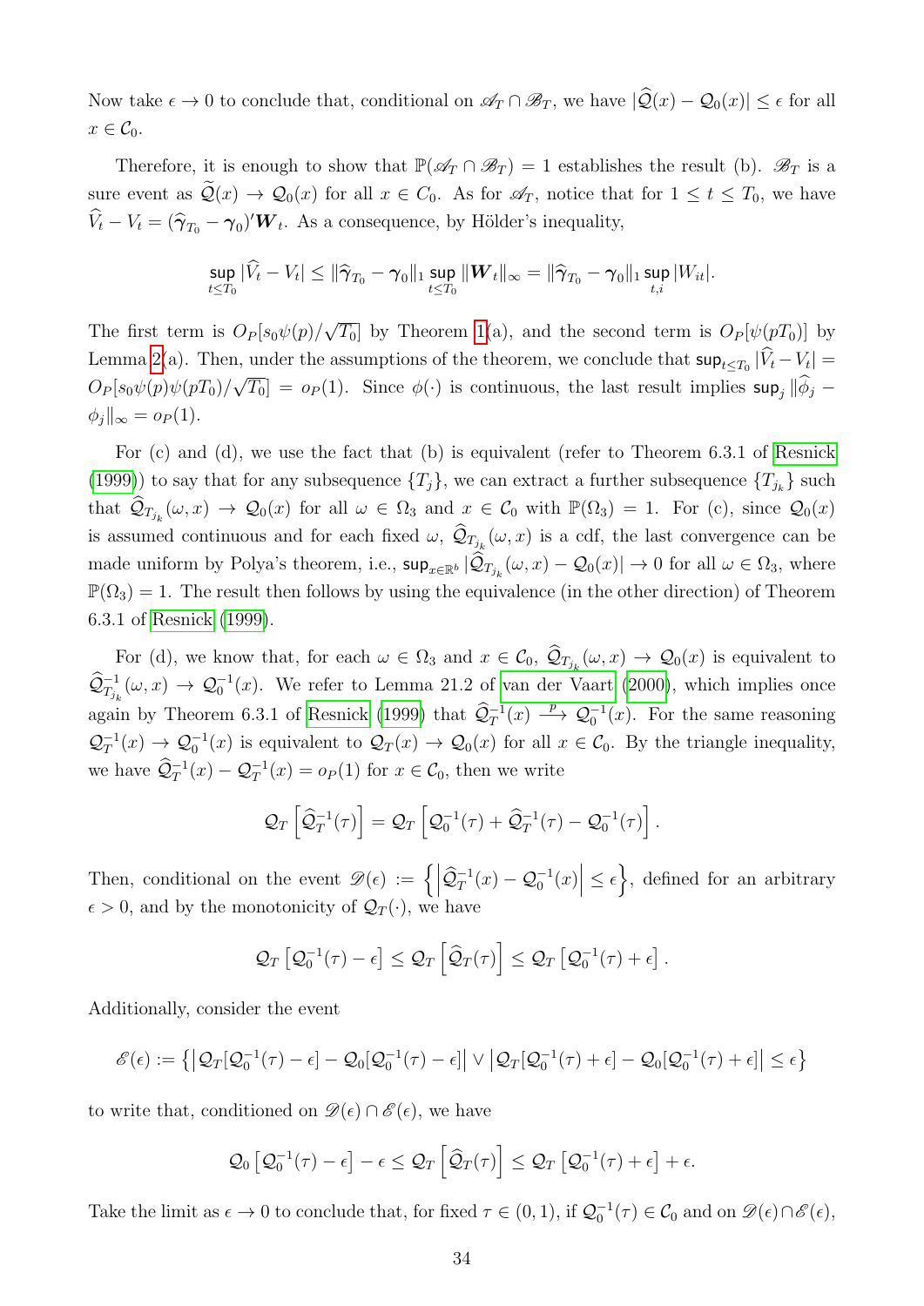Now take $\epsilon \to 0$ to conclude that, conditional on $\mathscr{A}_T \cap \mathscr{B}_T$, we have $|\widehat{\mathcal{Q}}(x) - \mathcal{Q}_0(x)| \leq \epsilon$ for all $x \in \mathcal{C}_0$.

Therefore, it is enough to show that $\mathbb{P}(\mathscr{A}_T \cap \mathscr{B}_T) = 1$ establishes the result (b). $\mathscr{B}_T$ is a sure event as $\widetilde{\mathcal{Q}}(x) \to \mathcal{Q}_0(x)$ for all $x \in C_0$. As for $\mathscr{A}_T$, notice that for $1 \leq t \leq T_0$, we have $\widehat{V}_t - V_t = (\widehat{\gamma}_{T_0} - \gamma_0)' \boldsymbol{W}_t$. As a consequence, by Hölder's inequality,

$$\sup_{t \leq T_0} |\widehat{V}_t - V_t| \leq \|\widehat{\gamma}_{T_0} - \gamma_0\|_1 \sup_{t \leq T_0} \|\boldsymbol{W}_t\|_\infty = \|\widehat{\gamma}_{T_0} - \gamma_0\|_1 \sup_{t,i} |W_{it}|.$$

The first term is $O_P[s_0 \psi(p)/\sqrt{T_0}]$ by Theorem 1(a), and the second term is $O_P[\psi(pT_0)]$ by Lemma 2(a). Then, under the assumptions of the theorem, we conclude that $\sup_{t \leq T_0} |\widehat{V}_t - V_t| = O_P[s_0 \psi(p) \psi(pT_0)/\sqrt{T_0}] = o_P(1)$. Since $\phi(\cdot)$ is continuous, the last result implies $\sup_j \|\widehat{\phi}_j - \phi_j\|_\infty = o_P(1)$.

For (c) and (d), we use the fact that (b) is equivalent (refer to Theorem 6.3.1 of Resnick (1999)) to say that for any subsequence $\{T_j\}$, we can extract a further subsequence $\{T_{j_k}\}$ such that $\widehat{\mathcal{Q}}_{T_{j_k}}(\omega, x) \to \mathcal{Q}_0(x)$ for all $\omega \in \Omega_3$ and $x \in \mathcal{C}_0$ with $\mathbb{P}(\Omega_3) = 1$. For (c), since $\mathcal{Q}_0(x)$ is assumed continuous and for each fixed $\omega$, $\widehat{\mathcal{Q}}_{T_{j_k}}(\omega, x)$ is a cdf, the last convergence can be made uniform by Polya's theorem, i.e., $\sup_{x \in \mathbb{R}^b} |\widehat{\mathcal{Q}}_{T_{j_k}}(\omega, x) - \mathcal{Q}_0(x)| \to 0$ for all $\omega \in \Omega_3$, where $\mathbb{P}(\Omega_3) = 1$. The result then follows by using the equivalence (in the other direction) of Theorem 6.3.1 of Resnick (1999).

For (d), we know that, for each $\omega \in \Omega_3$ and $x \in \mathcal{C}_0$, $\widehat{\mathcal{Q}}_{T_{j_k}}(\omega, x) \to \mathcal{Q}_0(x)$ is equivalent to $\widehat{\mathcal{Q}}^{-1}_{T_{j_k}}(\omega, x) \to \mathcal{Q}^{-1}_0(x)$. We refer to Lemma 21.2 of van der Vaart (2000), which implies once again by Theorem 6.3.1 of Resnick (1999) that $\widehat{\mathcal{Q}}^{-1}_T(x) \xrightarrow{p} \mathcal{Q}^{-1}_0(x)$. For the same reasoning $\mathcal{Q}^{-1}_T(x) \to \mathcal{Q}^{-1}_0(x)$ is equivalent to $\mathcal{Q}_T(x) \to \mathcal{Q}_0(x)$ for all $x \in \mathcal{C}_0$. By the triangle inequality, we have $\widehat{\mathcal{Q}}^{-1}_T(x) - \mathcal{Q}^{-1}_T(x) = o_P(1)$ for $x \in \mathcal{C}_0$, then we write

$$\mathcal{Q}_T\left[\widehat{\mathcal{Q}}^{-1}_T(\tau)\right] = \mathcal{Q}_T\left[\mathcal{Q}^{-1}_0(\tau) + \widehat{\mathcal{Q}}^{-1}_T(\tau) - \mathcal{Q}^{-1}_0(\tau)\right].$$

Then, conditional on the event $\mathscr{D}(\epsilon) := \left\{\left|\widehat{\mathcal{Q}}^{-1}_T(x) - \mathcal{Q}^{-1}_0(x)\right| \leq \epsilon\right\}$, defined for an arbitrary $\epsilon > 0$, and by the monotonicity of $\mathcal{Q}_T(\cdot)$, we have

$$\mathcal{Q}_T\left[\mathcal{Q}^{-1}_0(\tau) - \epsilon\right] \leq \mathcal{Q}_T\left[\widehat{\mathcal{Q}}_T(\tau)\right] \leq \mathcal{Q}_T\left[\mathcal{Q}^{-1}_0(\tau) + \epsilon\right].$$

Additionally, consider the event

$$\mathscr{E}(\epsilon) := \left\{\left|\mathcal{Q}_T[\mathcal{Q}^{-1}_0(\tau) - \epsilon] - \mathcal{Q}_0[\mathcal{Q}^{-1}_0(\tau) - \epsilon]\right| \vee \left|\mathcal{Q}_T[\mathcal{Q}^{-1}_0(\tau) + \epsilon] - \mathcal{Q}_0[\mathcal{Q}^{-1}_0(\tau) + \epsilon]\right| \leq \epsilon\right\}$$

to write that, conditioned on $\mathscr{D}(\epsilon) \cap \mathscr{E}(\epsilon)$, we have

$$\mathcal{Q}_0\left[\mathcal{Q}^{-1}_0(\tau) - \epsilon\right] - \epsilon \leq \mathcal{Q}_T\left[\widehat{\mathcal{Q}}_T(\tau)\right] \leq \mathcal{Q}_T\left[\mathcal{Q}^{-1}_0(\tau) + \epsilon\right] + \epsilon.$$

Take the limit as $\epsilon \to 0$ to conclude that, for fixed $\tau \in (0, 1)$, if $\mathcal{Q}^{-1}_0(\tau) \in \mathcal{C}_0$ and on $\mathscr{D}(\epsilon) \cap \mathscr{E}(\epsilon)$,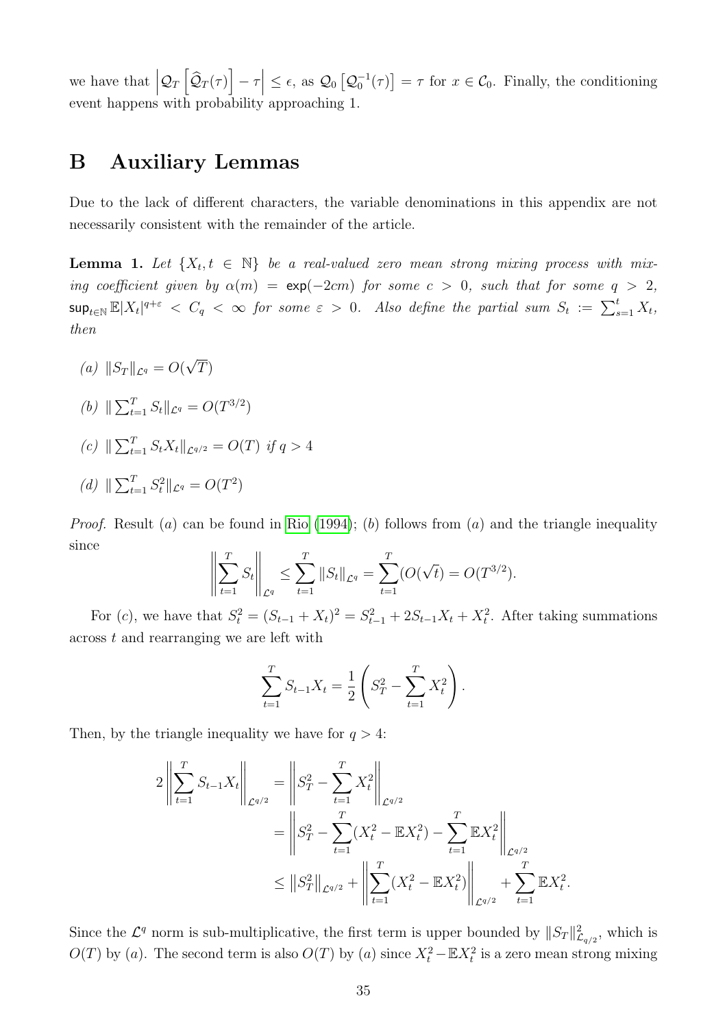we have that $\left|\mathcal{Q}_T\left[\widehat{\mathcal{Q}}_T(\tau)\right]-\tau\right|\leq\epsilon$, as $\mathcal{Q}_0\left[\mathcal{Q}_0^{-1}(\tau)\right]=\tau$ for $x\in\mathcal{C}_0$. Finally, the conditioning event happens with probability approaching 1.

# B Auxiliary Lemmas

Due to the lack of different characters, the variable denominations in this appendix are not necessarily consistent with the remainder of the article.

**Lemma 1.** *Let $\{X_t, t\in\mathbb{N}\}$ be a real-valued zero mean strong mixing process with mixing coefficient given by $\alpha(m)=\exp(-2cm)$ for some $c>0$, such that for some $q>2$, $\sup_{t\in\mathbb{N}}\mathbb{E}|X_t|^{q+\varepsilon}<C_q<\infty$ for some $\varepsilon>0$. Also define the partial sum $S_t:=\sum_{s=1}^t X_t$, then*

*(a)* $\|S_T\|_{\mathcal{L}^q}=O(\sqrt{T})$

*(b)* $\|\sum_{t=1}^T S_t\|_{\mathcal{L}^q}=O(T^{3/2})$

*(c)* $\|\sum_{t=1}^T S_tX_t\|_{\mathcal{L}^{q/2}}=O(T)$ *if* $q>4$

*(d)* $\|\sum_{t=1}^T S_t^2\|_{\mathcal{L}^q}=O(T^2)$

*Proof.* Result $(a)$ can be found in Rio (1994); $(b)$ follows from $(a)$ and the triangle inequality since

$$\left\|\sum_{t=1}^T S_t\right\|_{\mathcal{L}^q}\leq\sum_{t=1}^T\|S_t\|_{\mathcal{L}^q}=\sum_{t=1}^T(O(\sqrt{t})=O(T^{3/2}).$$

For $(c)$, we have that $S_t^2=(S_{t-1}+X_t)^2=S_{t-1}^2+2S_{t-1}X_t+X_t^2$. After taking summations across $t$ and rearranging we are left with

$$\sum_{t=1}^T S_{t-1}X_t=\frac{1}{2}\left(S_T^2-\sum_{t=1}^T X_t^2\right).$$

Then, by the triangle inequality we have for $q>4$:

$$\begin{aligned}
2\left\|\sum_{t=1}^T S_{t-1}X_t\right\|_{\mathcal{L}^{q/2}} &= \left\|S_T^2-\sum_{t=1}^T X_t^2\right\|_{\mathcal{L}^{q/2}}\\
&= \left\|S_T^2-\sum_{t=1}^T(X_t^2-\mathbb{E}X_t^2)-\sum_{t=1}^T\mathbb{E}X_t^2\right\|_{\mathcal{L}^{q/2}}\\
&\leq \left\|S_T^2\right\|_{\mathcal{L}^{q/2}}+\left\|\sum_{t=1}^T(X_t^2-\mathbb{E}X_t^2)\right\|_{\mathcal{L}^{q/2}}+\sum_{t=1}^T\mathbb{E}X_t^2.
\end{aligned}$$

Since the $\mathcal{L}^q$ norm is sub-multiplicative, the first term is upper bounded by $\|S_T\|^2_{\mathcal{L}_{q/2}}$, which is $O(T)$ by $(a)$. The second term is also $O(T)$ by $(a)$ since $X_t^2-\mathbb{E}X_t^2$ is a zero mean strong mixing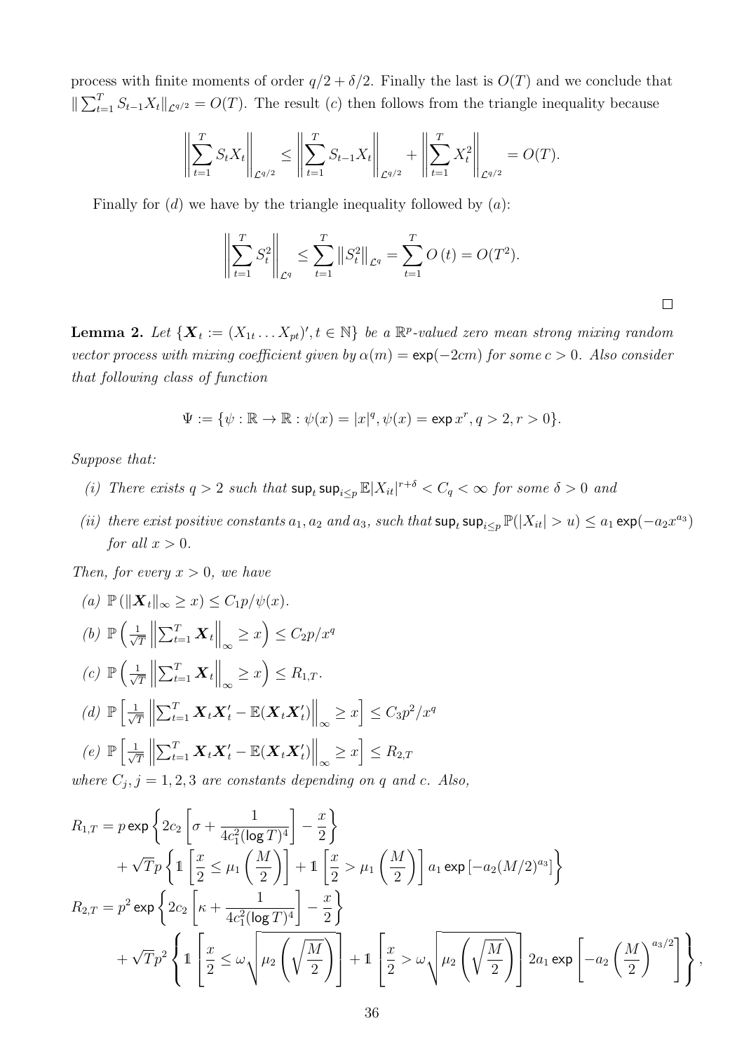process with finite moments of order $q/2 + \delta/2$. Finally the last is $O(T)$ and we conclude that $\|\sum_{t=1}^{T} S_{t-1}X_t\|_{\mathcal{L}^{q/2}} = O(T)$. The result $(c)$ then follows from the triangle inequality because

$$\left\|\sum_{t=1}^{T} S_t X_t\right\|_{\mathcal{L}^{q/2}} \leq \left\|\sum_{t=1}^{T} S_{t-1} X_t\right\|_{\mathcal{L}^{q/2}} + \left\|\sum_{t=1}^{T} X_t^2\right\|_{\mathcal{L}^{q/2}} = O(T).$$

Finally for $(d)$ we have by the triangle inequality followed by $(a)$:

$$\left\|\sum_{t=1}^{T} S_t^2\right\|_{\mathcal{L}^q} \leq \sum_{t=1}^{T} \left\|S_t^2\right\|_{\mathcal{L}^q} = \sum_{t=1}^{T} O\left(t\right) = O(T^2).$$

□

**Lemma 2.** *Let $\{\boldsymbol{X}_t := (X_{1t} \dots X_{pt})', t \in \mathbb{N}\}$ be a $\mathbb{R}^p$-valued zero mean strong mixing random vector process with mixing coefficient given by $\alpha(m) = \exp(-2cm)$ for some $c > 0$. Also consider that following class of function*

$$\Psi := \{\psi : \mathbb{R} \to \mathbb{R} : \psi(x) = |x|^q, \psi(x) = \exp x^r, q > 2, r > 0\}.$$

*Suppose that:*

*(i) There exists $q > 2$ such that $\sup_t \sup_{i \leq p} \mathbb{E}|X_{it}|^{r+\delta} < C_q < \infty$ for some $\delta > 0$ and*

*(ii) there exist positive constants $a_1, a_2$ and $a_3$, such that $\sup_t \sup_{i \leq p} \mathbb{P}(|X_{it}| > u) \leq a_1 \exp(-a_2 x^{a_3})$ for all $x > 0$.*

*Then, for every $x > 0$, we have*

*(a)* $\mathbb{P}\left(\|\boldsymbol{X}_t\|_\infty \geq x\right) \leq C_1 p/\psi(x)$.

*(b)* $\mathbb{P}\left(\frac{1}{\sqrt{T}}\left\|\sum_{t=1}^{T} \boldsymbol{X}_t\right\|_\infty \geq x\right) \leq C_2 p/x^q$

*(c)* $\mathbb{P}\left(\frac{1}{\sqrt{T}}\left\|\sum_{t=1}^{T} \boldsymbol{X}_t\right\|_\infty \geq x\right) \leq R_{1,T}$.

*(d)* $\mathbb{P}\left[\frac{1}{\sqrt{T}}\left\|\sum_{t=1}^{T} \boldsymbol{X}_t\boldsymbol{X}_t' - \mathbb{E}(\boldsymbol{X}_t\boldsymbol{X}_t')\right\|_\infty \geq x\right] \leq C_3 p^2/x^q$

*(e)* $\mathbb{P}\left[\frac{1}{\sqrt{T}}\left\|\sum_{t=1}^{T} \boldsymbol{X}_t\boldsymbol{X}_t' - \mathbb{E}(\boldsymbol{X}_t\boldsymbol{X}_t')\right\|_\infty \geq x\right] \leq R_{2,T}$

*where $C_j, j = 1, 2, 3$ are constants depending on $q$ and $c$. Also,*

$$\begin{aligned}
R_{1,T} &= p\exp\left\{2c_2\left[\sigma + \frac{1}{4c_1^2(\log T)^4}\right] - \frac{x}{2}\right\} \\
&\quad + \sqrt{T}p\left\{\mathbb{1}\left[\frac{x}{2} \leq \mu_1\left(\frac{M}{2}\right)\right] + \mathbb{1}\left[\frac{x}{2} > \mu_1\left(\frac{M}{2}\right)\right] a_1 \exp\left[-a_2(M/2)^{a_3}\right]\right\} \\
R_{2,T} &= p^2\exp\left\{2c_2\left[\kappa + \frac{1}{4c_1^2(\log T)^4}\right] - \frac{x}{2}\right\} \\
&\quad + \sqrt{T}p^2\left\{\mathbb{1}\left[\frac{x}{2} \leq \omega\sqrt{\mu_2\left(\sqrt{\frac{M}{2}}\right)}\right] + \mathbb{1}\left[\frac{x}{2} > \omega\sqrt{\mu_2\left(\sqrt{\frac{M}{2}}\right)}\right] 2a_1 \exp\left[-a_2\left(\frac{M}{2}\right)^{a_3/2}\right]\right\},
\end{aligned}$$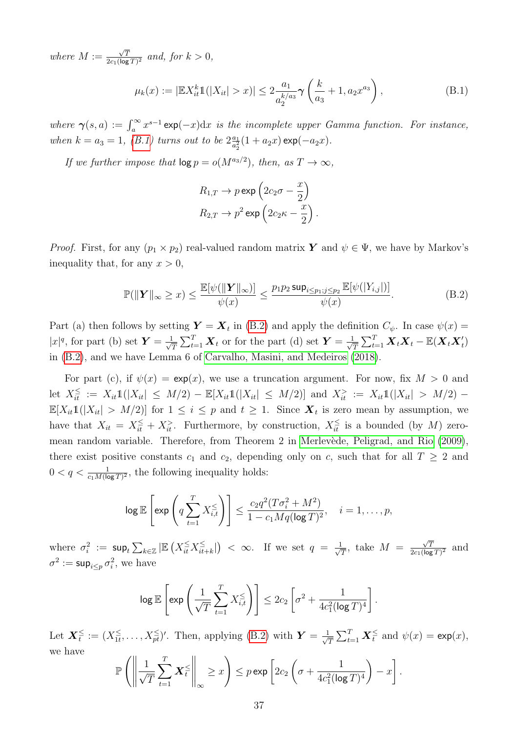*where* $M := \frac{\sqrt{T}}{2c_1(\log T)^2}$ *and, for* $k > 0$*,*

$$\mu_k(x) := |\mathbb{E}X_{it}^k \mathbb{1}(|X_{it}| > x)| \leq 2\frac{a_1}{a_2^{k/a_3}} \boldsymbol{\gamma}\left(\frac{k}{a_3} + 1, a_2 x^{a_3}\right), \tag{B.1}$$

*where* $\boldsymbol{\gamma}(s, a) := \int_a^\infty x^{s-1} \exp(-x) \mathrm{d}x$ *is the incomplete upper Gamma function. For instance, when* $k = a_3 = 1$*, (B.1) turns out to be* $2\frac{a_1}{a_2^2}(1 + a_2 x)\exp(-a_2 x)$*.*

*If we further impose that* $\log p = o(M^{a_3/2})$*, then, as* $T \to \infty$*,*

$$R_{1,T} \to p \exp\left(2c_2\sigma - \frac{x}{2}\right)$$
$$R_{2,T} \to p^2 \exp\left(2c_2\kappa - \frac{x}{2}\right).$$

*Proof.* First, for any $(p_1 \times p_2)$ real-valued random matrix $\boldsymbol{Y}$ and $\psi \in \Psi$, we have by Markov's inequality that, for any $x > 0$,

$$\mathbb{P}(\|\boldsymbol{Y}\|_\infty \geq x) \leq \frac{\mathbb{E}[\psi(\|\boldsymbol{Y}\|_\infty)]}{\psi(x)} \leq \frac{p_1 p_2 \sup_{i \leq p_1; j \leq p_2} \mathbb{E}[\psi(|Y_{i,j}|)]}{\psi(x)}. \tag{B.2}$$

Part (a) then follows by setting $\boldsymbol{Y} = \boldsymbol{X}_t$ in (B.2) and apply the definition $C_\psi$. In case $\psi(x) = |x|^q$, for part (b) set $\boldsymbol{Y} = \frac{1}{\sqrt{T}}\sum_{t=1}^T \boldsymbol{X}_t$ or for the part (d) set $\boldsymbol{Y} = \frac{1}{\sqrt{T}}\sum_{t=1}^T \boldsymbol{X}_t\boldsymbol{X}_t - \mathbb{E}(\boldsymbol{X}_t\boldsymbol{X}_t')$ in (B.2), and we have Lemma 6 of Carvalho, Masini, and Medeiros (2018).

For part (c), if $\psi(x) = \exp(x)$, we use a truncation argument. For now, fix $M > 0$ and let $X_{it}^{\leq} := X_{it}\mathbb{1}(|X_{it}| \leq M/2) - \mathbb{E}[X_{it}\mathbb{1}(|X_{it}| \leq M/2)]$ and $X_{it}^{>} := X_{it}\mathbb{1}(|X_{it}| > M/2) - \mathbb{E}[X_{it}\mathbb{1}(|X_{it}| > M/2)]$ for $1 \leq i \leq p$ and $t \geq 1$. Since $\boldsymbol{X}_t$ is zero mean by assumption, we have that $X_{it} = X_{it}^{\leq} + X_{it}^{>}$. Furthermore, by construction, $X_{it}^{\leq}$ is a bounded (by $M$) zero-mean random variable. Therefore, from Theorem 2 in Merlevède, Peligrad, and Rio (2009), there exist positive constants $c_1$ and $c_2$, depending only on $c$, such that for all $T \geq 2$ and $0 < q < \frac{1}{c_1 M (\log T)^2}$, the following inequality holds:

$$\log \mathbb{E}\left[\exp\left(q \sum_{t=1}^T X_{i,t}^{\leq}\right)\right] \leq \frac{c_2 q^2 (T\sigma_i^2 + M^2)}{1 - c_1 M q (\log T)^2}, \quad i = 1, \ldots, p,$$

where $\sigma_i^2 := \sup_t \sum_{k \in \mathbb{Z}} |\mathbb{E}\left(X_{it}^{\leq} X_{it+k}^{\leq}\right|) < \infty$. If we set $q = \frac{1}{\sqrt{T}}$, take $M = \frac{\sqrt{T}}{2c_1(\log T)^2}$ and $\sigma^2 := \sup_{i \leq p} \sigma_i^2$, we have

$$\log \mathbb{E}\left[\exp\left(\frac{1}{\sqrt{T}} \sum_{t=1}^T X_{i,t}^{\leq}\right)\right] \leq 2c_2\left[\sigma^2 + \frac{1}{4c_1^2(\log T)^4}\right].$$

Let $\boldsymbol{X}_t^{\leq} := (X_{1t}^{\leq}, \ldots, X_{pt}^{\leq})'$. Then, applying (B.2) with $\boldsymbol{Y} = \frac{1}{\sqrt{T}}\sum_{t=1}^T \boldsymbol{X}_t^{\leq}$ and $\psi(x) = \exp(x)$, we have

$$\mathbb{P}\left(\left\|\frac{1}{\sqrt{T}}\sum_{t=1}^T \boldsymbol{X}_t^{\leq}\right\|_\infty \geq x\right) \leq p \exp\left[2c_2\left(\sigma + \frac{1}{4c_1^2(\log T)^4}\right) - x\right].$$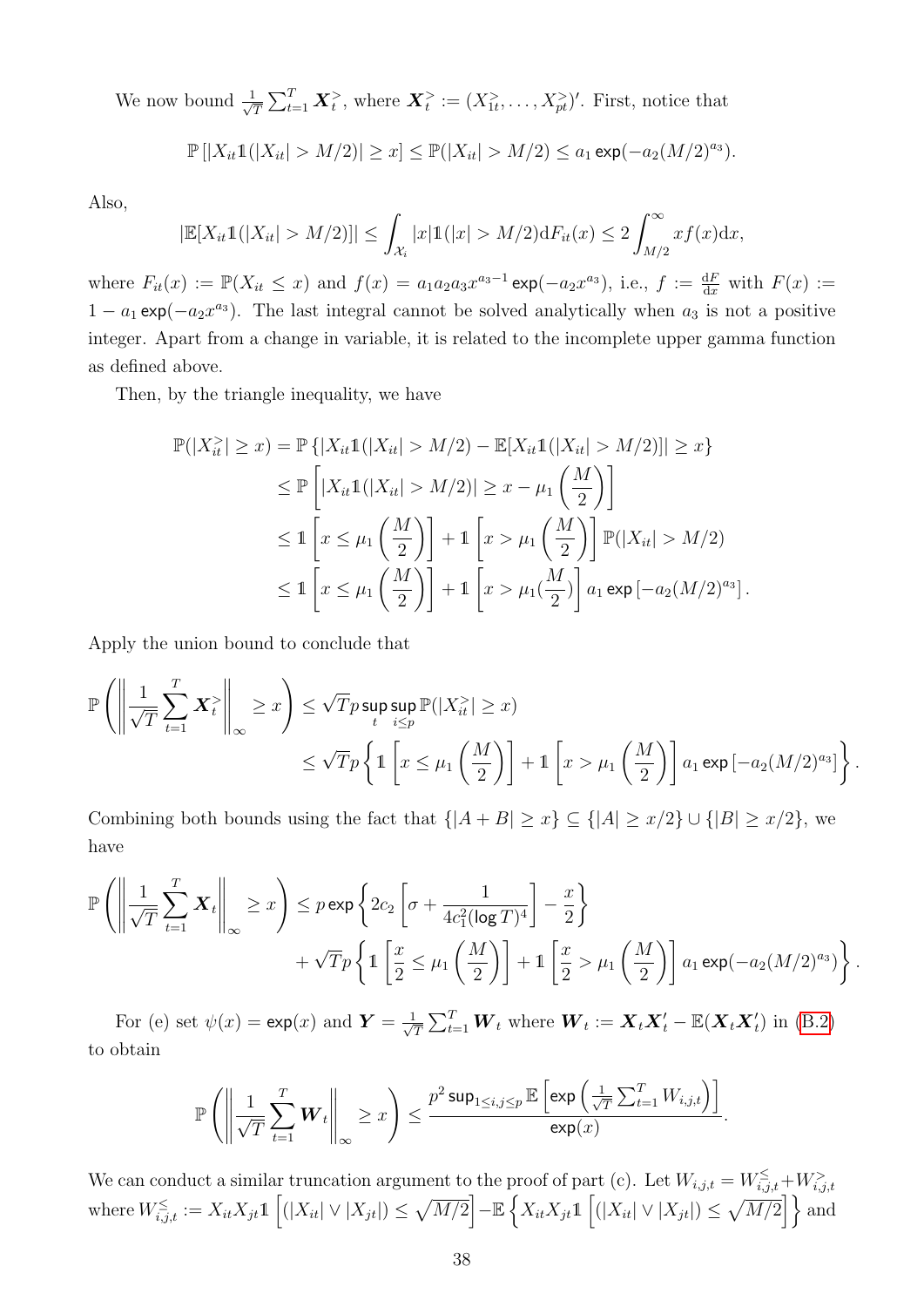We now bound $\frac{1}{\sqrt{T}}\sum_{t=1}^{T}\boldsymbol{X}_t^{>}$, where $\boldsymbol{X}_t^{>} := (X_{1t}^{>},\dots,X_{pt}^{>})'$. First, notice that

$$\mathbb{P}\left[|X_{it}\mathbb{1}(|X_{it}|>M/2)|\geq x\right]\leq \mathbb{P}(|X_{it}|>M/2)\leq a_1\exp(-a_2(M/2)^{a_3}).$$

Also,

$$|\mathbb{E}[X_{it}\mathbb{1}(|X_{it}|>M/2)]|\leq \int_{\mathcal{X}_i}|x|\mathbb{1}(|x|>M/2)\mathrm{d}F_{it}(x)\leq 2\int_{M/2}^{\infty}xf(x)\mathrm{d}x,$$

where $F_{it}(x):=\mathbb{P}(X_{it}\leq x)$ and $f(x)=a_1a_2a_3x^{a_3-1}\exp(-a_2x^{a_3})$, i.e., $f:=\frac{\mathrm{d}F}{\mathrm{d}x}$ with $F(x):=1-a_1\exp(-a_2x^{a_3})$. The last integral cannot be solved analytically when $a_3$ is not a positive integer. Apart from a change in variable, it is related to the incomplete upper gamma function as defined above.

Then, by the triangle inequality, we have

$$\begin{aligned}
\mathbb{P}(|X_{it}^{>}|\geq x) &= \mathbb{P}\left\{|X_{it}\mathbb{1}(|X_{it}|>M/2)-\mathbb{E}[X_{it}\mathbb{1}(|X_{it}|>M/2)]|\geq x\right\}\\
&\leq \mathbb{P}\left[|X_{it}\mathbb{1}(|X_{it}|>M/2)|\geq x-\mu_1\left(\frac{M}{2}\right)\right]\\
&\leq \mathbb{1}\left[x\leq \mu_1\left(\frac{M}{2}\right)\right]+\mathbb{1}\left[x>\mu_1\left(\frac{M}{2}\right)\right]\mathbb{P}(|X_{it}|>M/2)\\
&\leq \mathbb{1}\left[x\leq \mu_1\left(\frac{M}{2}\right)\right]+\mathbb{1}\left[x>\mu_1(\frac{M}{2})\right]a_1\exp\left[-a_2(M/2)^{a_3}\right].
\end{aligned}$$

Apply the union bound to conclude that

$$\begin{aligned}
\mathbb{P}\left(\left\|\frac{1}{\sqrt{T}}\sum_{t=1}^{T}\boldsymbol{X}_t^{>}\right\|_\infty\geq x\right) &\leq \sqrt{T}p\sup_t\sup_{i\leq p}\mathbb{P}(|X_{it}^{>}|\geq x)\\
&\leq \sqrt{T}p\left\{\mathbb{1}\left[x\leq \mu_1\left(\frac{M}{2}\right)\right]+\mathbb{1}\left[x>\mu_1\left(\frac{M}{2}\right)\right]a_1\exp\left[-a_2(M/2)^{a_3}\right]\right\}.
\end{aligned}$$

Combining both bounds using the fact that $\{|A+B|\geq x\}\subseteq\{|A|\geq x/2\}\cup\{|B|\geq x/2\}$, we have

$$\begin{aligned}
\mathbb{P}\left(\left\|\frac{1}{\sqrt{T}}\sum_{t=1}^{T}\boldsymbol{X}_t\right\|_\infty\geq x\right) &\leq p\exp\left\{2c_2\left[\sigma+\frac{1}{4c_1^2(\log T)^4}\right]-\frac{x}{2}\right\}\\
&\quad+\sqrt{T}p\left\{\mathbb{1}\left[\frac{x}{2}\leq \mu_1\left(\frac{M}{2}\right)\right]+\mathbb{1}\left[\frac{x}{2}>\mu_1\left(\frac{M}{2}\right)\right]a_1\exp(-a_2(M/2)^{a_3})\right\}.
\end{aligned}$$

For (e) set $\psi(x)=\exp(x)$ and $\boldsymbol{Y}=\frac{1}{\sqrt{T}}\sum_{t=1}^{T}\boldsymbol{W}_t$ where $\boldsymbol{W}_t:=\boldsymbol{X}_t\boldsymbol{X}_t'-\mathbb{E}(\boldsymbol{X}_t\boldsymbol{X}_t')$ in (B.2) to obtain

$$\mathbb{P}\left(\left\|\frac{1}{\sqrt{T}}\sum_{t=1}^{T}\boldsymbol{W}_t\right\|_\infty\geq x\right)\leq \frac{p^2\sup_{1\leq i,j\leq p}\mathbb{E}\left[\exp\left(\frac{1}{\sqrt{T}}\sum_{t=1}^{T}W_{i,j,t}\right)\right]}{\exp(x)}.$$

We can conduct a similar truncation argument to the proof of part (c). Let $W_{i,j,t}=W_{i,j,t}^{\leq}+W_{i,j,t}^{>}$ where $W_{i,j,t}^{\leq}:=X_{it}X_{jt}\mathbb{1}\left[(|X_{it}|\vee|X_{jt}|)\leq\sqrt{M/2}\right]-\mathbb{E}\left\{X_{it}X_{jt}\mathbb{1}\left[(|X_{it}|\vee|X_{jt}|)\leq\sqrt{M/2}\right]\right\}$ and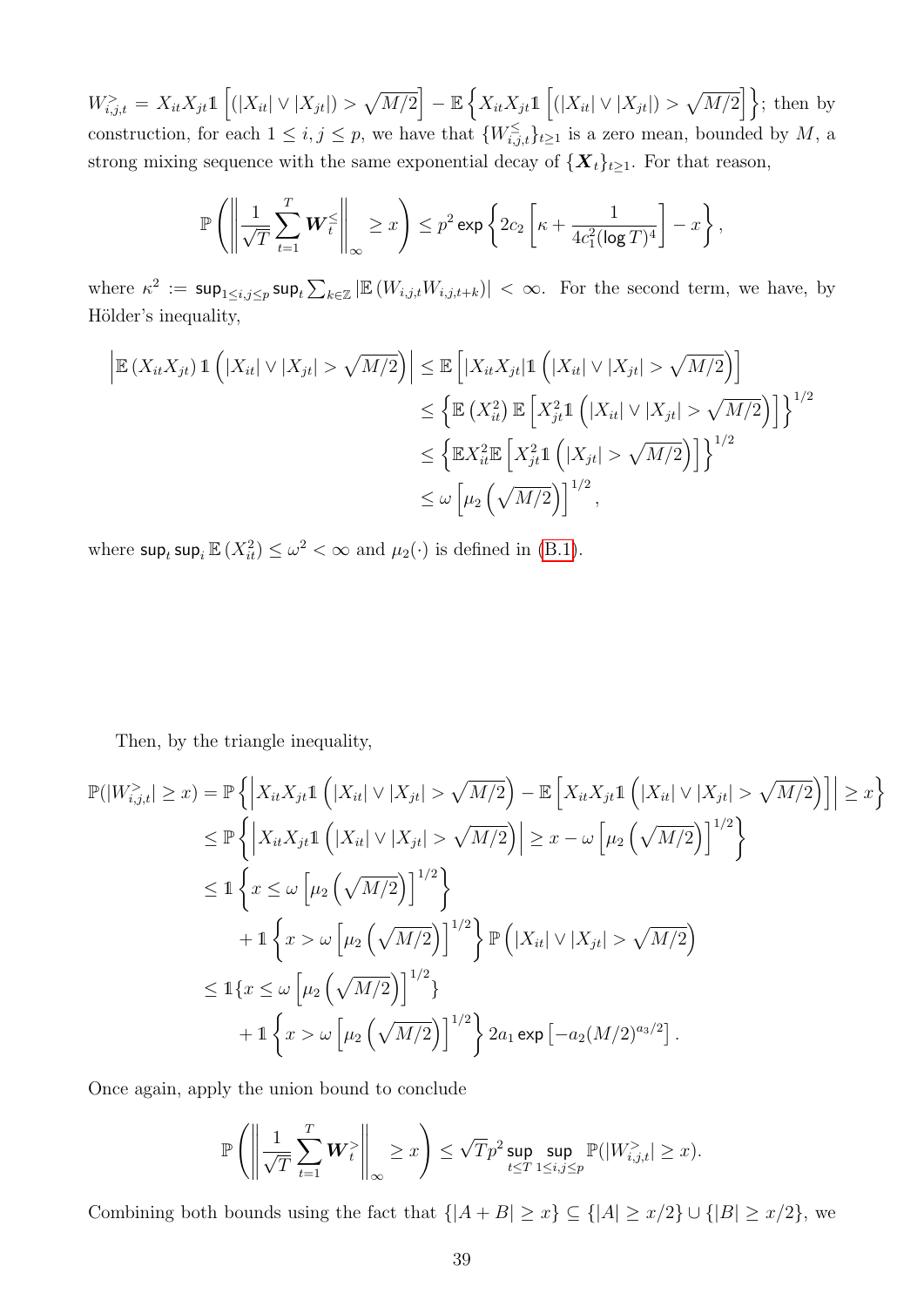$W^{>}_{i,j,t} = X_{it}X_{jt}\mathbb{1}\left[(|X_{it}| \vee |X_{jt}|) > \sqrt{M/2}\right] - \mathbb{E}\left\{X_{it}X_{jt}\mathbb{1}\left[(|X_{it}| \vee |X_{jt}|) > \sqrt{M/2}\right]\right\}$; then by construction, for each $1 \leq i, j \leq p$, we have that $\{W^{\leq}_{i,j,t}\}_{t\geq 1}$ is a zero mean, bounded by $M$, a strong mixing sequence with the same exponential decay of $\{\boldsymbol{X}_t\}_{t\geq 1}$. For that reason,

$$\mathbb{P}\left(\left\|\frac{1}{\sqrt{T}}\sum_{t=1}^{T}\boldsymbol{W}^{\leq}_t\right\|_\infty \geq x\right) \leq p^2 \exp\left\{2c_2\left[\kappa + \frac{1}{4c_1^2(\log T)^4}\right] - x\right\},$$

where $\kappa^2 := \sup_{1\leq i,j\leq p}\sup_t \sum_{k\in\mathbb{Z}} |\mathbb{E}\left(W_{i,j,t}W_{i,j,t+k}\right)| < \infty$. For the second term, we have, by Hölder's inequality,

$$\begin{aligned}
\left|\mathbb{E}\left(X_{it}X_{jt}\right)\mathbb{1}\left(|X_{it}| \vee |X_{jt}| > \sqrt{M/2}\right)\right| &\leq \mathbb{E}\left[|X_{it}X_{jt}|\mathbb{1}\left(|X_{it}| \vee |X_{jt}| > \sqrt{M/2}\right)\right] \\
&\leq \left\{\mathbb{E}\left(X_{it}^2\right)\mathbb{E}\left[X_{jt}^2\mathbb{1}\left(|X_{it}| \vee |X_{jt}| > \sqrt{M/2}\right)\right]\right\}^{1/2} \\
&\leq \left\{\mathbb{E}X_{it}^2\mathbb{E}\left[X_{jt}^2\mathbb{1}\left(|X_{jt}| > \sqrt{M/2}\right)\right]\right\}^{1/2} \\
&\leq \omega\left[\mu_2\left(\sqrt{M/2}\right)\right]^{1/2},
\end{aligned}$$

where $\sup_t \sup_i \mathbb{E}\left(X_{it}^2\right) \leq \omega^2 < \infty$ and $\mu_2(\cdot)$ is defined in (B.1).

Then, by the triangle inequality,

$$\begin{aligned}
\mathbb{P}(|W^{>}_{i,j,t}| \geq x) &= \mathbb{P}\left\{\left|X_{it}X_{jt}\mathbb{1}\left(|X_{it}| \vee |X_{jt}| > \sqrt{M/2}\right) - \mathbb{E}\left[X_{it}X_{jt}\mathbb{1}\left(|X_{it}| \vee |X_{jt}| > \sqrt{M/2}\right)\right]\right| \geq x\right\} \\
&\leq \mathbb{P}\left\{\left|X_{it}X_{jt}\mathbb{1}\left(|X_{it}| \vee |X_{jt}| > \sqrt{M/2}\right)\right| \geq x - \omega\left[\mu_2\left(\sqrt{M/2}\right)\right]^{1/2}\right\} \\
&\leq \mathbb{1}\left\{x \leq \omega\left[\mu_2\left(\sqrt{M/2}\right)\right]^{1/2}\right\} \\
&\quad + \mathbb{1}\left\{x > \omega\left[\mu_2\left(\sqrt{M/2}\right)\right]^{1/2}\right\}\mathbb{P}\left(|X_{it}| \vee |X_{jt}| > \sqrt{M/2}\right) \\
&\leq \mathbb{1}\{x \leq \omega\left[\mu_2\left(\sqrt{M/2}\right)\right]^{1/2}\} \\
&\quad + \mathbb{1}\left\{x > \omega\left[\mu_2\left(\sqrt{M/2}\right)\right]^{1/2}\right\} 2a_1 \exp\left[-a_2(M/2)^{a_3/2}\right].
\end{aligned}$$

Once again, apply the union bound to conclude

$$\mathbb{P}\left(\left\|\frac{1}{\sqrt{T}}\sum_{t=1}^{T}\boldsymbol{W}^{>}_t\right\|_\infty \geq x\right) \leq \sqrt{T}p^2 \sup_{t\leq T}\sup_{1\leq i,j\leq p}\mathbb{P}(|W^{>}_{i,j,t}| \geq x).$$

Combining both bounds using the fact that $\{|A+B| \geq x\} \subseteq \{|A| \geq x/2\} \cup \{|B| \geq x/2\}$, we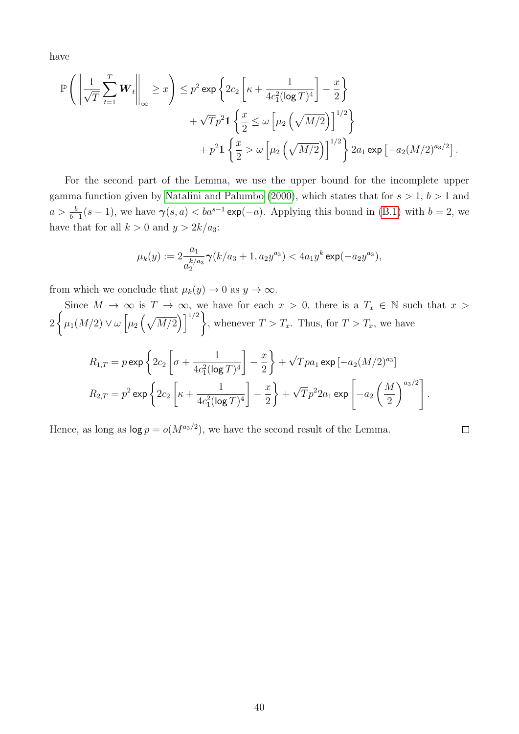have

$$
\mathbb{P}\left(\left\|\frac{1}{\sqrt{T}}\sum_{t=1}^{T}\boldsymbol{W}_t\right\|_\infty \geq x\right) \leq p^2 \exp\left\{2c_2\left[\kappa + \frac{1}{4c_1^2(\log T)^4}\right] - \frac{x}{2}\right\}
+ \sqrt{T}p^2 \mathbb{1}\left\{\frac{x}{2} \leq \omega\left[\mu_2\left(\sqrt{M/2}\right)\right]^{1/2}\right\}
+ p^2 \mathbb{1}\left\{\frac{x}{2} > \omega\left[\mu_2\left(\sqrt{M/2}\right)\right]^{1/2}\right\} 2a_1 \exp\left[-a_2(M/2)^{a_3/2}\right].
$$

For the second part of the Lemma, we use the upper bound for the incomplete upper gamma function given by Natalini and Palumbo (2000), which states that for $s > 1$, $b > 1$ and $a > \frac{b}{b-1}(s-1)$, we have $\boldsymbol{\gamma}(s, a) < ba^{s-1}\exp(-a)$. Applying this bound in (B.1) with $b = 2$, we have that for all $k > 0$ and $y > 2k/a_3$:

$$
\mu_k(y) := 2\frac{a_1}{a_2^{k/a_3}}\boldsymbol{\gamma}(k/a_3 + 1, a_2 y^{a_3}) < 4a_1 y^k \exp(-a_2 y^{a_3}),
$$

from which we conclude that $\mu_k(y) \to 0$ as $y \to \infty$.

Since $M \to \infty$ is $T \to \infty$, we have for each $x > 0$, there is a $T_x \in \mathbb{N}$ such that $x > 2\left\{\mu_1(M/2) \vee \omega\left[\mu_2\left(\sqrt{M/2}\right)\right]^{1/2}\right\}$, whenever $T > T_x$. Thus, for $T > T_x$, we have

$$
R_{1,T} = p\exp\left\{2c_2\left[\sigma + \frac{1}{4c_1^2(\log T)^4}\right] - \frac{x}{2}\right\} + \sqrt{T}pa_1\exp\left[-a_2(M/2)^{a_3}\right]
$$

$$
R_{2,T} = p^2\exp\left\{2c_2\left[\kappa + \frac{1}{4c_1^2(\log T)^4}\right] - \frac{x}{2}\right\} + \sqrt{T}p^2 2a_1\exp\left[-a_2\left(\frac{M}{2}\right)^{a_3/2}\right].
$$

Hence, as long as $\log p = o(M^{a_3/2})$, we have the second result of the Lemma. $\square$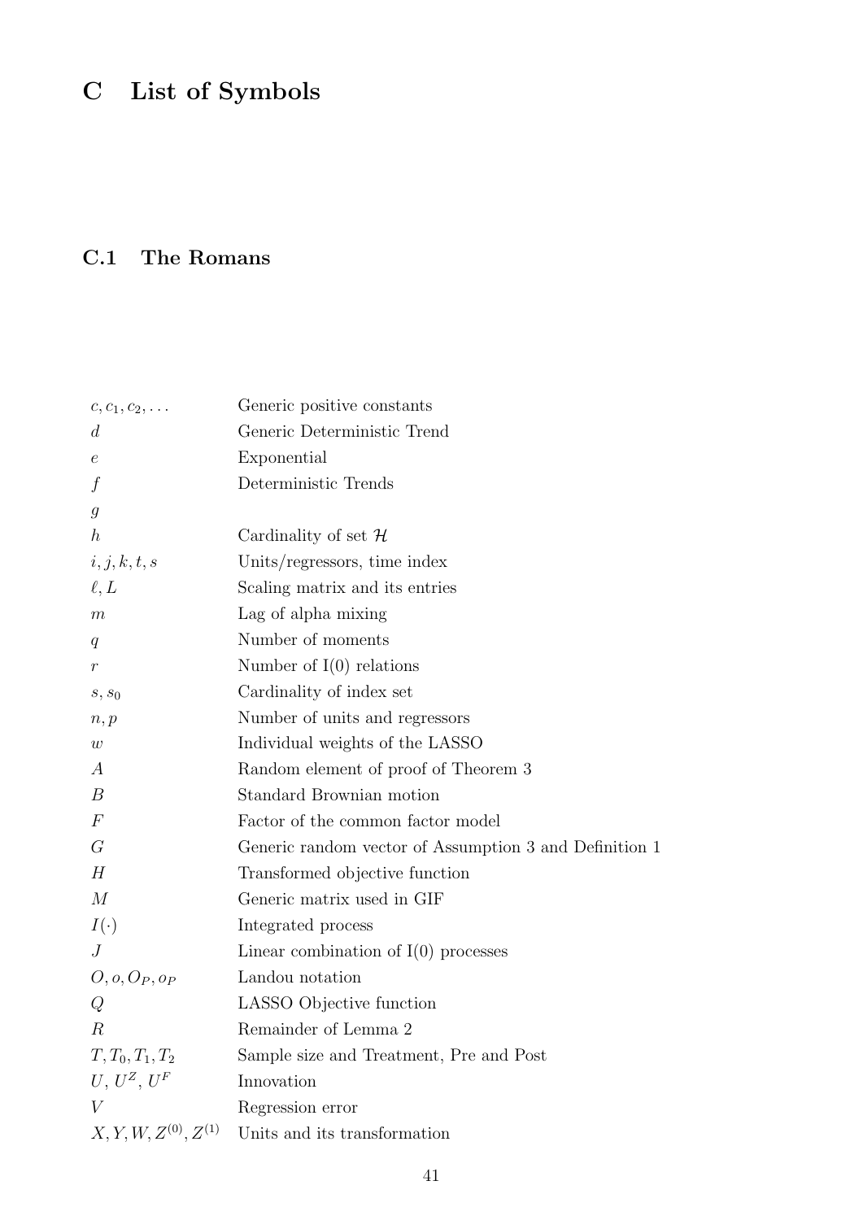# C List of Symbols

## C.1 The Romans

| | |
|---|---|
| $c, c_1, c_2, \ldots$ | Generic positive constants |
| $d$ | Generic Deterministic Trend |
| $e$ | Exponential |
| $f$ | Deterministic Trends |
| $g$ | |
| $h$ | Cardinality of set $\mathcal{H}$ |
| $i, j, k, t, s$ | Units/regressors, time index |
| $\ell, L$ | Scaling matrix and its entries |
| $m$ | Lag of alpha mixing |
| $q$ | Number of moments |
| $r$ | Number of I(0) relations |
| $s, s_0$ | Cardinality of index set |
| $n, p$ | Number of units and regressors |
| $w$ | Individual weights of the LASSO |
| $A$ | Random element of proof of Theorem 3 |
| $B$ | Standard Brownian motion |
| $F$ | Factor of the common factor model |
| $G$ | Generic random vector of Assumption 3 and Definition 1 |
| $H$ | Transformed objective function |
| $M$ | Generic matrix used in GIF |
| $I(\cdot)$ | Integrated process |
| $J$ | Linear combination of I(0) processes |
| $O, o, O_P, o_P$ | Landou notation |
| $Q$ | LASSO Objective function |
| $R$ | Remainder of Lemma 2 |
| $T, T_0, T_1, T_2$ | Sample size and Treatment, Pre and Post |
| $U$, $U^Z$, $U^F$ | Innovation |
| $V$ | Regression error |
| $X, Y, W, Z^{(0)}, Z^{(1)}$ | Units and its transformation |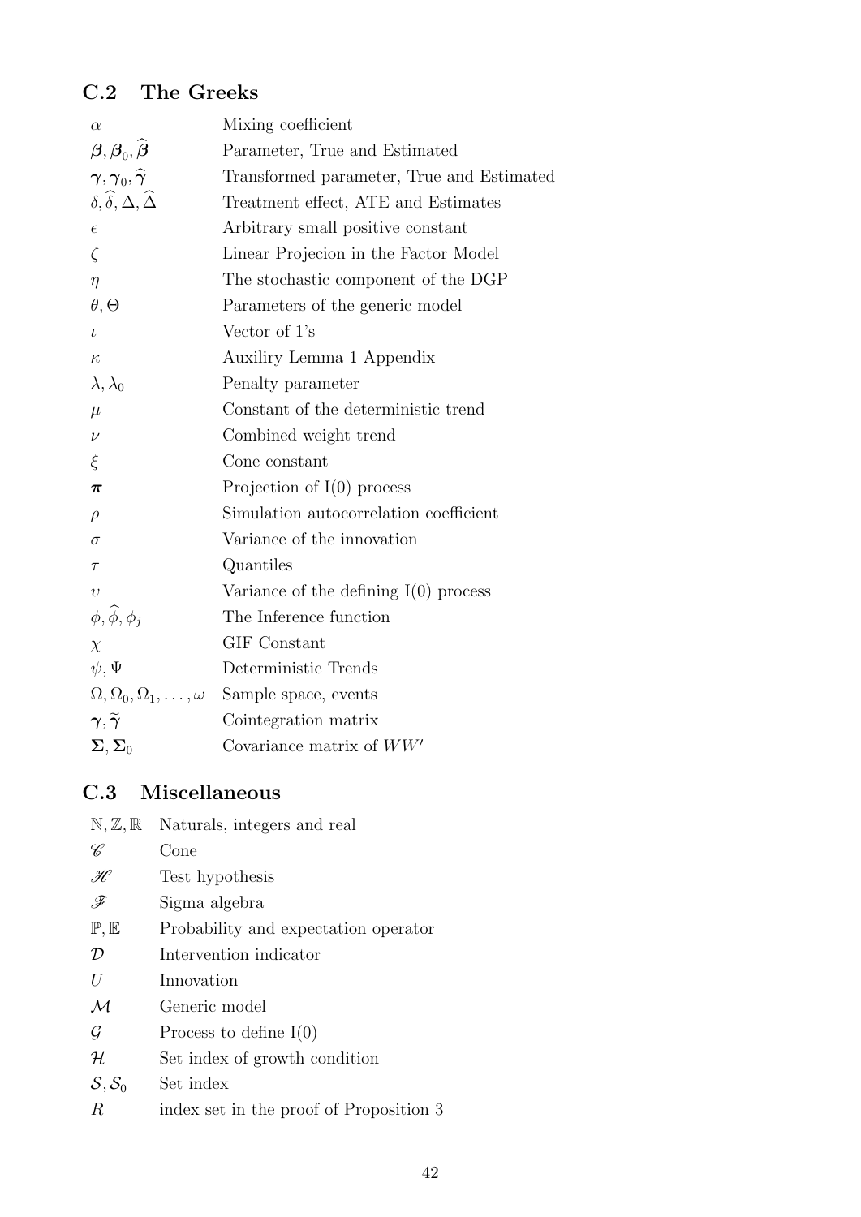## C.2 The Greeks

| | |
|---|---|
| $\alpha$ | Mixing coefficient |
| $\boldsymbol{\beta}, \boldsymbol{\beta}_0, \widehat{\boldsymbol{\beta}}$ | Parameter, True and Estimated |
| $\boldsymbol{\gamma}, \boldsymbol{\gamma}_0, \widehat{\boldsymbol{\gamma}}$ | Transformed parameter, True and Estimated |
| $\delta, \widehat{\delta}, \Delta, \widehat{\Delta}$ | Treatment effect, ATE and Estimates |
| $\epsilon$ | Arbitrary small positive constant |
| $\zeta$ | Linear Projecion in the Factor Model |
| $\eta$ | The stochastic component of the DGP |
| $\theta, \Theta$ | Parameters of the generic model |
| $\iota$ | Vector of 1's |
| $\kappa$ | Auxiliry Lemma 1 Appendix |
| $\lambda, \lambda_0$ | Penalty parameter |
| $\mu$ | Constant of the deterministic trend |
| $\nu$ | Combined weight trend |
| $\xi$ | Cone constant |
| $\boldsymbol{\pi}$ | Projection of I(0) process |
| $\rho$ | Simulation autocorrelation coefficient |
| $\sigma$ | Variance of the innovation |
| $\tau$ | Quantiles |
| $\upsilon$ | Variance of the defining I(0) process |
| $\phi, \widehat{\phi}, \phi_j$ | The Inference function |
| $\chi$ | GIF Constant |
| $\psi, \Psi$ | Deterministic Trends |
| $\Omega, \Omega_0, \Omega_1, \ldots, \omega$ | Sample space, events |
| $\boldsymbol{\gamma}, \widetilde{\boldsymbol{\gamma}}$ | Cointegration matrix |
| $\boldsymbol{\Sigma}, \boldsymbol{\Sigma}_0$ | Covariance matrix of $WW'$ |

## C.3 Miscellaneous

| | |
|---|---|
| $\mathbb{N}, \mathbb{Z}, \mathbb{R}$ | Naturals, integers and real |
| $\mathscr{C}$ | Cone |
| $\mathscr{H}$ | Test hypothesis |
| $\mathscr{F}$ | Sigma algebra |
| $\mathbb{P}, \mathbb{E}$ | Probability and expectation operator |
| $\mathcal{D}$ | Intervention indicator |
| $U$ | Innovation |
| $\mathcal{M}$ | Generic model |
| $\mathcal{G}$ | Process to define I(0) |
| $\mathcal{H}$ | Set index of growth condition |
| $\mathcal{S}, \mathcal{S}_0$ | Set index |
| $R$ | index set in the proof of Proposition 3 |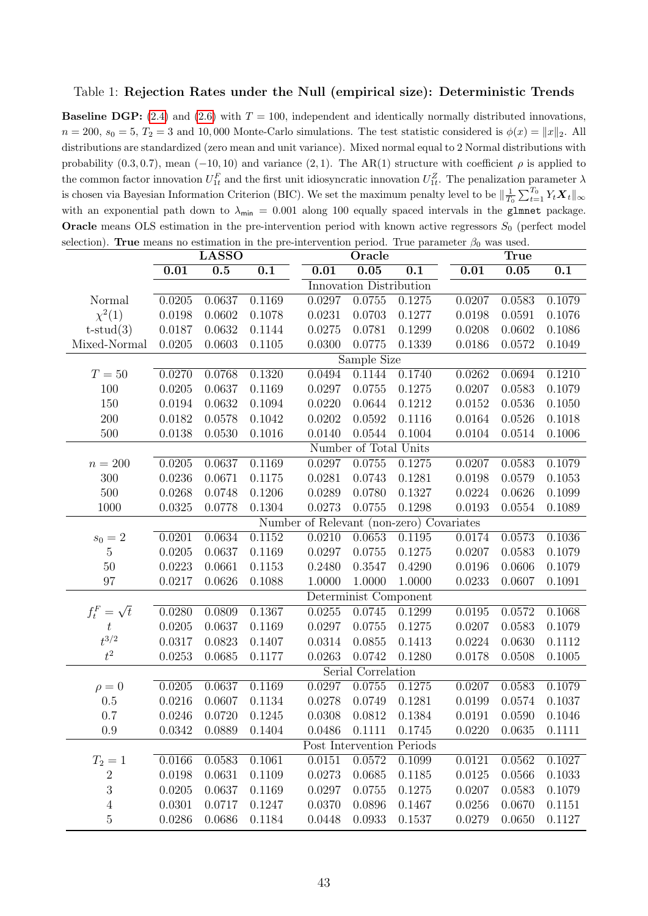Table 1: **Rejection Rates under the Null (empirical size): Deterministic Trends**

**Baseline DGP:** (2.4) and (2.6) with $T = 100$, independent and identically normally distributed innovations, $n = 200$, $s_0 = 5$, $T_2 = 3$ and 10,000 Monte-Carlo simulations. The test statistic considered is $\phi(x) = \|x\|_2$. All distributions are standardized (zero mean and unit variance). Mixed normal equal to 2 Normal distributions with probability $(0.3, 0.7)$, mean $(-10, 10)$ and variance $(2, 1)$. The AR(1) structure with coefficient $\rho$ is applied to the common factor innovation $U^F_{1t}$ and the first unit idiosyncratic innovation $U^Z_{1t}$. The penalization parameter $\lambda$ is chosen via Bayesian Information Criterion (BIC). We set the maximum penalty level to be $\|\frac{1}{T_0}\sum_{t=1}^{T_0} Y_t \boldsymbol{X}_t\|_\infty$ with an exponential path down to $\lambda_{\min} = 0.001$ along 100 equally spaced intervals in the `glmnet` package. **Oracle** means OLS estimation in the pre-intervention period with known active regressors $S_0$ (perfect model selection). **True** means no estimation in the pre-intervention period. True parameter $\beta_0$ was used.

| | LASSO | | | Oracle | | | True | | |
|---|---|---|---|---|---|---|---|---|---|
| | **0.01** | **0.5** | **0.1** | **0.01** | **0.05** | **0.1** | **0.01** | **0.05** | **0.1** |
| | | | | Innovation Distribution | | | | | |
| Normal | 0.0205 | 0.0637 | 0.1169 | 0.0297 | 0.0755 | 0.1275 | 0.0207 | 0.0583 | 0.1079 |
| $\chi^2(1)$ | 0.0198 | 0.0602 | 0.1078 | 0.0231 | 0.0703 | 0.1277 | 0.0198 | 0.0591 | 0.1076 |
| t-stud(3) | 0.0187 | 0.0632 | 0.1144 | 0.0275 | 0.0781 | 0.1299 | 0.0208 | 0.0602 | 0.1086 |
| Mixed-Normal | 0.0205 | 0.0603 | 0.1105 | 0.0300 | 0.0775 | 0.1339 | 0.0186 | 0.0572 | 0.1049 |
| | | | | Sample Size | | | | | |
| $T = 50$ | 0.0270 | 0.0768 | 0.1320 | 0.0494 | 0.1144 | 0.1740 | 0.0262 | 0.0694 | 0.1210 |
| 100 | 0.0205 | 0.0637 | 0.1169 | 0.0297 | 0.0755 | 0.1275 | 0.0207 | 0.0583 | 0.1079 |
| 150 | 0.0194 | 0.0632 | 0.1094 | 0.0220 | 0.0644 | 0.1212 | 0.0152 | 0.0536 | 0.1050 |
| 200 | 0.0182 | 0.0578 | 0.1042 | 0.0202 | 0.0592 | 0.1116 | 0.0164 | 0.0526 | 0.1018 |
| 500 | 0.0138 | 0.0530 | 0.1016 | 0.0140 | 0.0544 | 0.1004 | 0.0104 | 0.0514 | 0.1006 |
| | | | | Number of Total Units | | | | | |
| $n = 200$ | 0.0205 | 0.0637 | 0.1169 | 0.0297 | 0.0755 | 0.1275 | 0.0207 | 0.0583 | 0.1079 |
| 300 | 0.0236 | 0.0671 | 0.1175 | 0.0281 | 0.0743 | 0.1281 | 0.0198 | 0.0579 | 0.1053 |
| 500 | 0.0268 | 0.0748 | 0.1206 | 0.0289 | 0.0780 | 0.1327 | 0.0224 | 0.0626 | 0.1099 |
| 1000 | 0.0325 | 0.0778 | 0.1304 | 0.0273 | 0.0755 | 0.1298 | 0.0193 | 0.0554 | 0.1089 |
| | | | | Number of Relevant (non-zero) Covariates | | | | | |
| $s_0 = 2$ | 0.0201 | 0.0634 | 0.1152 | 0.0210 | 0.0653 | 0.1195 | 0.0174 | 0.0573 | 0.1036 |
| 5 | 0.0205 | 0.0637 | 0.1169 | 0.0297 | 0.0755 | 0.1275 | 0.0207 | 0.0583 | 0.1079 |
| 50 | 0.0223 | 0.0661 | 0.1153 | 0.2480 | 0.3547 | 0.4290 | 0.0196 | 0.0606 | 0.1079 |
| 97 | 0.0217 | 0.0626 | 0.1088 | 1.0000 | 1.0000 | 1.0000 | 0.0233 | 0.0607 | 0.1091 |
| | | | | Determinist Component | | | | | |
| $f^F_t = \sqrt{t}$ | 0.0280 | 0.0809 | 0.1367 | 0.0255 | 0.0745 | 0.1299 | 0.0195 | 0.0572 | 0.1068 |
| $t$ | 0.0205 | 0.0637 | 0.1169 | 0.0297 | 0.0755 | 0.1275 | 0.0207 | 0.0583 | 0.1079 |
| $t^{3/2}$ | 0.0317 | 0.0823 | 0.1407 | 0.0314 | 0.0855 | 0.1413 | 0.0224 | 0.0630 | 0.1112 |
| $t^2$ | 0.0253 | 0.0685 | 0.1177 | 0.0263 | 0.0742 | 0.1280 | 0.0178 | 0.0508 | 0.1005 |
| | | | | Serial Correlation | | | | | |
| $\rho = 0$ | 0.0205 | 0.0637 | 0.1169 | 0.0297 | 0.0755 | 0.1275 | 0.0207 | 0.0583 | 0.1079 |
| 0.5 | 0.0216 | 0.0607 | 0.1134 | 0.0278 | 0.0749 | 0.1281 | 0.0199 | 0.0574 | 0.1037 |
| 0.7 | 0.0246 | 0.0720 | 0.1245 | 0.0308 | 0.0812 | 0.1384 | 0.0191 | 0.0590 | 0.1046 |
| 0.9 | 0.0342 | 0.0889 | 0.1404 | 0.0486 | 0.1111 | 0.1745 | 0.0220 | 0.0635 | 0.1111 |
| | | | | Post Intervention Periods | | | | | |
| $T_2 = 1$ | 0.0166 | 0.0583 | 0.1061 | 0.0151 | 0.0572 | 0.1099 | 0.0121 | 0.0562 | 0.1027 |
| 2 | 0.0198 | 0.0631 | 0.1109 | 0.0273 | 0.0685 | 0.1185 | 0.0125 | 0.0566 | 0.1033 |
| 3 | 0.0205 | 0.0637 | 0.1169 | 0.0297 | 0.0755 | 0.1275 | 0.0207 | 0.0583 | 0.1079 |
| 4 | 0.0301 | 0.0717 | 0.1247 | 0.0370 | 0.0896 | 0.1467 | 0.0256 | 0.0670 | 0.1151 |
| 5 | 0.0286 | 0.0686 | 0.1184 | 0.0448 | 0.0933 | 0.1537 | 0.0279 | 0.0650 | 0.1127 |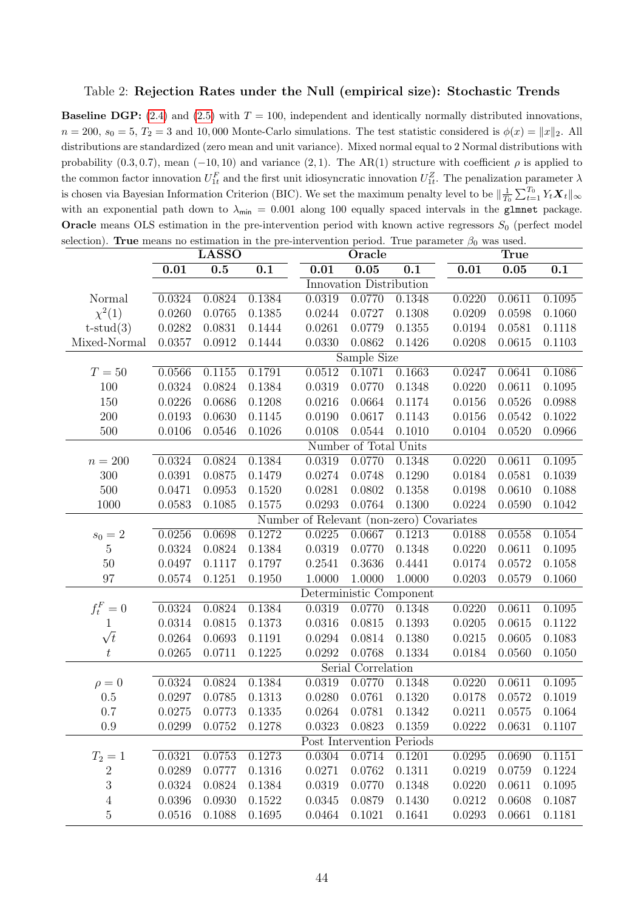Table 2: **Rejection Rates under the Null (empirical size): Stochastic Trends**

**Baseline DGP:** (2.4) and (2.5) with $T = 100$, independent and identically normally distributed innovations, $n = 200$, $s_0 = 5$, $T_2 = 3$ and 10,000 Monte-Carlo simulations. The test statistic considered is $\phi(x) = \|x\|_2$. All distributions are standardized (zero mean and unit variance). Mixed normal equal to 2 Normal distributions with probability $(0.3, 0.7)$, mean $(-10, 10)$ and variance $(2, 1)$. The AR(1) structure with coefficient $\rho$ is applied to the common factor innovation $U^F_{1t}$ and the first unit idiosyncratic innovation $U^Z_{1t}$. The penalization parameter $\lambda$ is chosen via Bayesian Information Criterion (BIC). We set the maximum penalty level to be $\|\frac{1}{T_0}\sum_{t=1}^{T_0} Y_t \boldsymbol{X}_t\|_\infty$ with an exponential path down to $\lambda_{\min} = 0.001$ along 100 equally spaced intervals in the `glmnet` package. **Oracle** means OLS estimation in the pre-intervention period with known active regressors $S_0$ (perfect model selection). **True** means no estimation in the pre-intervention period. True parameter $\beta_0$ was used.

| | **LASSO** | | | **Oracle** | | | **True** | | |
|---|---|---|---|---|---|---|---|---|---|
| | **0.01** | **0.5** | **0.1** | **0.01** | **0.05** | **0.1** | **0.01** | **0.05** | **0.1** |
| | | | | Innovation Distribution | | | | | |
| Normal | 0.0324 | 0.0824 | 0.1384 | 0.0319 | 0.0770 | 0.1348 | 0.0220 | 0.0611 | 0.1095 |
| $\chi^2(1)$ | 0.0260 | 0.0765 | 0.1385 | 0.0244 | 0.0727 | 0.1308 | 0.0209 | 0.0598 | 0.1060 |
| t-stud(3) | 0.0282 | 0.0831 | 0.1444 | 0.0261 | 0.0779 | 0.1355 | 0.0194 | 0.0581 | 0.1118 |
| Mixed-Normal | 0.0357 | 0.0912 | 0.1444 | 0.0330 | 0.0862 | 0.1426 | 0.0208 | 0.0615 | 0.1103 |
| | | | | Sample Size | | | | | |
| $T = 50$ | 0.0566 | 0.1155 | 0.1791 | 0.0512 | 0.1071 | 0.1663 | 0.0247 | 0.0641 | 0.1086 |
| 100 | 0.0324 | 0.0824 | 0.1384 | 0.0319 | 0.0770 | 0.1348 | 0.0220 | 0.0611 | 0.1095 |
| 150 | 0.0226 | 0.0686 | 0.1208 | 0.0216 | 0.0664 | 0.1174 | 0.0156 | 0.0526 | 0.0988 |
| 200 | 0.0193 | 0.0630 | 0.1145 | 0.0190 | 0.0617 | 0.1143 | 0.0156 | 0.0542 | 0.1022 |
| 500 | 0.0106 | 0.0546 | 0.1026 | 0.0108 | 0.0544 | 0.1010 | 0.0104 | 0.0520 | 0.0966 |
| | | | | Number of Total Units | | | | | |
| $n = 200$ | 0.0324 | 0.0824 | 0.1384 | 0.0319 | 0.0770 | 0.1348 | 0.0220 | 0.0611 | 0.1095 |
| 300 | 0.0391 | 0.0875 | 0.1479 | 0.0274 | 0.0748 | 0.1290 | 0.0184 | 0.0581 | 0.1039 |
| 500 | 0.0471 | 0.0953 | 0.1520 | 0.0281 | 0.0802 | 0.1358 | 0.0198 | 0.0610 | 0.1088 |
| 1000 | 0.0583 | 0.1085 | 0.1575 | 0.0293 | 0.0764 | 0.1300 | 0.0224 | 0.0590 | 0.1042 |
| | | | | Number of Relevant (non-zero) Covariates | | | | | |
| $s_0 = 2$ | 0.0256 | 0.0698 | 0.1272 | 0.0225 | 0.0667 | 0.1213 | 0.0188 | 0.0558 | 0.1054 |
| 5 | 0.0324 | 0.0824 | 0.1384 | 0.0319 | 0.0770 | 0.1348 | 0.0220 | 0.0611 | 0.1095 |
| 50 | 0.0497 | 0.1117 | 0.1797 | 0.2541 | 0.3636 | 0.4441 | 0.0174 | 0.0572 | 0.1058 |
| 97 | 0.0574 | 0.1251 | 0.1950 | 1.0000 | 1.0000 | 1.0000 | 0.0203 | 0.0579 | 0.1060 |
| | | | | Deterministic Component | | | | | |
| $f^F_t = 0$ | 0.0324 | 0.0824 | 0.1384 | 0.0319 | 0.0770 | 0.1348 | 0.0220 | 0.0611 | 0.1095 |
| 1 | 0.0314 | 0.0815 | 0.1373 | 0.0316 | 0.0815 | 0.1393 | 0.0205 | 0.0615 | 0.1122 |
| $\sqrt{t}$ | 0.0264 | 0.0693 | 0.1191 | 0.0294 | 0.0814 | 0.1380 | 0.0215 | 0.0605 | 0.1083 |
| $t$ | 0.0265 | 0.0711 | 0.1225 | 0.0292 | 0.0768 | 0.1334 | 0.0184 | 0.0560 | 0.1050 |
| | | | | Serial Correlation | | | | | |
| $\rho = 0$ | 0.0324 | 0.0824 | 0.1384 | 0.0319 | 0.0770 | 0.1348 | 0.0220 | 0.0611 | 0.1095 |
| 0.5 | 0.0297 | 0.0785 | 0.1313 | 0.0280 | 0.0761 | 0.1320 | 0.0178 | 0.0572 | 0.1019 |
| 0.7 | 0.0275 | 0.0773 | 0.1335 | 0.0264 | 0.0781 | 0.1342 | 0.0211 | 0.0575 | 0.1064 |
| 0.9 | 0.0299 | 0.0752 | 0.1278 | 0.0323 | 0.0823 | 0.1359 | 0.0222 | 0.0631 | 0.1107 |
| | | | | Post Intervention Periods | | | | | |
| $T_2 = 1$ | 0.0321 | 0.0753 | 0.1273 | 0.0304 | 0.0714 | 0.1201 | 0.0295 | 0.0690 | 0.1151 |
| 2 | 0.0289 | 0.0777 | 0.1316 | 0.0271 | 0.0762 | 0.1311 | 0.0219 | 0.0759 | 0.1224 |
| 3 | 0.0324 | 0.0824 | 0.1384 | 0.0319 | 0.0770 | 0.1348 | 0.0220 | 0.0611 | 0.1095 |
| 4 | 0.0396 | 0.0930 | 0.1522 | 0.0345 | 0.0879 | 0.1430 | 0.0212 | 0.0608 | 0.1087 |
| 5 | 0.0516 | 0.1088 | 0.1695 | 0.0464 | 0.1021 | 0.1641 | 0.0293 | 0.0661 | 0.1181 |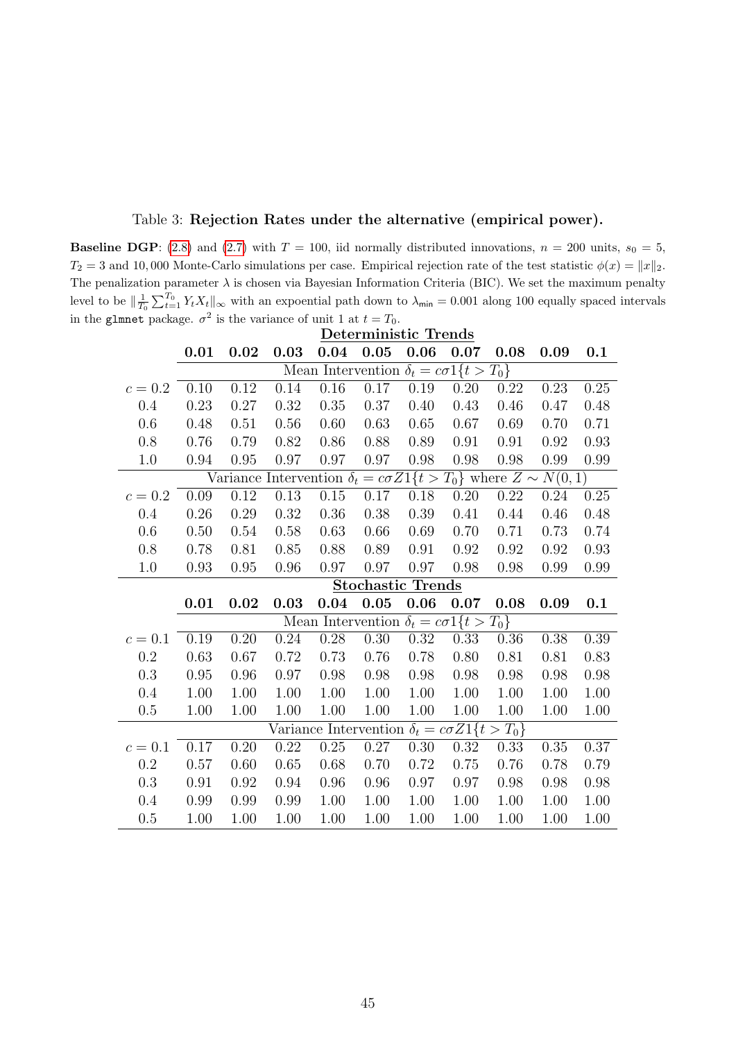Table 3: **Rejection Rates under the alternative (empirical power).**

**Baseline DGP**: (2.8) and (2.7) with $T = 100$, iid normally distributed innovations, $n = 200$ units, $s_0 = 5$, $T_2 = 3$ and 10,000 Monte-Carlo simulations per case. Empirical rejection rate of the test statistic $\phi(x) = \|x\|_2$. The penalization parameter $\lambda$ is chosen via Bayesian Information Criteria (BIC). We set the maximum penalty level to be $\|\frac{1}{T_0}\sum_{t=1}^{T_0} Y_t X_t\|_\infty$ with an expoential path down to $\lambda_{\mathsf{min}} = 0.001$ along 100 equally spaced intervals in the glmnet package. $\sigma^2$ is the variance of unit 1 at $t = T_0$.

| | **Deterministic Trends** | | | | | | | | | |
|---|---|---|---|---|---|---|---|---|---|---|
| | **0.01** | **0.02** | **0.03** | **0.04** | **0.05** | **0.06** | **0.07** | **0.08** | **0.09** | **0.1** |
| | Mean Intervention $\delta_t = c\sigma 1\{t > T_0\}$ | | | | | | | | | |
| $c = 0.2$ | 0.10 | 0.12 | 0.14 | 0.16 | 0.17 | 0.19 | 0.20 | 0.22 | 0.23 | 0.25 |
| 0.4 | 0.23 | 0.27 | 0.32 | 0.35 | 0.37 | 0.40 | 0.43 | 0.46 | 0.47 | 0.48 |
| 0.6 | 0.48 | 0.51 | 0.56 | 0.60 | 0.63 | 0.65 | 0.67 | 0.69 | 0.70 | 0.71 |
| 0.8 | 0.76 | 0.79 | 0.82 | 0.86 | 0.88 | 0.89 | 0.91 | 0.91 | 0.92 | 0.93 |
| 1.0 | 0.94 | 0.95 | 0.97 | 0.97 | 0.97 | 0.98 | 0.98 | 0.98 | 0.99 | 0.99 |
| | Variance Intervention $\delta_t = c\sigma Z 1\{t > T_0\}$ where $Z \sim N(0, 1)$ | | | | | | | | | |
| $c = 0.2$ | 0.09 | 0.12 | 0.13 | 0.15 | 0.17 | 0.18 | 0.20 | 0.22 | 0.24 | 0.25 |
| 0.4 | 0.26 | 0.29 | 0.32 | 0.36 | 0.38 | 0.39 | 0.41 | 0.44 | 0.46 | 0.48 |
| 0.6 | 0.50 | 0.54 | 0.58 | 0.63 | 0.66 | 0.69 | 0.70 | 0.71 | 0.73 | 0.74 |
| 0.8 | 0.78 | 0.81 | 0.85 | 0.88 | 0.89 | 0.91 | 0.92 | 0.92 | 0.92 | 0.93 |
| 1.0 | 0.93 | 0.95 | 0.96 | 0.97 | 0.97 | 0.97 | 0.98 | 0.98 | 0.99 | 0.99 |
| | **Stochastic Trends** | | | | | | | | | |
| | **0.01** | **0.02** | **0.03** | **0.04** | **0.05** | **0.06** | **0.07** | **0.08** | **0.09** | **0.1** |
| | Mean Intervention $\delta_t = c\sigma 1\{t > T_0\}$ | | | | | | | | | |
| $c = 0.1$ | 0.19 | 0.20 | 0.24 | 0.28 | 0.30 | 0.32 | 0.33 | 0.36 | 0.38 | 0.39 |
| 0.2 | 0.63 | 0.67 | 0.72 | 0.73 | 0.76 | 0.78 | 0.80 | 0.81 | 0.81 | 0.83 |
| 0.3 | 0.95 | 0.96 | 0.97 | 0.98 | 0.98 | 0.98 | 0.98 | 0.98 | 0.98 | 0.98 |
| 0.4 | 1.00 | 1.00 | 1.00 | 1.00 | 1.00 | 1.00 | 1.00 | 1.00 | 1.00 | 1.00 |
| 0.5 | 1.00 | 1.00 | 1.00 | 1.00 | 1.00 | 1.00 | 1.00 | 1.00 | 1.00 | 1.00 |
| | Variance Intervention $\delta_t = c\sigma Z 1\{t > T_0\}$ | | | | | | | | | |
| $c = 0.1$ | 0.17 | 0.20 | 0.22 | 0.25 | 0.27 | 0.30 | 0.32 | 0.33 | 0.35 | 0.37 |
| 0.2 | 0.57 | 0.60 | 0.65 | 0.68 | 0.70 | 0.72 | 0.75 | 0.76 | 0.78 | 0.79 |
| 0.3 | 0.91 | 0.92 | 0.94 | 0.96 | 0.96 | 0.97 | 0.97 | 0.98 | 0.98 | 0.98 |
| 0.4 | 0.99 | 0.99 | 0.99 | 1.00 | 1.00 | 1.00 | 1.00 | 1.00 | 1.00 | 1.00 |
| 0.5 | 1.00 | 1.00 | 1.00 | 1.00 | 1.00 | 1.00 | 1.00 | 1.00 | 1.00 | 1.00 |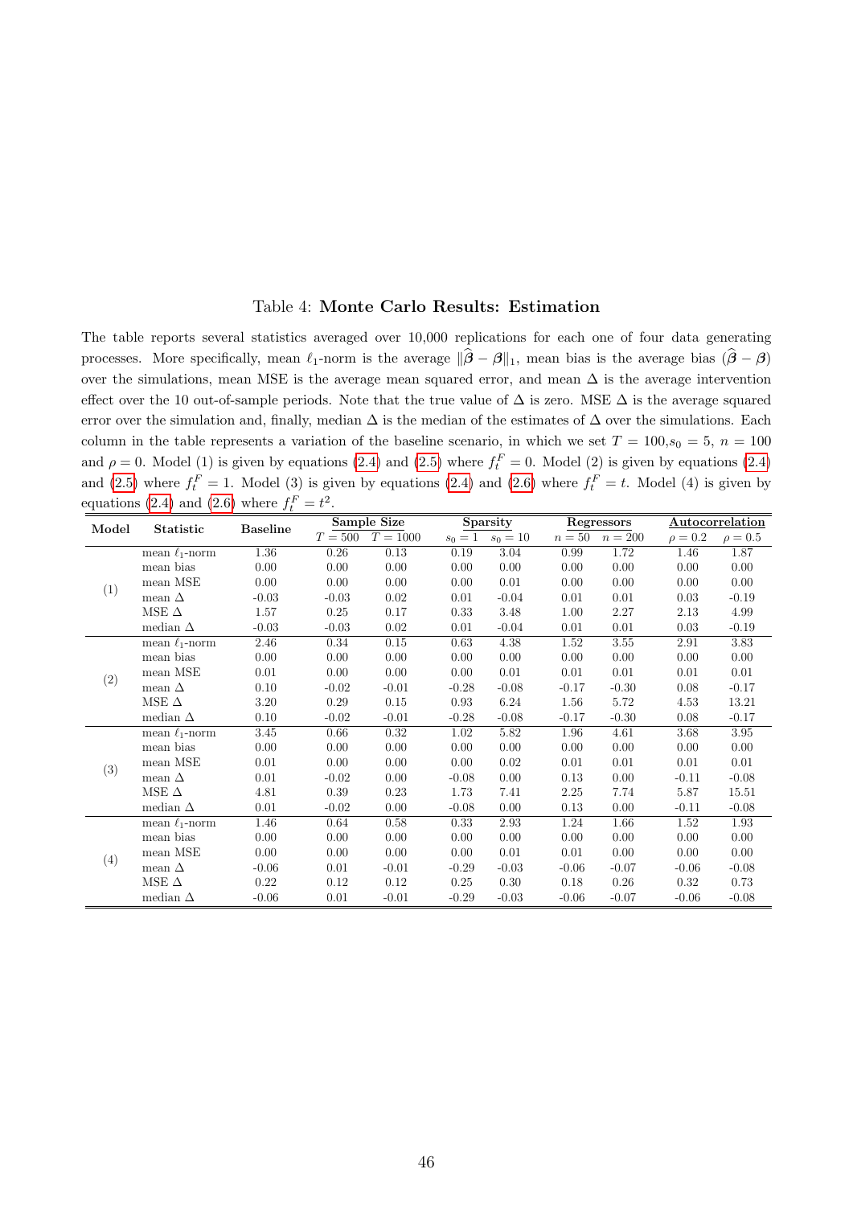Table 4: **Monte Carlo Results: Estimation**

The table reports several statistics averaged over 10,000 replications for each one of four data generating processes. More specifically, mean $\ell_1$-norm is the average $\|\widehat{\boldsymbol{\beta}} - \boldsymbol{\beta}\|_1$, mean bias is the average bias $(\widehat{\boldsymbol{\beta}} - \boldsymbol{\beta})$ over the simulations, mean MSE is the average mean squared error, and mean $\Delta$ is the average intervention effect over the 10 out-of-sample periods. Note that the true value of $\Delta$ is zero. MSE $\Delta$ is the average squared error over the simulation and, finally, median $\Delta$ is the median of the estimates of $\Delta$ over the simulations. Each column in the table represents a variation of the baseline scenario, in which we set $T = 100, s_0 = 5$, $n = 100$ and $\rho = 0$. Model (1) is given by equations (2.4) and (2.5) where $f_t^F = 0$. Model (2) is given by equations (2.4) and (2.5) where $f_t^F = 1$. Model (3) is given by equations (2.4) and (2.6) where $f_t^F = t$. Model (4) is given by equations (2.4) and (2.6) where $f_t^F = t^2$.

| Model | Statistic | Baseline | Sample Size | | Sparsity | | Regressors | | Autocorrelation | |
|---|---|---|---|---|---|---|---|---|---|---|
| | | | $T = 500$ | $T = 1000$ | $s_0 = 1$ | $s_0 = 10$ | $n = 50$ | $n = 200$ | $\rho = 0.2$ | $\rho = 0.5$ |
| (1) | mean $\ell_1$-norm | 1.36 | 0.26 | 0.13 | 0.19 | 3.04 | 0.99 | 1.72 | 1.46 | 1.87 |
| | mean bias | 0.00 | 0.00 | 0.00 | 0.00 | 0.00 | 0.00 | 0.00 | 0.00 | 0.00 |
| | mean MSE | 0.00 | 0.00 | 0.00 | 0.00 | 0.01 | 0.00 | 0.00 | 0.00 | 0.00 |
| | mean $\Delta$ | -0.03 | -0.03 | 0.02 | 0.01 | -0.04 | 0.01 | 0.01 | 0.03 | -0.19 |
| | MSE $\Delta$ | 1.57 | 0.25 | 0.17 | 0.33 | 3.48 | 1.00 | 2.27 | 2.13 | 4.99 |
| | median $\Delta$ | -0.03 | -0.03 | 0.02 | 0.01 | -0.04 | 0.01 | 0.01 | 0.03 | -0.19 |
| (2) | mean $\ell_1$-norm | 2.46 | 0.34 | 0.15 | 0.63 | 4.38 | 1.52 | 3.55 | 2.91 | 3.83 |
| | mean bias | 0.00 | 0.00 | 0.00 | 0.00 | 0.00 | 0.00 | 0.00 | 0.00 | 0.00 |
| | mean MSE | 0.01 | 0.00 | 0.00 | 0.00 | 0.01 | 0.01 | 0.01 | 0.01 | 0.01 |
| | mean $\Delta$ | 0.10 | -0.02 | -0.01 | -0.28 | -0.08 | -0.17 | -0.30 | 0.08 | -0.17 |
| | MSE $\Delta$ | 3.20 | 0.29 | 0.15 | 0.93 | 6.24 | 1.56 | 5.72 | 4.53 | 13.21 |
| | median $\Delta$ | 0.10 | -0.02 | -0.01 | -0.28 | -0.08 | -0.17 | -0.30 | 0.08 | -0.17 |
| (3) | mean $\ell_1$-norm | 3.45 | 0.66 | 0.32 | 1.02 | 5.82 | 1.96 | 4.61 | 3.68 | 3.95 |
| | mean bias | 0.00 | 0.00 | 0.00 | 0.00 | 0.00 | 0.00 | 0.00 | 0.00 | 0.00 |
| | mean MSE | 0.01 | 0.00 | 0.00 | 0.00 | 0.02 | 0.01 | 0.01 | 0.01 | 0.01 |
| | mean $\Delta$ | 0.01 | -0.02 | 0.00 | -0.08 | 0.00 | 0.13 | 0.00 | -0.11 | -0.08 |
| | MSE $\Delta$ | 4.81 | 0.39 | 0.23 | 1.73 | 7.41 | 2.25 | 7.74 | 5.87 | 15.51 |
| | median $\Delta$ | 0.01 | -0.02 | 0.00 | -0.08 | 0.00 | 0.13 | 0.00 | -0.11 | -0.08 |
| (4) | mean $\ell_1$-norm | 1.46 | 0.64 | 0.58 | 0.33 | 2.93 | 1.24 | 1.66 | 1.52 | 1.93 |
| | mean bias | 0.00 | 0.00 | 0.00 | 0.00 | 0.00 | 0.00 | 0.00 | 0.00 | 0.00 |
| | mean MSE | 0.00 | 0.00 | 0.00 | 0.00 | 0.01 | 0.01 | 0.00 | 0.00 | 0.00 |
| | mean $\Delta$ | -0.06 | 0.01 | -0.01 | -0.29 | -0.03 | -0.06 | -0.07 | -0.06 | -0.08 |
| | MSE $\Delta$ | 0.22 | 0.12 | 0.12 | 0.25 | 0.30 | 0.18 | 0.26 | 0.32 | 0.73 |
| | median $\Delta$ | -0.06 | 0.01 | -0.01 | -0.29 | -0.03 | -0.06 | -0.07 | -0.06 | -0.08 |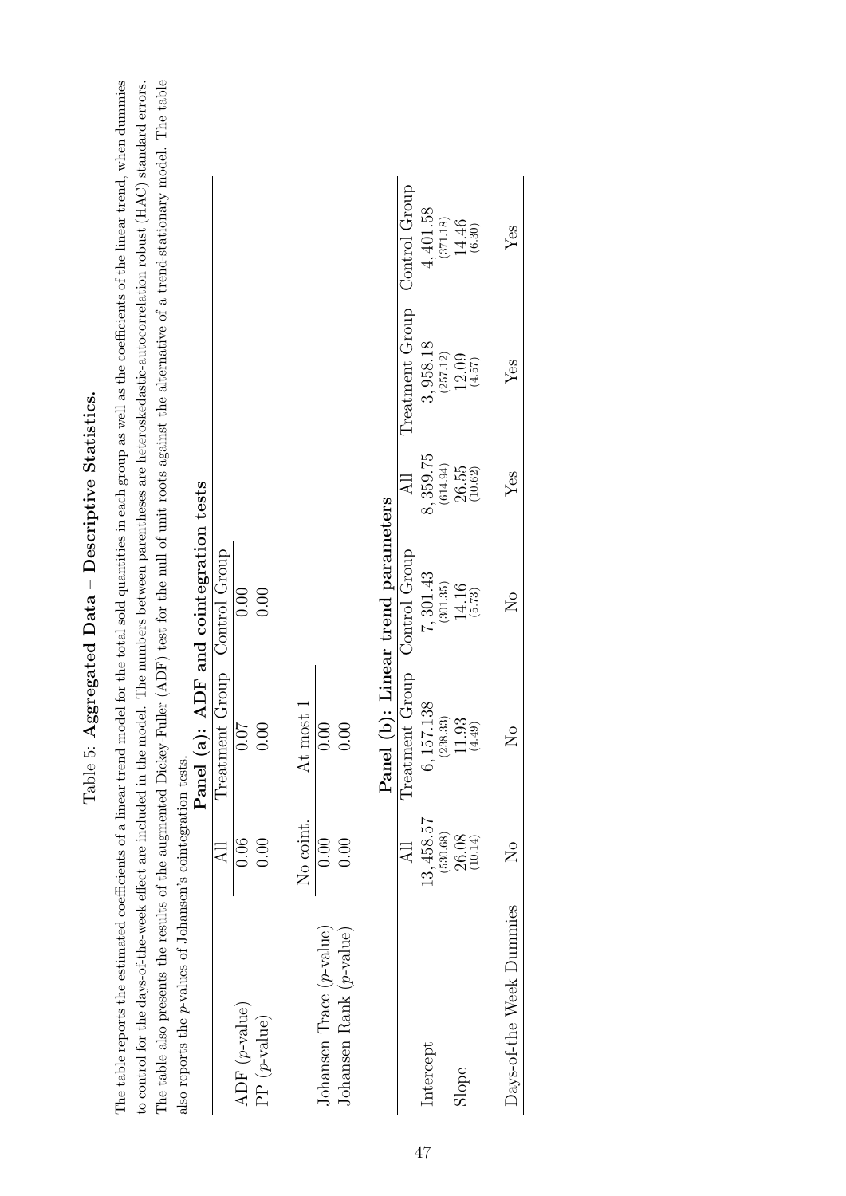# Table 5: **Aggregated Data – Descriptive Statistics.**

The table reports the estimated coefficients of a linear trend model for the total sold quantities in each group as well as the coefficients of the linear trend, when dummies to control for the days-of-the-week effect are included in the model. The numbers between parentheses are heteroskedastic-autocorrelation robust (HAC) standard errors. The table also presents the results of the augmented Dickey-Fuller (ADF) test for the null of unit roots against the alternative of a trend-stationary model. The table also reports the $p$-values of Johansen's cointegration tests.

**Panel (a): ADF and cointegration tests**

| | All | Treatment Group | Control Group |
|---|---|---|---|
| ADF ($p$-value) | 0.06 | 0.07 | 0.00 |
| PP ($p$-value) | 0.00 | 0.00 | 0.00 |

| | No coint. | At most 1 |
|---|---|---|
| Johansen Trace ($p$-value) | 0.00 | 0.00 |
| Johansen Rank ($p$-value) | 0.00 | 0.00 |

**Panel (b): Linear trend parameters**

| | All | Treatment Group | Control Group | All | Treatment Group | Control Group |
|---|---|---|---|---|---|---|
| Intercept | 13,458.57 | 6,157.138 | 7,301.43 | 8,359.75 | 3,958.18 | 4,401.58 |
| | (530.68) | (238.33) | (301.35) | (614.94) | (257.12) | (371.18) |
| Slope | 26.08 | 11.93 | 14.16 | 26.55 | 12.09 | 14.46 |
| | (10.14) | (4.49) | (5.73) | (10.62) | (4.57) | (6.30) |
| Days-of-the Week Dummies | No | No | No | Yes | Yes | Yes |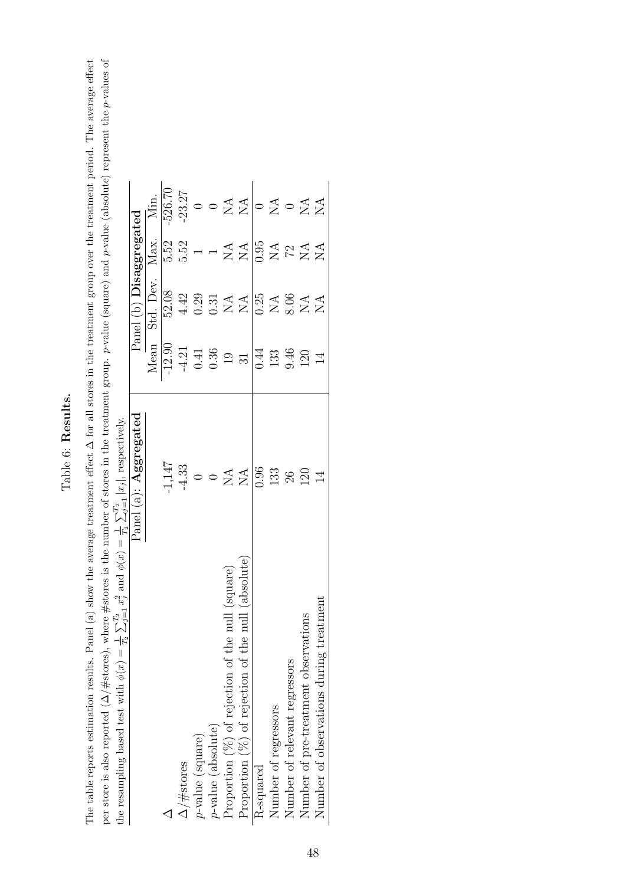Table 6: **Results.**

The table reports estimation results. Panel (a) show the average treatment effect $\Delta$ for all stores in the treatment group over the treatment period. The average effect per store is also reported ($\Delta$/#stores), where #stores is the number of stores in the treatment group. $p$-value (square) and $p$-value (absolute) represent the $p$-values of the resampling based test with $\phi(x) = \frac{1}{T_2}\sum_{j=1}^{T_2} x_j^2$ and $\phi(x) = \frac{1}{T_2}\sum_{j=1}^{T_2} |x_j|$, respectively.

| | Panel (a): **Aggregated** | Panel (b) **Disaggregated** | | | |
|---|---|---|---|---|---|
| | | Mean | Std. Dev. | Max. | Min. |
| $\Delta$ | -1,147 | -12.90 | 52.08 | 5.52 | -526.70 |
| $\Delta$/#stores | -4.33 | -4.21 | 4.42 | 5.52 | -23.27 |
| $p$-value (square) | 0 | 0.41 | 0.29 | 1 | 0 |
| $p$-value (absolute) | 0 | 0.36 | 0.31 | 1 | 0 |
| Proportion (%) of rejection of the null (square) | NA | 19 | NA | NA | NA |
| Proportion (%) of rejection of the null (absolute) | NA | 31 | NA | NA | NA |
| R-squared | 0.96 | 0.44 | 0.25 | 0.95 | 0 |
| Number of regressors | 133 | 133 | NA | NA | NA |
| Number of relevant regressors | 26 | 9.46 | 8.06 | 72 | 0 |
| Number of pre-treatment observations | 120 | 120 | NA | NA | NA |
| Number of observations during treatment | 14 | 14 | NA | NA | NA |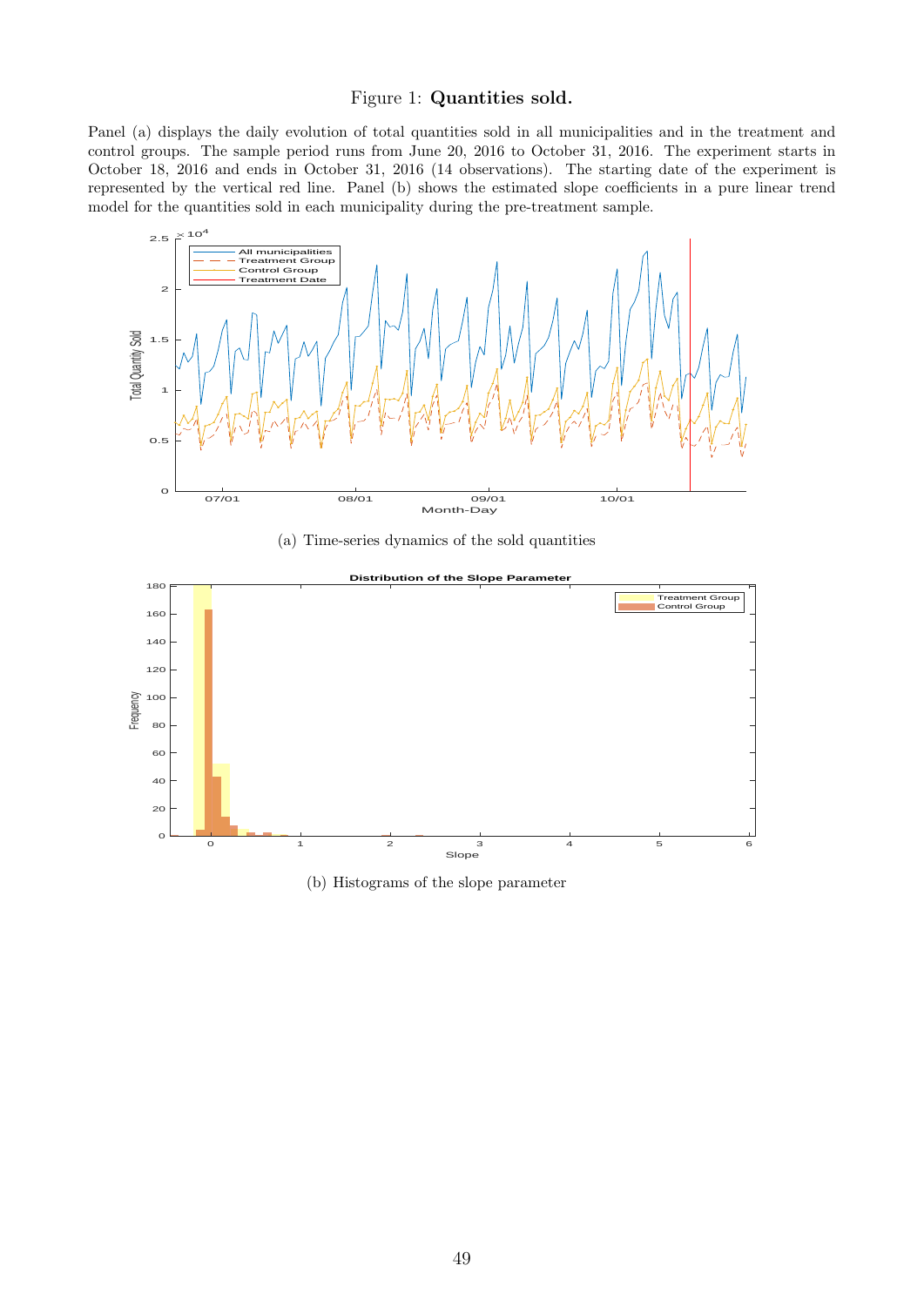Figure 1: **Quantities sold.**

Panel (a) displays the daily evolution of total quantities sold in all municipalities and in the treatment and control groups. The sample period runs from June 20, 2016 to October 31, 2016. The experiment starts in October 18, 2016 and ends in October 31, 2016 (14 observations). The starting date of the experiment is represented by the vertical red line. Panel (b) shows the estimated slope coefficients in a pure linear trend model for the quantities sold in each municipality during the pre-treatment sample.

(a) Time-series dynamics of the sold quantities

(b) Histograms of the slope parameter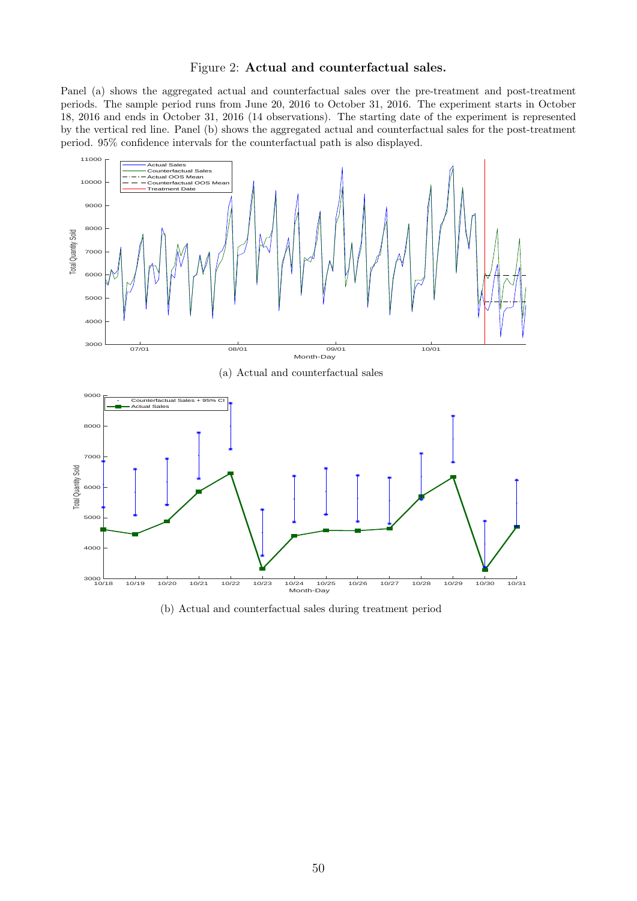Figure 2: **Actual and counterfactual sales.**

Panel (a) shows the aggregated actual and counterfactual sales over the pre-treatment and post-treatment periods. The sample period runs from June 20, 2016 to October 31, 2016. The experiment starts in October 18, 2016 and ends in October 31, 2016 (14 observations). The starting date of the experiment is represented by the vertical red line. Panel (b) shows the aggregated actual and counterfactual sales for the post-treatment period. 95% confidence intervals for the counterfactual path is also displayed.

(a) Actual and counterfactual sales

(b) Actual and counterfactual sales during treatment period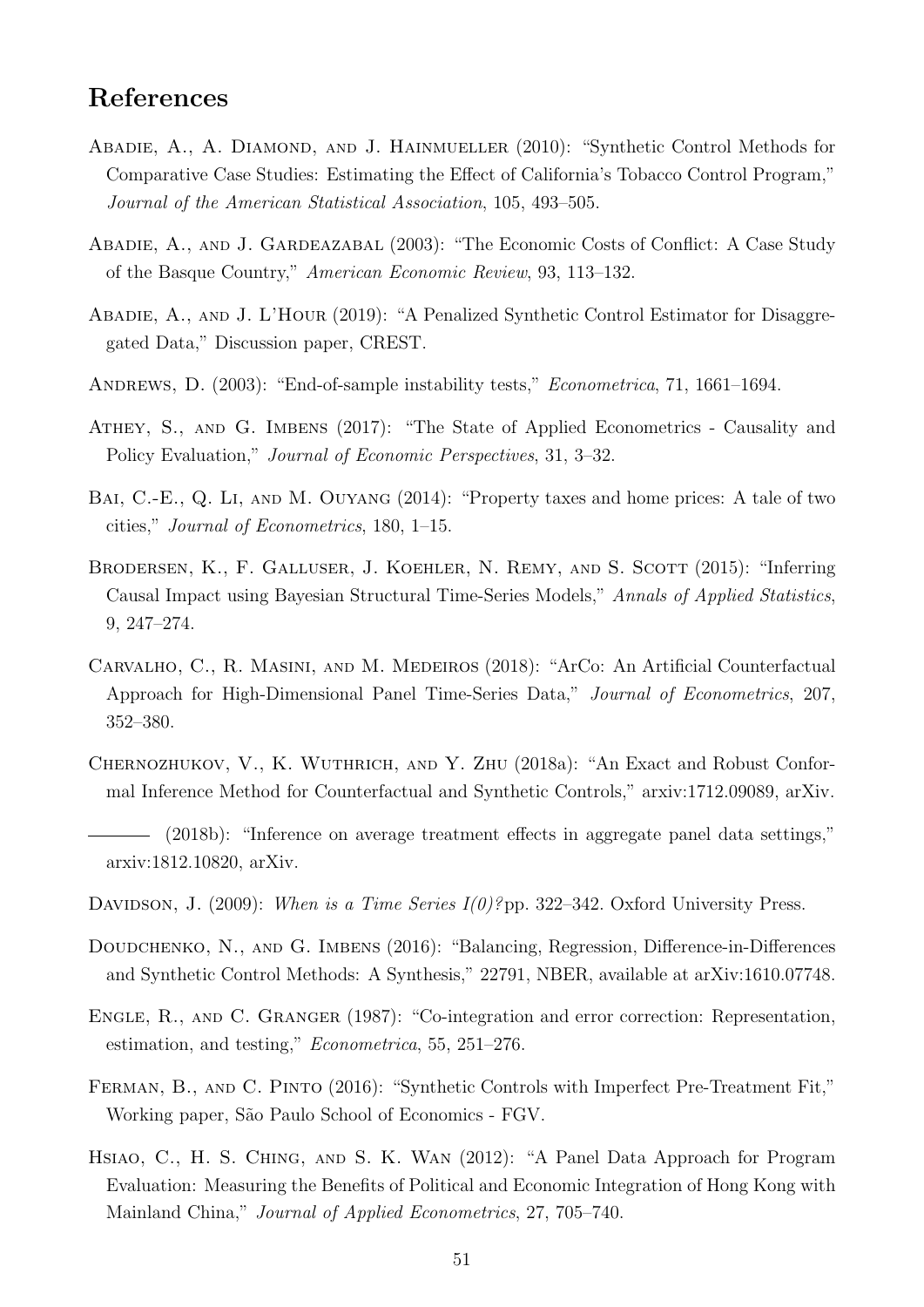## References

Abadie, A., A. Diamond, and J. Hainmueller (2010): "Synthetic Control Methods for Comparative Case Studies: Estimating the Effect of California's Tobacco Control Program," *Journal of the American Statistical Association*, 105, 493–505.

Abadie, A., and J. Gardeazabal (2003): "The Economic Costs of Conflict: A Case Study of the Basque Country," *American Economic Review*, 93, 113–132.

Abadie, A., and J. L'Hour (2019): "A Penalized Synthetic Control Estimator for Disaggregated Data," Discussion paper, CREST.

Andrews, D. (2003): "End-of-sample instability tests," *Econometrica*, 71, 1661–1694.

Athey, S., and G. Imbens (2017): "The State of Applied Econometrics - Causality and Policy Evaluation," *Journal of Economic Perspectives*, 31, 3–32.

Bai, C.-E., Q. Li, and M. Ouyang (2014): "Property taxes and home prices: A tale of two cities," *Journal of Econometrics*, 180, 1–15.

Brodersen, K., F. Galluser, J. Koehler, N. Remy, and S. Scott (2015): "Inferring Causal Impact using Bayesian Structural Time-Series Models," *Annals of Applied Statistics*, 9, 247–274.

Carvalho, C., R. Masini, and M. Medeiros (2018): "ArCo: An Artificial Counterfactual Approach for High-Dimensional Panel Time-Series Data," *Journal of Econometrics*, 207, 352–380.

Chernozhukov, V., K. Wuthrich, and Y. Zhu (2018a): "An Exact and Robust Conformal Inference Method for Counterfactual and Synthetic Controls," arxiv:1712.09089, arXiv.

——— (2018b): "Inference on average treatment effects in aggregate panel data settings," arxiv:1812.10820, arXiv.

Davidson, J. (2009): *When is a Time Series I(0)?* pp. 322–342. Oxford University Press.

Doudchenko, N., and G. Imbens (2016): "Balancing, Regression, Difference-in-Differences and Synthetic Control Methods: A Synthesis," 22791, NBER, available at arXiv:1610.07748.

Engle, R., and C. Granger (1987): "Co-integration and error correction: Representation, estimation, and testing," *Econometrica*, 55, 251–276.

Ferman, B., and C. Pinto (2016): "Synthetic Controls with Imperfect Pre-Treatment Fit," Working paper, São Paulo School of Economics - FGV.

Hsiao, C., H. S. Ching, and S. K. Wan (2012): "A Panel Data Approach for Program Evaluation: Measuring the Benefits of Political and Economic Integration of Hong Kong with Mainland China," *Journal of Applied Econometrics*, 27, 705–740.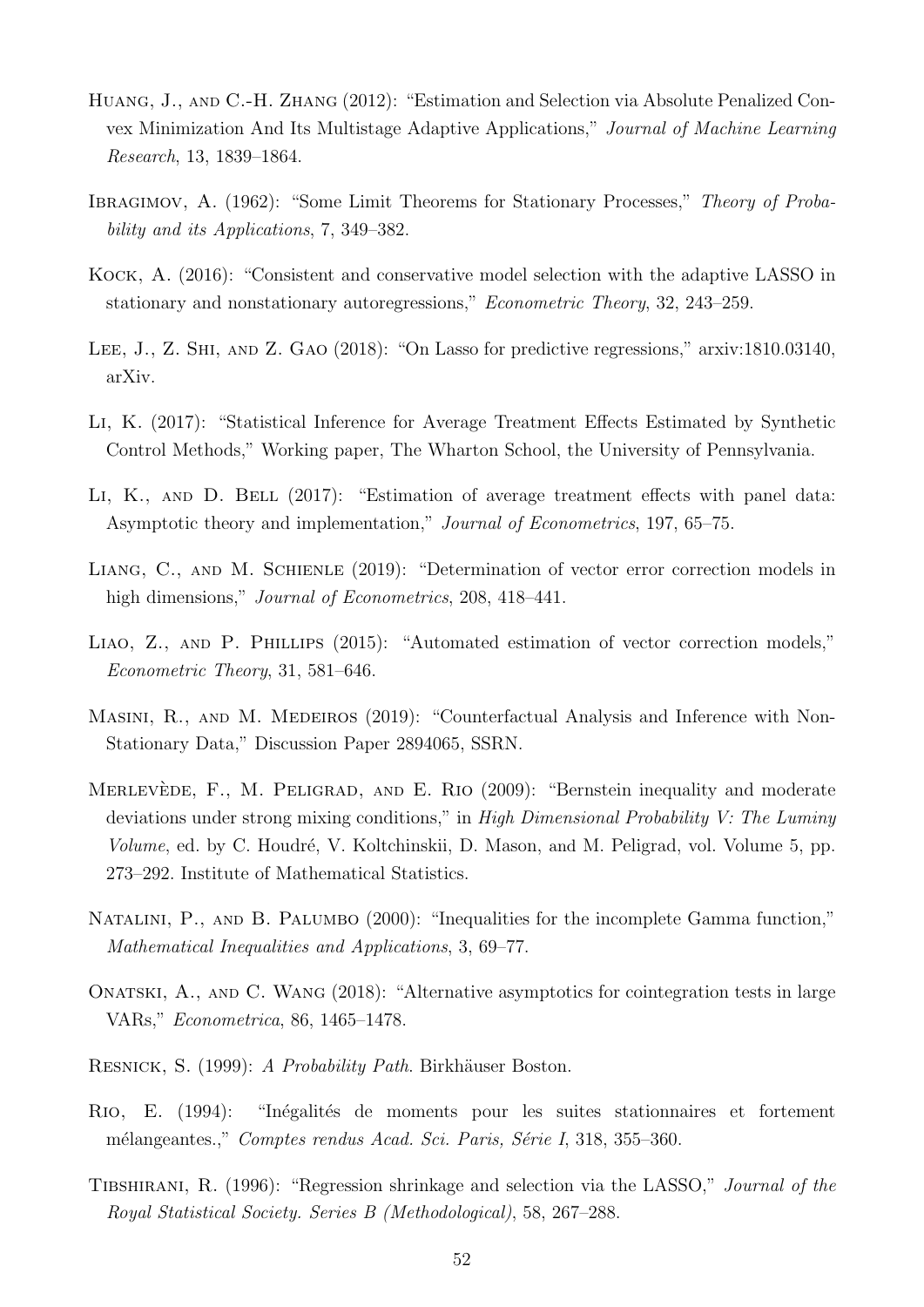Huang, J., and C.-H. Zhang (2012): "Estimation and Selection via Absolute Penalized Convex Minimization And Its Multistage Adaptive Applications," *Journal of Machine Learning Research*, 13, 1839–1864.

Ibragimov, A. (1962): "Some Limit Theorems for Stationary Processes," *Theory of Probability and its Applications*, 7, 349–382.

Kock, A. (2016): "Consistent and conservative model selection with the adaptive LASSO in stationary and nonstationary autoregressions," *Econometric Theory*, 32, 243–259.

Lee, J., Z. Shi, and Z. Gao (2018): "On Lasso for predictive regressions," arxiv:1810.03140, arXiv.

Li, K. (2017): "Statistical Inference for Average Treatment Effects Estimated by Synthetic Control Methods," Working paper, The Wharton School, the University of Pennsylvania.

Li, K., and D. Bell (2017): "Estimation of average treatment effects with panel data: Asymptotic theory and implementation," *Journal of Econometrics*, 197, 65–75.

Liang, C., and M. Schienle (2019): "Determination of vector error correction models in high dimensions," *Journal of Econometrics*, 208, 418–441.

Liao, Z., and P. Phillips (2015): "Automated estimation of vector correction models," *Econometric Theory*, 31, 581–646.

Masini, R., and M. Medeiros (2019): "Counterfactual Analysis and Inference with Non-Stationary Data," Discussion Paper 2894065, SSRN.

Merlevède, F., M. Peligrad, and E. Rio (2009): "Bernstein inequality and moderate deviations under strong mixing conditions," in *High Dimensional Probability V: The Luminy Volume*, ed. by C. Houdré, V. Koltchinskii, D. Mason, and M. Peligrad, vol. Volume 5, pp. 273–292. Institute of Mathematical Statistics.

Natalini, P., and B. Palumbo (2000): "Inequalities for the incomplete Gamma function," *Mathematical Inequalities and Applications*, 3, 69–77.

Onatski, A., and C. Wang (2018): "Alternative asymptotics for cointegration tests in large VARs," *Econometrica*, 86, 1465–1478.

Resnick, S. (1999): *A Probability Path*. Birkhäuser Boston.

Rio, E. (1994): "Inégalités de moments pour les suites stationnaires et fortement mélangeantes.," *Comptes rendus Acad. Sci. Paris, Série I*, 318, 355–360.

Tibshirani, R. (1996): "Regression shrinkage and selection via the LASSO," *Journal of the Royal Statistical Society. Series B (Methodological)*, 58, 267–288.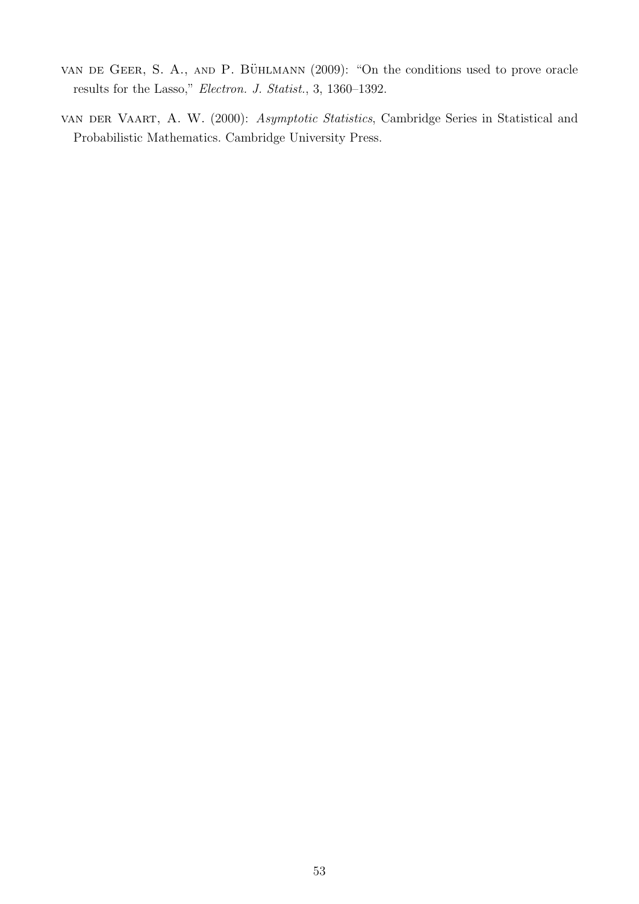van de Geer, S. A., and P. Bühlmann (2009): "On the conditions used to prove oracle results for the Lasso," *Electron. J. Statist.*, 3, 1360–1392.

van der Vaart, A. W. (2000): *Asymptotic Statistics*, Cambridge Series in Statistical and Probabilistic Mathematics. Cambridge University Press.